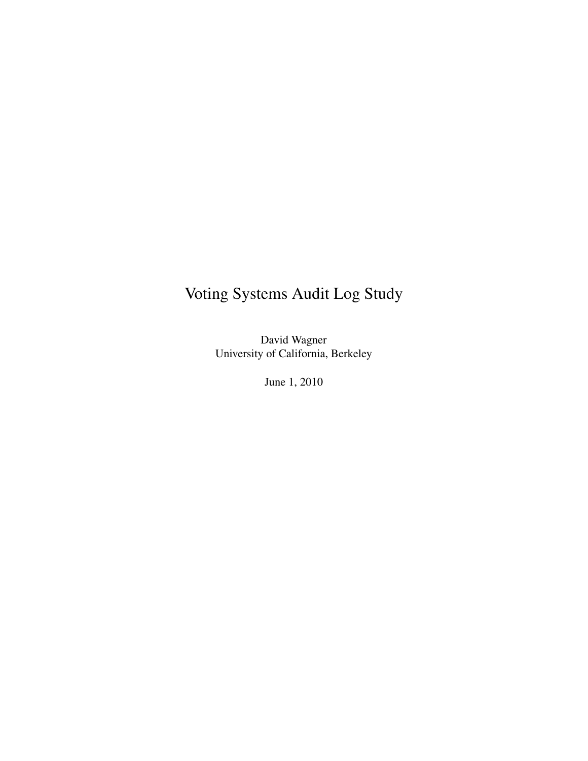# Voting Systems Audit Log Study

David Wagner
University of California, Berkeley

June 1, 2010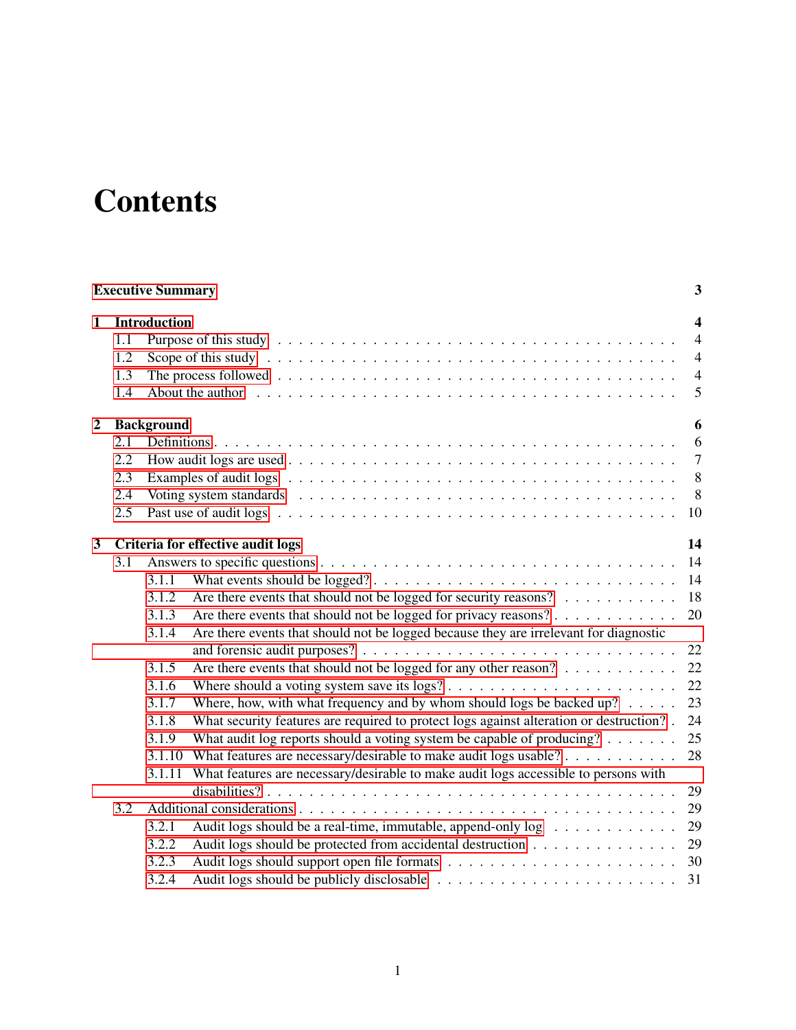# Contents

**Executive Summary** **3**

**1 Introduction** **4**

- 1.1 Purpose of this study . . . 4
- 1.2 Scope of this study . . . 4
- 1.3 The process followed . . . 4
- 1.4 About the author . . . 5

**2 Background** **6**

- 2.1 Definitions . . . 6
- 2.2 How audit logs are used . . . 7
- 2.3 Examples of audit logs . . . 8
- 2.4 Voting system standards . . . 8
- 2.5 Past use of audit logs . . . 10

**3 Criteria for effective audit logs** **14**

- 3.1 Answers to specific questions . . . 14
  - 3.1.1 What events should be logged? . . . 14
  - 3.1.2 Are there events that should not be logged for security reasons? . . . 18
  - 3.1.3 Are there events that should not be logged for privacy reasons? . . . 20
  - 3.1.4 Are there events that should not be logged because they are irrelevant for diagnostic and forensic audit purposes? . . . 22
  - 3.1.5 Are there events that should not be logged for any other reason? . . . 22
  - 3.1.6 Where should a voting system save its logs? . . . 22
  - 3.1.7 Where, how, with what frequency and by whom should logs be backed up? . . . 23
  - 3.1.8 What security features are required to protect logs against alteration or destruction? . . . 24
  - 3.1.9 What audit log reports should a voting system be capable of producing? . . . 25
  - 3.1.10 What features are necessary/desirable to make audit logs usable? . . . 28
  - 3.1.11 What features are necessary/desirable to make audit logs accessible to persons with disabilities? . . . 29
- 3.2 Additional considerations . . . 29
  - 3.2.1 Audit logs should be a real-time, immutable, append-only log . . . 29
  - 3.2.2 Audit logs should be protected from accidental destruction . . . 29
  - 3.2.3 Audit logs should support open file formats . . . 30
  - 3.2.4 Audit logs should be publicly disclosable . . . 31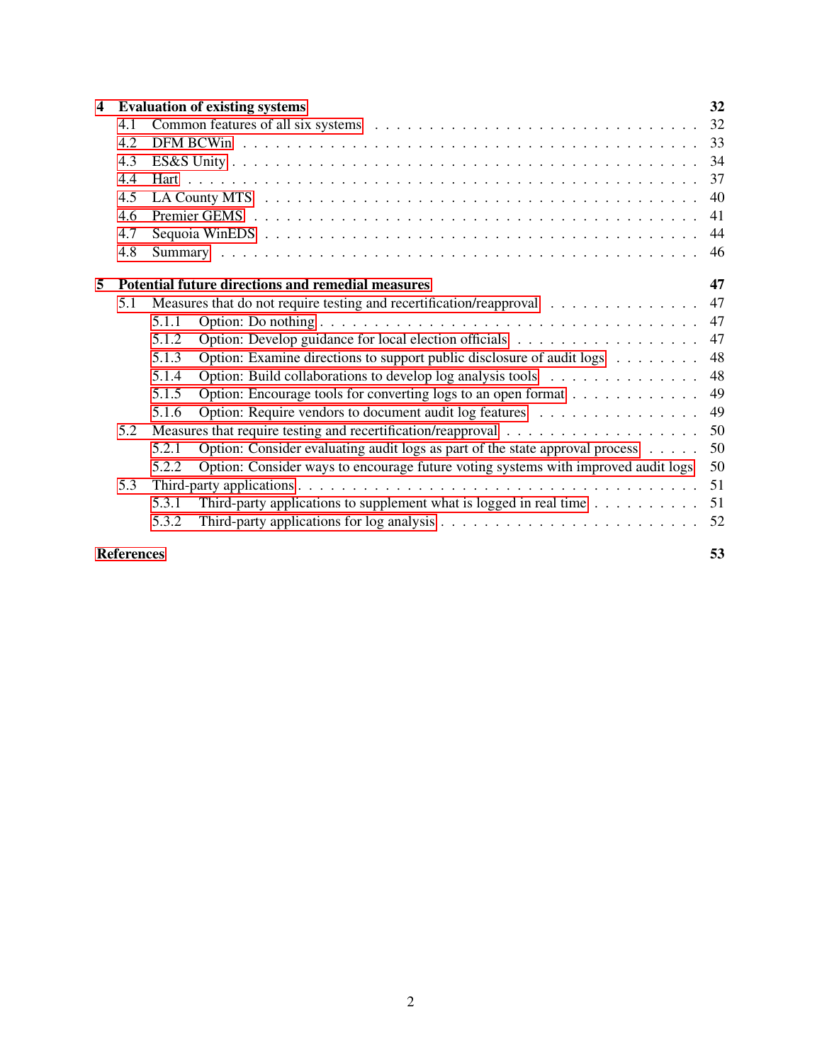**4 Evaluation of existing systems** **32**

- 4.1 Common features of all six systems . . . 32
- 4.2 DFM BCWin . . . 33
- 4.3 ES&S Unity . . . 34
- 4.4 Hart . . . 37
- 4.5 LA County MTS . . . 40
- 4.6 Premier GEMS . . . 41
- 4.7 Sequoia WinEDS . . . 44
- 4.8 Summary . . . 46

**5 Potential future directions and remedial measures** **47**

- 5.1 Measures that do not require testing and recertification/reapproval . . . 47
  - 5.1.1 Option: Do nothing . . . 47
  - 5.1.2 Option: Develop guidance for local election officials . . . 47
  - 5.1.3 Option: Examine directions to support public disclosure of audit logs . . . 48
  - 5.1.4 Option: Build collaborations to develop log analysis tools . . . 48
  - 5.1.5 Option: Encourage tools for converting logs to an open format . . . 49
  - 5.1.6 Option: Require vendors to document audit log features . . . 49
- 5.2 Measures that require testing and recertification/reapproval . . . 50
  - 5.2.1 Option: Consider evaluating audit logs as part of the state approval process . . . 50
  - 5.2.2 Option: Consider ways to encourage future voting systems with improved audit logs . . . 50
- 5.3 Third-party applications . . . 51
  - 5.3.1 Third-party applications to supplement what is logged in real time . . . 51
  - 5.3.2 Third-party applications for log analysis . . . 52

**References** **53**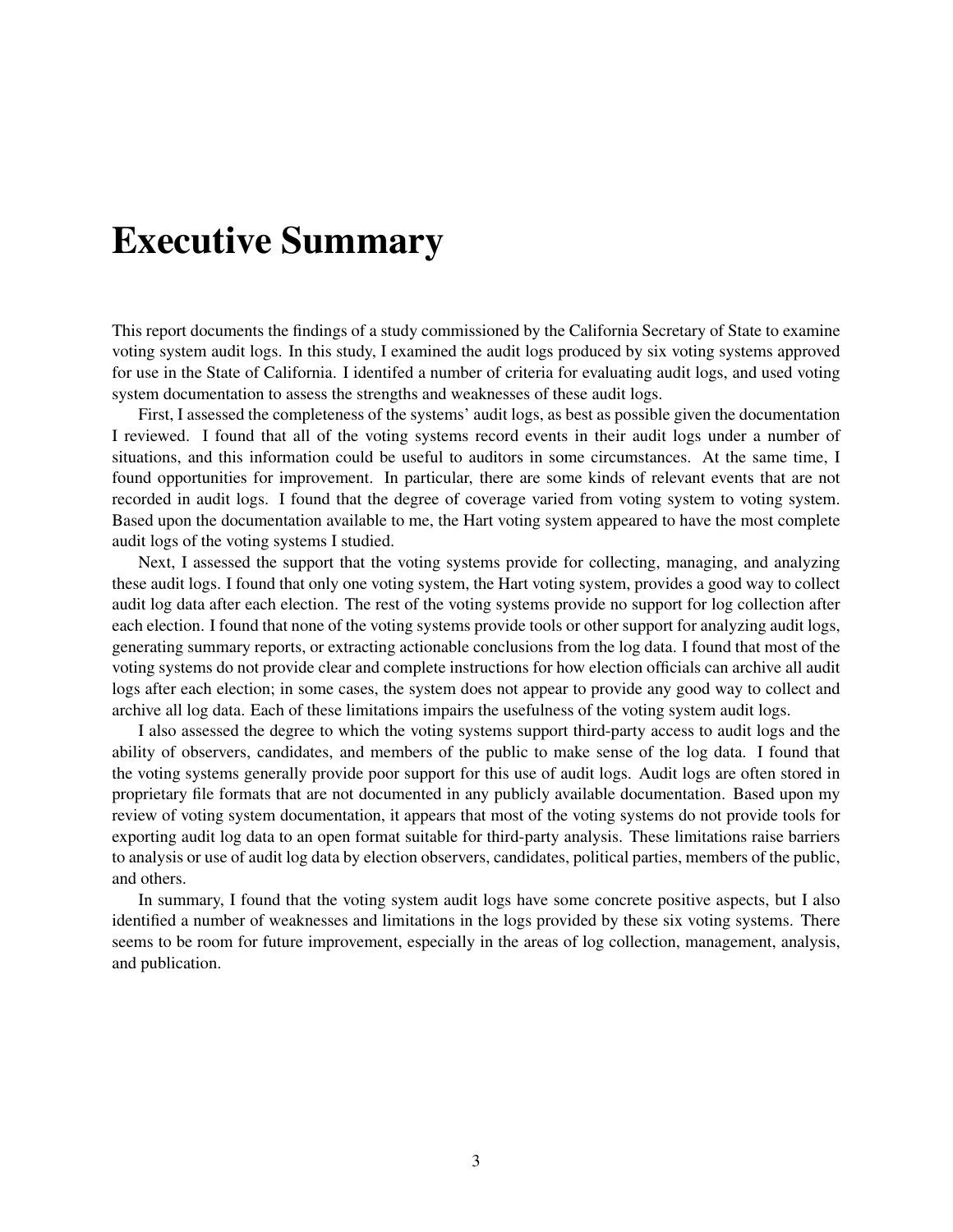# Executive Summary

This report documents the findings of a study commissioned by the California Secretary of State to examine voting system audit logs. In this study, I examined the audit logs produced by six voting systems approved for use in the State of California. I identifed a number of criteria for evaluating audit logs, and used voting system documentation to assess the strengths and weaknesses of these audit logs.

First, I assessed the completeness of the systems' audit logs, as best as possible given the documentation I reviewed. I found that all of the voting systems record events in their audit logs under a number of situations, and this information could be useful to auditors in some circumstances. At the same time, I found opportunities for improvement. In particular, there are some kinds of relevant events that are not recorded in audit logs. I found that the degree of coverage varied from voting system to voting system. Based upon the documentation available to me, the Hart voting system appeared to have the most complete audit logs of the voting systems I studied.

Next, I assessed the support that the voting systems provide for collecting, managing, and analyzing these audit logs. I found that only one voting system, the Hart voting system, provides a good way to collect audit log data after each election. The rest of the voting systems provide no support for log collection after each election. I found that none of the voting systems provide tools or other support for analyzing audit logs, generating summary reports, or extracting actionable conclusions from the log data. I found that most of the voting systems do not provide clear and complete instructions for how election officials can archive all audit logs after each election; in some cases, the system does not appear to provide any good way to collect and archive all log data. Each of these limitations impairs the usefulness of the voting system audit logs.

I also assessed the degree to which the voting systems support third-party access to audit logs and the ability of observers, candidates, and members of the public to make sense of the log data. I found that the voting systems generally provide poor support for this use of audit logs. Audit logs are often stored in proprietary file formats that are not documented in any publicly available documentation. Based upon my review of voting system documentation, it appears that most of the voting systems do not provide tools for exporting audit log data to an open format suitable for third-party analysis. These limitations raise barriers to analysis or use of audit log data by election observers, candidates, political parties, members of the public, and others.

In summary, I found that the voting system audit logs have some concrete positive aspects, but I also identified a number of weaknesses and limitations in the logs provided by these six voting systems. There seems to be room for future improvement, especially in the areas of log collection, management, analysis, and publication.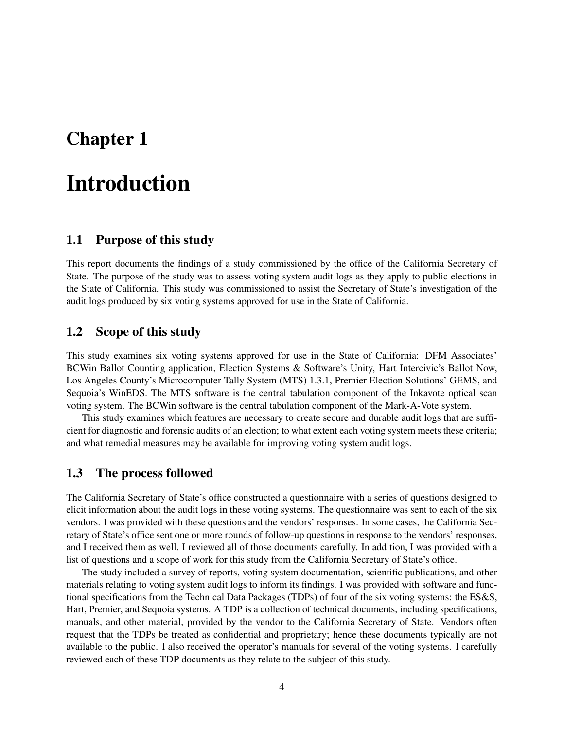# Chapter 1

# Introduction

## 1.1 Purpose of this study

This report documents the findings of a study commissioned by the office of the California Secretary of State. The purpose of the study was to assess voting system audit logs as they apply to public elections in the State of California. This study was commissioned to assist the Secretary of State's investigation of the audit logs produced by six voting systems approved for use in the State of California.

## 1.2 Scope of this study

This study examines six voting systems approved for use in the State of California: DFM Associates' BCWin Ballot Counting application, Election Systems & Software's Unity, Hart Intercivic's Ballot Now, Los Angeles County's Microcomputer Tally System (MTS) 1.3.1, Premier Election Solutions' GEMS, and Sequoia's WinEDS. The MTS software is the central tabulation component of the Inkavote optical scan voting system. The BCWin software is the central tabulation component of the Mark-A-Vote system.

This study examines which features are necessary to create secure and durable audit logs that are sufficient for diagnostic and forensic audits of an election; to what extent each voting system meets these criteria; and what remedial measures may be available for improving voting system audit logs.

## 1.3 The process followed

The California Secretary of State's office constructed a questionnaire with a series of questions designed to elicit information about the audit logs in these voting systems. The questionnaire was sent to each of the six vendors. I was provided with these questions and the vendors' responses. In some cases, the California Secretary of State's office sent one or more rounds of follow-up questions in response to the vendors' responses, and I received them as well. I reviewed all of those documents carefully. In addition, I was provided with a list of questions and a scope of work for this study from the California Secretary of State's office.

The study included a survey of reports, voting system documentation, scientific publications, and other materials relating to voting system audit logs to inform its findings. I was provided with software and functional specifications from the Technical Data Packages (TDPs) of four of the six voting systems: the ES&S, Hart, Premier, and Sequoia systems. A TDP is a collection of technical documents, including specifications, manuals, and other material, provided by the vendor to the California Secretary of State. Vendors often request that the TDPs be treated as confidential and proprietary; hence these documents typically are not available to the public. I also received the operator's manuals for several of the voting systems. I carefully reviewed each of these TDP documents as they relate to the subject of this study.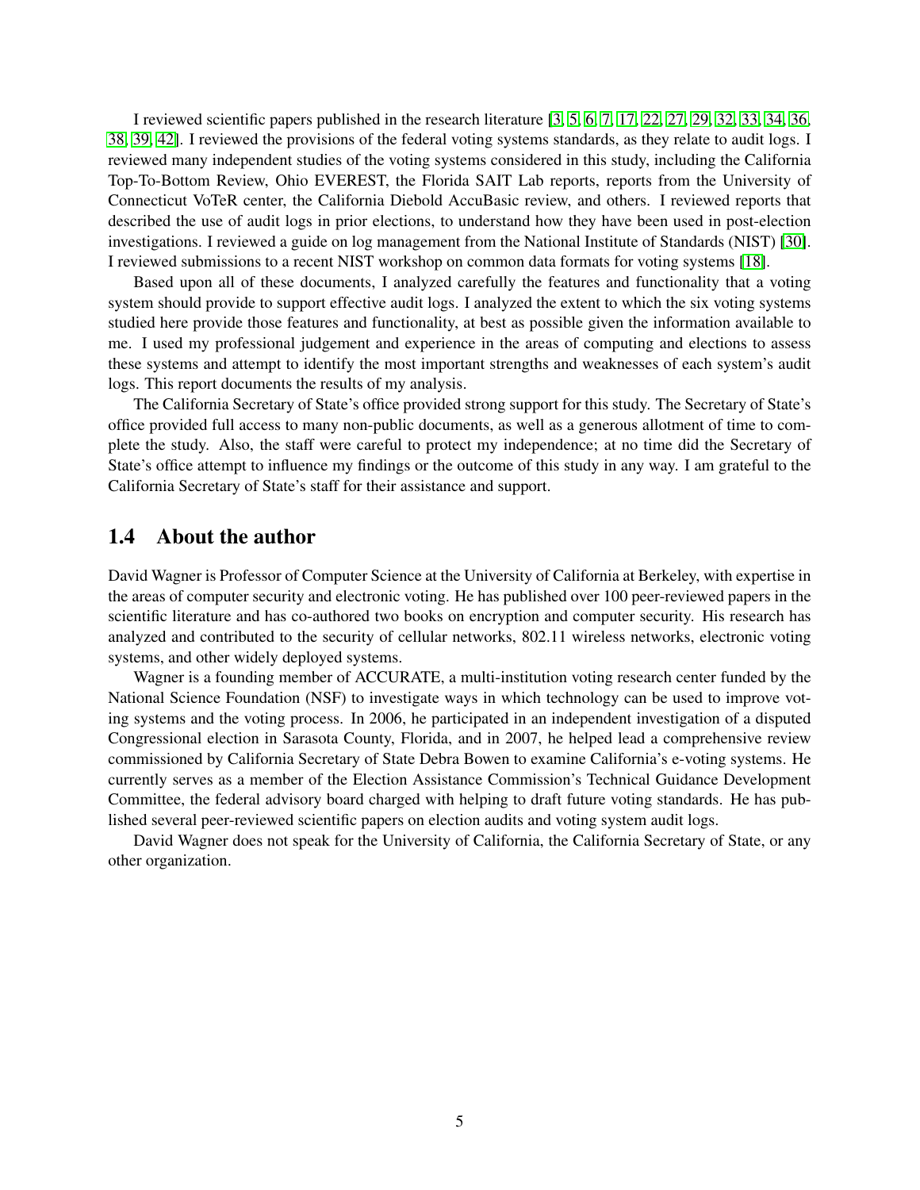I reviewed scientific papers published in the research literature [3, 5, 6, 7, 17, 22, 27, 29, 32, 33, 34, 36, 38, 39, 42]. I reviewed the provisions of the federal voting systems standards, as they relate to audit logs. I reviewed many independent studies of the voting systems considered in this study, including the California Top-To-Bottom Review, Ohio EVEREST, the Florida SAIT Lab reports, reports from the University of Connecticut VoTeR center, the California Diebold AccuBasic review, and others. I reviewed reports that described the use of audit logs in prior elections, to understand how they have been used in post-election investigations. I reviewed a guide on log management from the National Institute of Standards (NIST) [30]. I reviewed submissions to a recent NIST workshop on common data formats for voting systems [18].

Based upon all of these documents, I analyzed carefully the features and functionality that a voting system should provide to support effective audit logs. I analyzed the extent to which the six voting systems studied here provide those features and functionality, at best as possible given the information available to me. I used my professional judgement and experience in the areas of computing and elections to assess these systems and attempt to identify the most important strengths and weaknesses of each system's audit logs. This report documents the results of my analysis.

The California Secretary of State's office provided strong support for this study. The Secretary of State's office provided full access to many non-public documents, as well as a generous allotment of time to complete the study. Also, the staff were careful to protect my independence; at no time did the Secretary of State's office attempt to influence my findings or the outcome of this study in any way. I am grateful to the California Secretary of State's staff for their assistance and support.

## 1.4 About the author

David Wagner is Professor of Computer Science at the University of California at Berkeley, with expertise in the areas of computer security and electronic voting. He has published over 100 peer-reviewed papers in the scientific literature and has co-authored two books on encryption and computer security. His research has analyzed and contributed to the security of cellular networks, 802.11 wireless networks, electronic voting systems, and other widely deployed systems.

Wagner is a founding member of ACCURATE, a multi-institution voting research center funded by the National Science Foundation (NSF) to investigate ways in which technology can be used to improve voting systems and the voting process. In 2006, he participated in an independent investigation of a disputed Congressional election in Sarasota County, Florida, and in 2007, he helped lead a comprehensive review commissioned by California Secretary of State Debra Bowen to examine California's e-voting systems. He currently serves as a member of the Election Assistance Commission's Technical Guidance Development Committee, the federal advisory board charged with helping to draft future voting standards. He has published several peer-reviewed scientific papers on election audits and voting system audit logs.

David Wagner does not speak for the University of California, the California Secretary of State, or any other organization.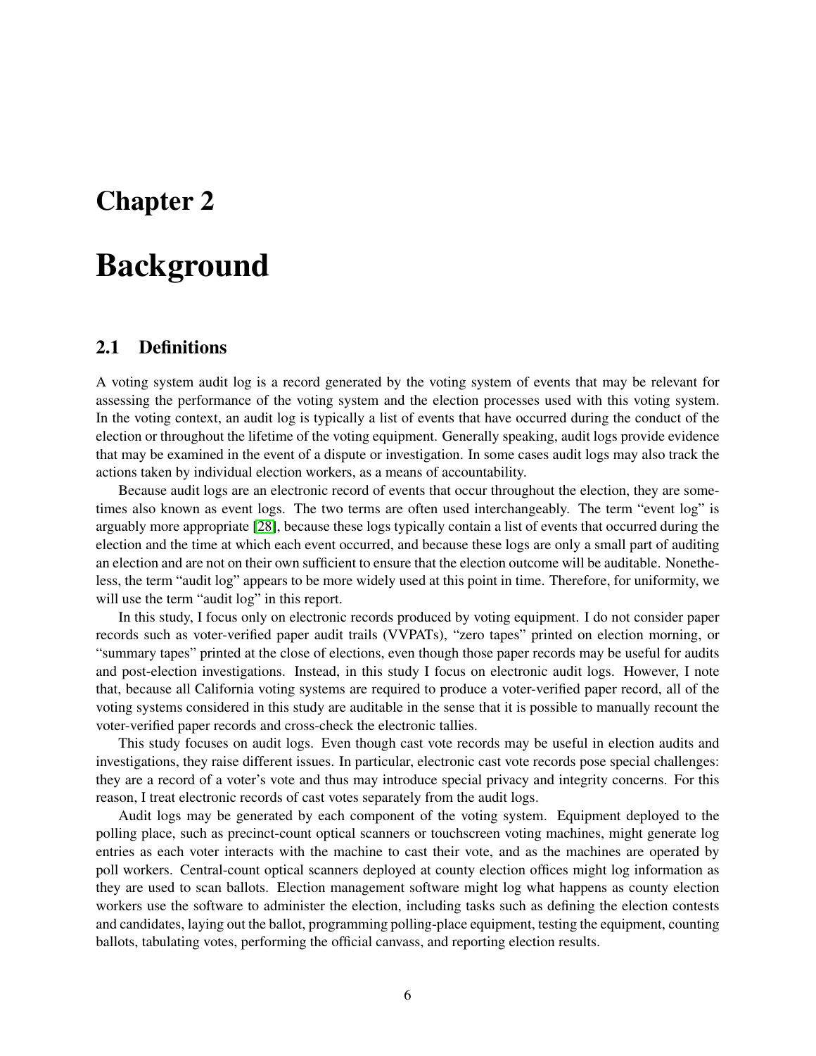# Chapter 2

# Background

## 2.1 Definitions

A voting system audit log is a record generated by the voting system of events that may be relevant for assessing the performance of the voting system and the election processes used with this voting system. In the voting context, an audit log is typically a list of events that have occurred during the conduct of the election or throughout the lifetime of the voting equipment. Generally speaking, audit logs provide evidence that may be examined in the event of a dispute or investigation. In some cases audit logs may also track the actions taken by individual election workers, as a means of accountability.

Because audit logs are an electronic record of events that occur throughout the election, they are sometimes also known as event logs. The two terms are often used interchangeably. The term "event log" is arguably more appropriate [28], because these logs typically contain a list of events that occurred during the election and the time at which each event occurred, and because these logs are only a small part of auditing an election and are not on their own sufficient to ensure that the election outcome will be auditable. Nonetheless, the term "audit log" appears to be more widely used at this point in time. Therefore, for uniformity, we will use the term "audit log" in this report.

In this study, I focus only on electronic records produced by voting equipment. I do not consider paper records such as voter-verified paper audit trails (VVPATs), "zero tapes" printed on election morning, or "summary tapes" printed at the close of elections, even though those paper records may be useful for audits and post-election investigations. Instead, in this study I focus on electronic audit logs. However, I note that, because all California voting systems are required to produce a voter-verified paper record, all of the voting systems considered in this study are auditable in the sense that it is possible to manually recount the voter-verified paper records and cross-check the electronic tallies.

This study focuses on audit logs. Even though cast vote records may be useful in election audits and investigations, they raise different issues. In particular, electronic cast vote records pose special challenges: they are a record of a voter's vote and thus may introduce special privacy and integrity concerns. For this reason, I treat electronic records of cast votes separately from the audit logs.

Audit logs may be generated by each component of the voting system. Equipment deployed to the polling place, such as precinct-count optical scanners or touchscreen voting machines, might generate log entries as each voter interacts with the machine to cast their vote, and as the machines are operated by poll workers. Central-count optical scanners deployed at county election offices might log information as they are used to scan ballots. Election management software might log what happens as county election workers use the software to administer the election, including tasks such as defining the election contests and candidates, laying out the ballot, programming polling-place equipment, testing the equipment, counting ballots, tabulating votes, performing the official canvass, and reporting election results.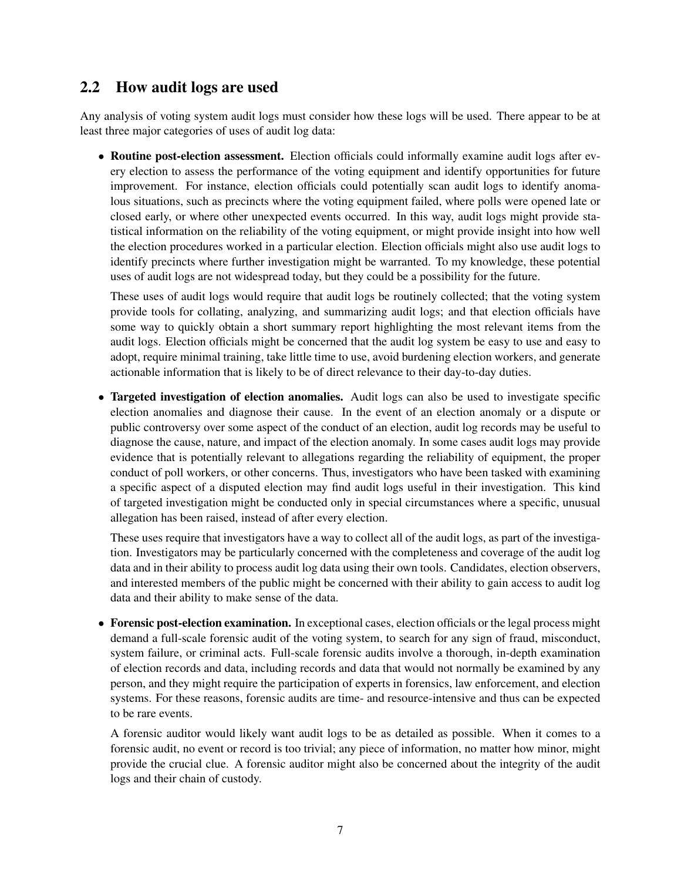## 2.2 How audit logs are used

Any analysis of voting system audit logs must consider how these logs will be used. There appear to be at least three major categories of uses of audit log data:

- **Routine post-election assessment.** Election officials could informally examine audit logs after every election to assess the performance of the voting equipment and identify opportunities for future improvement. For instance, election officials could potentially scan audit logs to identify anomalous situations, such as precincts where the voting equipment failed, where polls were opened late or closed early, or where other unexpected events occurred. In this way, audit logs might provide statistical information on the reliability of the voting equipment, or might provide insight into how well the election procedures worked in a particular election. Election officials might also use audit logs to identify precincts where further investigation might be warranted. To my knowledge, these potential uses of audit logs are not widespread today, but they could be a possibility for the future.

  These uses of audit logs would require that audit logs be routinely collected; that the voting system provide tools for collating, analyzing, and summarizing audit logs; and that election officials have some way to quickly obtain a short summary report highlighting the most relevant items from the audit logs. Election officials might be concerned that the audit log system be easy to use and easy to adopt, require minimal training, take little time to use, avoid burdening election workers, and generate actionable information that is likely to be of direct relevance to their day-to-day duties.

- **Targeted investigation of election anomalies.** Audit logs can also be used to investigate specific election anomalies and diagnose their cause. In the event of an election anomaly or a dispute or public controversy over some aspect of the conduct of an election, audit log records may be useful to diagnose the cause, nature, and impact of the election anomaly. In some cases audit logs may provide evidence that is potentially relevant to allegations regarding the reliability of equipment, the proper conduct of poll workers, or other concerns. Thus, investigators who have been tasked with examining a specific aspect of a disputed election may find audit logs useful in their investigation. This kind of targeted investigation might be conducted only in special circumstances where a specific, unusual allegation has been raised, instead of after every election.

  These uses require that investigators have a way to collect all of the audit logs, as part of the investigation. Investigators may be particularly concerned with the completeness and coverage of the audit log data and in their ability to process audit log data using their own tools. Candidates, election observers, and interested members of the public might be concerned with their ability to gain access to audit log data and their ability to make sense of the data.

- **Forensic post-election examination.** In exceptional cases, election officials or the legal process might demand a full-scale forensic audit of the voting system, to search for any sign of fraud, misconduct, system failure, or criminal acts. Full-scale forensic audits involve a thorough, in-depth examination of election records and data, including records and data that would not normally be examined by any person, and they might require the participation of experts in forensics, law enforcement, and election systems. For these reasons, forensic audits are time- and resource-intensive and thus can be expected to be rare events.

  A forensic auditor would likely want audit logs to be as detailed as possible. When it comes to a forensic audit, no event or record is too trivial; any piece of information, no matter how minor, might provide the crucial clue. A forensic auditor might also be concerned about the integrity of the audit logs and their chain of custody.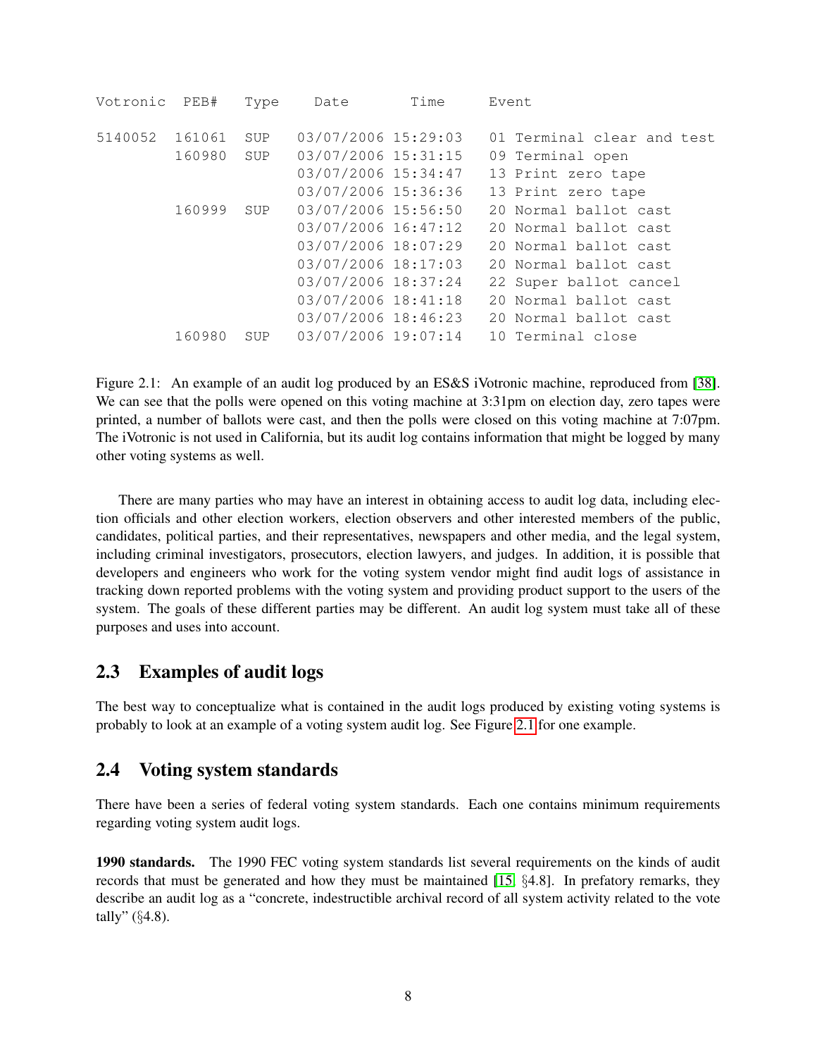```
Votronic  PEB#    Type   Date          Time      Event

5140052  161061   SUP   03/07/2006 15:29:03   01 Terminal clear and test
         160980   SUP   03/07/2006 15:31:15   09 Terminal open
                        03/07/2006 15:34:47   13 Print zero tape
                        03/07/2006 15:36:36   13 Print zero tape
         160999   SUP   03/07/2006 15:56:50   20 Normal ballot cast
                        03/07/2006 16:47:12   20 Normal ballot cast
                        03/07/2006 18:07:29   20 Normal ballot cast
                        03/07/2006 18:17:03   20 Normal ballot cast
                        03/07/2006 18:37:24   22 Super ballot cancel
                        03/07/2006 18:41:18   20 Normal ballot cast
                        03/07/2006 18:46:23   20 Normal ballot cast
         160980   SUP   03/07/2006 19:07:14   10 Terminal close
```

Figure 2.1: An example of an audit log produced by an ES&S iVotronic machine, reproduced from [38]. We can see that the polls were opened on this voting machine at 3:31pm on election day, zero tapes were printed, a number of ballots were cast, and then the polls were closed on this voting machine at 7:07pm. The iVotronic is not used in California, but its audit log contains information that might be logged by many other voting systems as well.

There are many parties who may have an interest in obtaining access to audit log data, including election officials and other election workers, election observers and other interested members of the public, candidates, political parties, and their representatives, newspapers and other media, and the legal system, including criminal investigators, prosecutors, election lawyers, and judges. In addition, it is possible that developers and engineers who work for the voting system vendor might find audit logs of assistance in tracking down reported problems with the voting system and providing product support to the users of the system. The goals of these different parties may be different. An audit log system must take all of these purposes and uses into account.

## 2.3 Examples of audit logs

The best way to conceptualize what is contained in the audit logs produced by existing voting systems is probably to look at an example of a voting system audit log. See Figure 2.1 for one example.

## 2.4 Voting system standards

There have been a series of federal voting system standards. Each one contains minimum requirements regarding voting system audit logs.

**1990 standards.** The 1990 FEC voting system standards list several requirements on the kinds of audit records that must be generated and how they must be maintained [15, §4.8]. In prefatory remarks, they describe an audit log as a "concrete, indestructible archival record of all system activity related to the vote tally" (§4.8).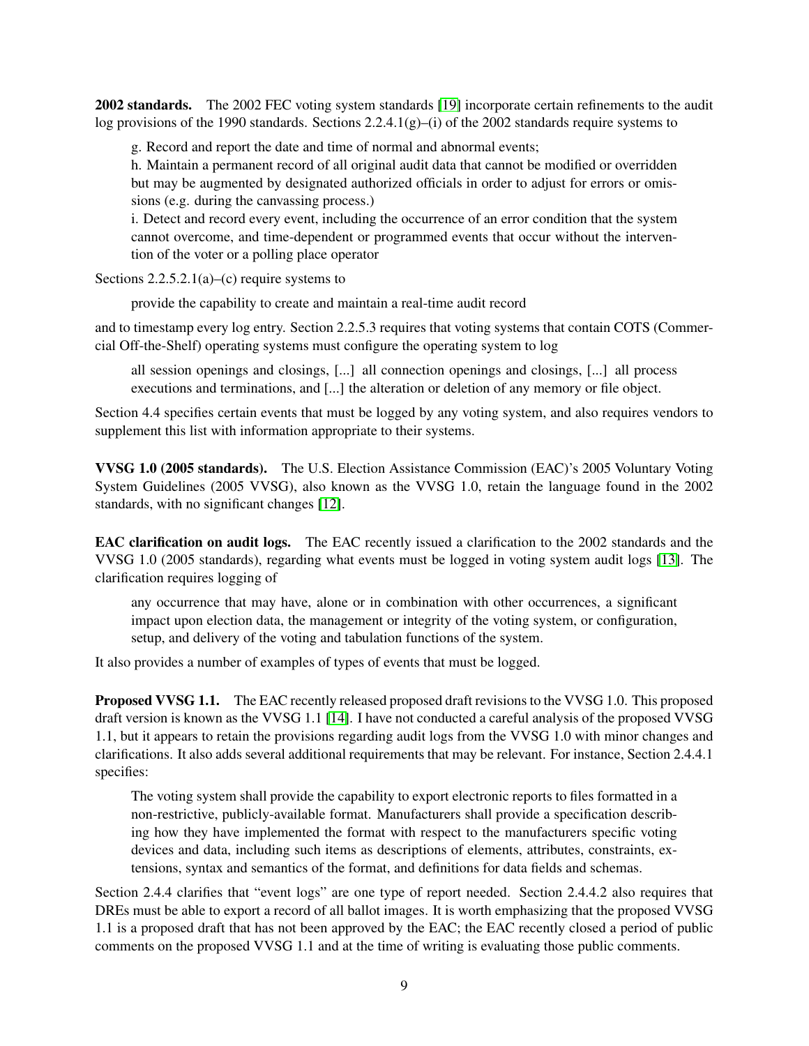**2002 standards.** The 2002 FEC voting system standards [19] incorporate certain refinements to the audit log provisions of the 1990 standards. Sections 2.2.4.1(g)–(i) of the 2002 standards require systems to

> g. Record and report the date and time of normal and abnormal events;
> h. Maintain a permanent record of all original audit data that cannot be modified or overridden but may be augmented by designated authorized officials in order to adjust for errors or omissions (e.g. during the canvassing process.)
> i. Detect and record every event, including the occurrence of an error condition that the system cannot overcome, and time-dependent or programmed events that occur without the intervention of the voter or a polling place operator

Sections 2.2.5.2.1(a)–(c) require systems to

> provide the capability to create and maintain a real-time audit record

and to timestamp every log entry. Section 2.2.5.3 requires that voting systems that contain COTS (Commercial Off-the-Shelf) operating systems must configure the operating system to log

> all session openings and closings, [...] all connection openings and closings, [...] all process executions and terminations, and [...] the alteration or deletion of any memory or file object.

Section 4.4 specifies certain events that must be logged by any voting system, and also requires vendors to supplement this list with information appropriate to their systems.

**VVSG 1.0 (2005 standards).** The U.S. Election Assistance Commission (EAC)'s 2005 Voluntary Voting System Guidelines (2005 VVSG), also known as the VVSG 1.0, retain the language found in the 2002 standards, with no significant changes [12].

**EAC clarification on audit logs.** The EAC recently issued a clarification to the 2002 standards and the VVSG 1.0 (2005 standards), regarding what events must be logged in voting system audit logs [13]. The clarification requires logging of

> any occurrence that may have, alone or in combination with other occurrences, a significant impact upon election data, the management or integrity of the voting system, or configuration, setup, and delivery of the voting and tabulation functions of the system.

It also provides a number of examples of types of events that must be logged.

**Proposed VVSG 1.1.** The EAC recently released proposed draft revisions to the VVSG 1.0. This proposed draft version is known as the VVSG 1.1 [14]. I have not conducted a careful analysis of the proposed VVSG 1.1, but it appears to retain the provisions regarding audit logs from the VVSG 1.0 with minor changes and clarifications. It also adds several additional requirements that may be relevant. For instance, Section 2.4.4.1 specifies:

> The voting system shall provide the capability to export electronic reports to files formatted in a non-restrictive, publicly-available format. Manufacturers shall provide a specification describing how they have implemented the format with respect to the manufacturers specific voting devices and data, including such items as descriptions of elements, attributes, constraints, extensions, syntax and semantics of the format, and definitions for data fields and schemas.

Section 2.4.4 clarifies that "event logs" are one type of report needed. Section 2.4.4.2 also requires that DREs must be able to export a record of all ballot images. It is worth emphasizing that the proposed VVSG 1.1 is a proposed draft that has not been approved by the EAC; the EAC recently closed a period of public comments on the proposed VVSG 1.1 and at the time of writing is evaluating those public comments.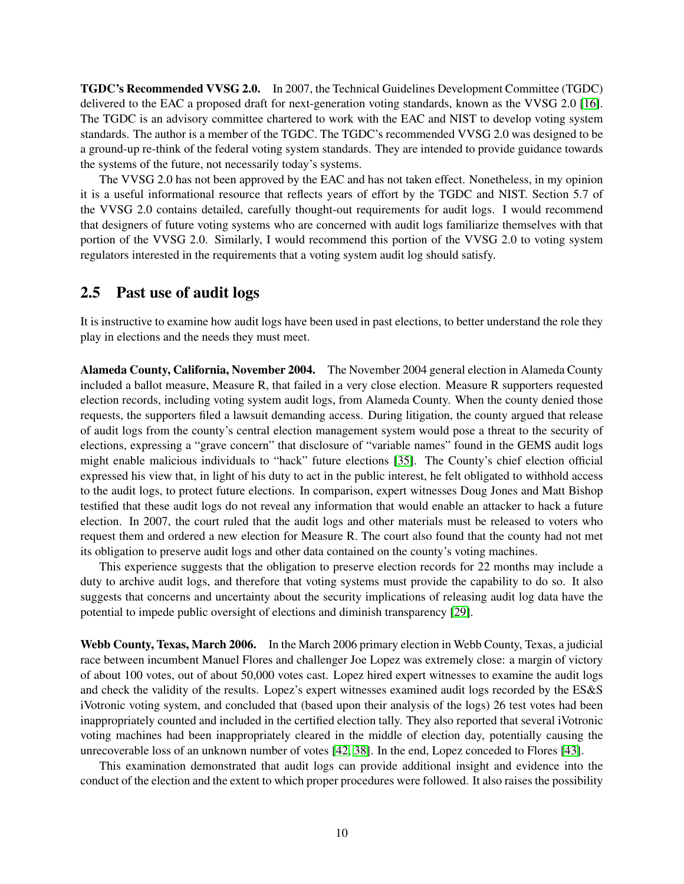**TGDC's Recommended VVSG 2.0.** In 2007, the Technical Guidelines Development Committee (TGDC) delivered to the EAC a proposed draft for next-generation voting standards, known as the VVSG 2.0 [16]. The TGDC is an advisory committee chartered to work with the EAC and NIST to develop voting system standards. The author is a member of the TGDC. The TGDC's recommended VVSG 2.0 was designed to be a ground-up re-think of the federal voting system standards. They are intended to provide guidance towards the systems of the future, not necessarily today's systems.

The VVSG 2.0 has not been approved by the EAC and has not taken effect. Nonetheless, in my opinion it is a useful informational resource that reflects years of effort by the TGDC and NIST. Section 5.7 of the VVSG 2.0 contains detailed, carefully thought-out requirements for audit logs. I would recommend that designers of future voting systems who are concerned with audit logs familiarize themselves with that portion of the VVSG 2.0. Similarly, I would recommend this portion of the VVSG 2.0 to voting system regulators interested in the requirements that a voting system audit log should satisfy.

## 2.5 Past use of audit logs

It is instructive to examine how audit logs have been used in past elections, to better understand the role they play in elections and the needs they must meet.

**Alameda County, California, November 2004.** The November 2004 general election in Alameda County included a ballot measure, Measure R, that failed in a very close election. Measure R supporters requested election records, including voting system audit logs, from Alameda County. When the county denied those requests, the supporters filed a lawsuit demanding access. During litigation, the county argued that release of audit logs from the county's central election management system would pose a threat to the security of elections, expressing a "grave concern" that disclosure of "variable names" found in the GEMS audit logs might enable malicious individuals to "hack" future elections [35]. The County's chief election official expressed his view that, in light of his duty to act in the public interest, he felt obligated to withhold access to the audit logs, to protect future elections. In comparison, expert witnesses Doug Jones and Matt Bishop testified that these audit logs do not reveal any information that would enable an attacker to hack a future election. In 2007, the court ruled that the audit logs and other materials must be released to voters who request them and ordered a new election for Measure R. The court also found that the county had not met its obligation to preserve audit logs and other data contained on the county's voting machines.

This experience suggests that the obligation to preserve election records for 22 months may include a duty to archive audit logs, and therefore that voting systems must provide the capability to do so. It also suggests that concerns and uncertainty about the security implications of releasing audit log data have the potential to impede public oversight of elections and diminish transparency [29].

**Webb County, Texas, March 2006.** In the March 2006 primary election in Webb County, Texas, a judicial race between incumbent Manuel Flores and challenger Joe Lopez was extremely close: a margin of victory of about 100 votes, out of about 50,000 votes cast. Lopez hired expert witnesses to examine the audit logs and check the validity of the results. Lopez's expert witnesses examined audit logs recorded by the ES&S iVotronic voting system, and concluded that (based upon their analysis of the logs) 26 test votes had been inappropriately counted and included in the certified election tally. They also reported that several iVotronic voting machines had been inappropriately cleared in the middle of election day, potentially causing the unrecoverable loss of an unknown number of votes [42, 38]. In the end, Lopez conceded to Flores [43].

This examination demonstrated that audit logs can provide additional insight and evidence into the conduct of the election and the extent to which proper procedures were followed. It also raises the possibility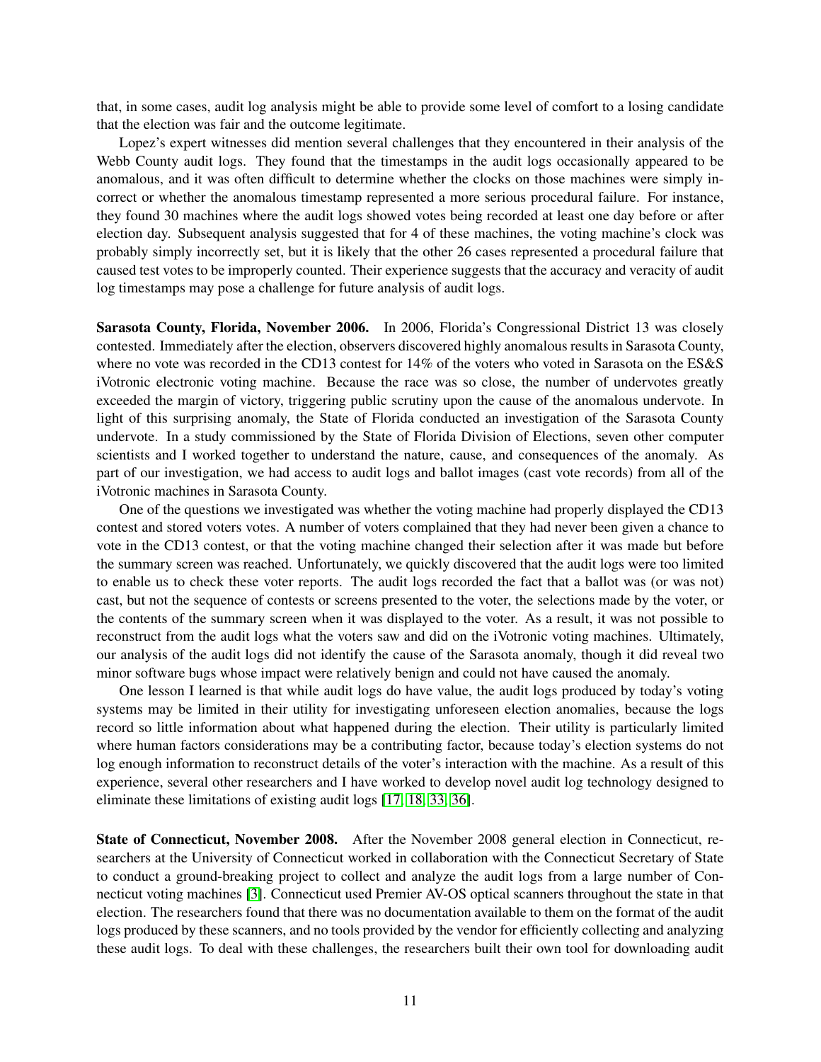that, in some cases, audit log analysis might be able to provide some level of comfort to a losing candidate that the election was fair and the outcome legitimate.

Lopez's expert witnesses did mention several challenges that they encountered in their analysis of the Webb County audit logs. They found that the timestamps in the audit logs occasionally appeared to be anomalous, and it was often difficult to determine whether the clocks on those machines were simply incorrect or whether the anomalous timestamp represented a more serious procedural failure. For instance, they found 30 machines where the audit logs showed votes being recorded at least one day before or after election day. Subsequent analysis suggested that for 4 of these machines, the voting machine's clock was probably simply incorrectly set, but it is likely that the other 26 cases represented a procedural failure that caused test votes to be improperly counted. Their experience suggests that the accuracy and veracity of audit log timestamps may pose a challenge for future analysis of audit logs.

**Sarasota County, Florida, November 2006.** In 2006, Florida's Congressional District 13 was closely contested. Immediately after the election, observers discovered highly anomalous results in Sarasota County, where no vote was recorded in the CD13 contest for 14% of the voters who voted in Sarasota on the ES&S iVotronic electronic voting machine. Because the race was so close, the number of undervotes greatly exceeded the margin of victory, triggering public scrutiny upon the cause of the anomalous undervote. In light of this surprising anomaly, the State of Florida conducted an investigation of the Sarasota County undervote. In a study commissioned by the State of Florida Division of Elections, seven other computer scientists and I worked together to understand the nature, cause, and consequences of the anomaly. As part of our investigation, we had access to audit logs and ballot images (cast vote records) from all of the iVotronic machines in Sarasota County.

One of the questions we investigated was whether the voting machine had properly displayed the CD13 contest and stored voters votes. A number of voters complained that they had never been given a chance to vote in the CD13 contest, or that the voting machine changed their selection after it was made but before the summary screen was reached. Unfortunately, we quickly discovered that the audit logs were too limited to enable us to check these voter reports. The audit logs recorded the fact that a ballot was (or was not) cast, but not the sequence of contests or screens presented to the voter, the selections made by the voter, or the contents of the summary screen when it was displayed to the voter. As a result, it was not possible to reconstruct from the audit logs what the voters saw and did on the iVotronic voting machines. Ultimately, our analysis of the audit logs did not identify the cause of the Sarasota anomaly, though it did reveal two minor software bugs whose impact were relatively benign and could not have caused the anomaly.

One lesson I learned is that while audit logs do have value, the audit logs produced by today's voting systems may be limited in their utility for investigating unforeseen election anomalies, because the logs record so little information about what happened during the election. Their utility is particularly limited where human factors considerations may be a contributing factor, because today's election systems do not log enough information to reconstruct details of the voter's interaction with the machine. As a result of this experience, several other researchers and I have worked to develop novel audit log technology designed to eliminate these limitations of existing audit logs [17, 18, 33, 36].

**State of Connecticut, November 2008.** After the November 2008 general election in Connecticut, researchers at the University of Connecticut worked in collaboration with the Connecticut Secretary of State to conduct a ground-breaking project to collect and analyze the audit logs from a large number of Connecticut voting machines [3]. Connecticut used Premier AV-OS optical scanners throughout the state in that election. The researchers found that there was no documentation available to them on the format of the audit logs produced by these scanners, and no tools provided by the vendor for efficiently collecting and analyzing these audit logs. To deal with these challenges, the researchers built their own tool for downloading audit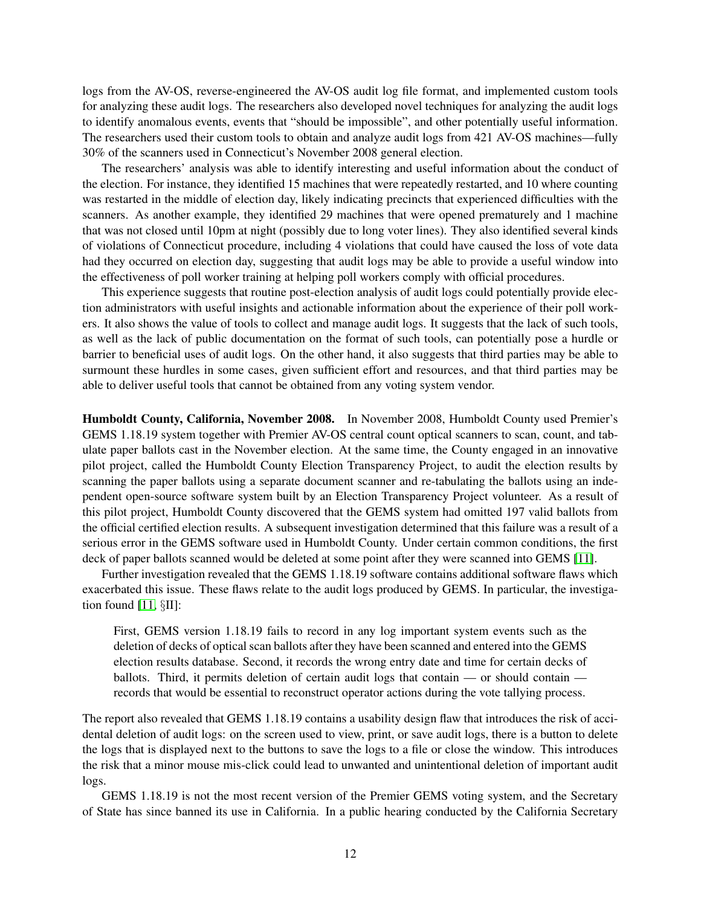logs from the AV-OS, reverse-engineered the AV-OS audit log file format, and implemented custom tools for analyzing these audit logs. The researchers also developed novel techniques for analyzing the audit logs to identify anomalous events, events that "should be impossible", and other potentially useful information. The researchers used their custom tools to obtain and analyze audit logs from 421 AV-OS machines—fully 30% of the scanners used in Connecticut's November 2008 general election.

The researchers' analysis was able to identify interesting and useful information about the conduct of the election. For instance, they identified 15 machines that were repeatedly restarted, and 10 where counting was restarted in the middle of election day, likely indicating precincts that experienced difficulties with the scanners. As another example, they identified 29 machines that were opened prematurely and 1 machine that was not closed until 10pm at night (possibly due to long voter lines). They also identified several kinds of violations of Connecticut procedure, including 4 violations that could have caused the loss of vote data had they occurred on election day, suggesting that audit logs may be able to provide a useful window into the effectiveness of poll worker training at helping poll workers comply with official procedures.

This experience suggests that routine post-election analysis of audit logs could potentially provide election administrators with useful insights and actionable information about the experience of their poll workers. It also shows the value of tools to collect and manage audit logs. It suggests that the lack of such tools, as well as the lack of public documentation on the format of such tools, can potentially pose a hurdle or barrier to beneficial uses of audit logs. On the other hand, it also suggests that third parties may be able to surmount these hurdles in some cases, given sufficient effort and resources, and that third parties may be able to deliver useful tools that cannot be obtained from any voting system vendor.

**Humboldt County, California, November 2008.** In November 2008, Humboldt County used Premier's GEMS 1.18.19 system together with Premier AV-OS central count optical scanners to scan, count, and tabulate paper ballots cast in the November election. At the same time, the County engaged in an innovative pilot project, called the Humboldt County Election Transparency Project, to audit the election results by scanning the paper ballots using a separate document scanner and re-tabulating the ballots using an independent open-source software system built by an Election Transparency Project volunteer. As a result of this pilot project, Humboldt County discovered that the GEMS system had omitted 197 valid ballots from the official certified election results. A subsequent investigation determined that this failure was a result of a serious error in the GEMS software used in Humboldt County. Under certain common conditions, the first deck of paper ballots scanned would be deleted at some point after they were scanned into GEMS [11].

Further investigation revealed that the GEMS 1.18.19 software contains additional software flaws which exacerbated this issue. These flaws relate to the audit logs produced by GEMS. In particular, the investigation found [11, §II]:

> First, GEMS version 1.18.19 fails to record in any log important system events such as the deletion of decks of optical scan ballots after they have been scanned and entered into the GEMS election results database. Second, it records the wrong entry date and time for certain decks of ballots. Third, it permits deletion of certain audit logs that contain — or should contain — records that would be essential to reconstruct operator actions during the vote tallying process.

The report also revealed that GEMS 1.18.19 contains a usability design flaw that introduces the risk of accidental deletion of audit logs: on the screen used to view, print, or save audit logs, there is a button to delete the logs that is displayed next to the buttons to save the logs to a file or close the window. This introduces the risk that a minor mouse mis-click could lead to unwanted and unintentional deletion of important audit logs.

GEMS 1.18.19 is not the most recent version of the Premier GEMS voting system, and the Secretary of State has since banned its use in California. In a public hearing conducted by the California Secretary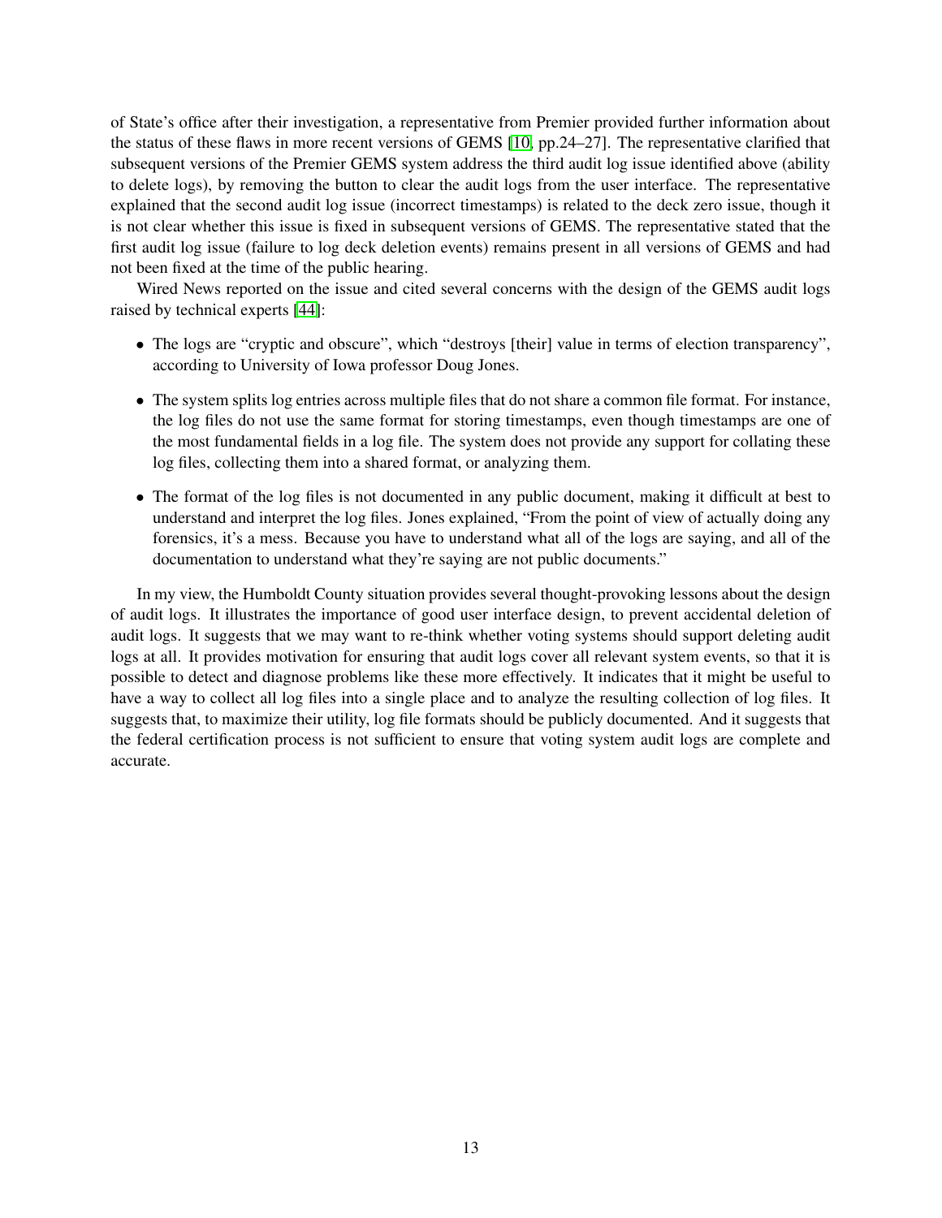of State's office after their investigation, a representative from Premier provided further information about the status of these flaws in more recent versions of GEMS [10, pp.24–27]. The representative clarified that subsequent versions of the Premier GEMS system address the third audit log issue identified above (ability to delete logs), by removing the button to clear the audit logs from the user interface. The representative explained that the second audit log issue (incorrect timestamps) is related to the deck zero issue, though it is not clear whether this issue is fixed in subsequent versions of GEMS. The representative stated that the first audit log issue (failure to log deck deletion events) remains present in all versions of GEMS and had not been fixed at the time of the public hearing.

Wired News reported on the issue and cited several concerns with the design of the GEMS audit logs raised by technical experts [44]:

- The logs are "cryptic and obscure", which "destroys [their] value in terms of election transparency", according to University of Iowa professor Doug Jones.
- The system splits log entries across multiple files that do not share a common file format. For instance, the log files do not use the same format for storing timestamps, even though timestamps are one of the most fundamental fields in a log file. The system does not provide any support for collating these log files, collecting them into a shared format, or analyzing them.
- The format of the log files is not documented in any public document, making it difficult at best to understand and interpret the log files. Jones explained, "From the point of view of actually doing any forensics, it's a mess. Because you have to understand what all of the logs are saying, and all of the documentation to understand what they're saying are not public documents."

In my view, the Humboldt County situation provides several thought-provoking lessons about the design of audit logs. It illustrates the importance of good user interface design, to prevent accidental deletion of audit logs. It suggests that we may want to re-think whether voting systems should support deleting audit logs at all. It provides motivation for ensuring that audit logs cover all relevant system events, so that it is possible to detect and diagnose problems like these more effectively. It indicates that it might be useful to have a way to collect all log files into a single place and to analyze the resulting collection of log files. It suggests that, to maximize their utility, log file formats should be publicly documented. And it suggests that the federal certification process is not sufficient to ensure that voting system audit logs are complete and accurate.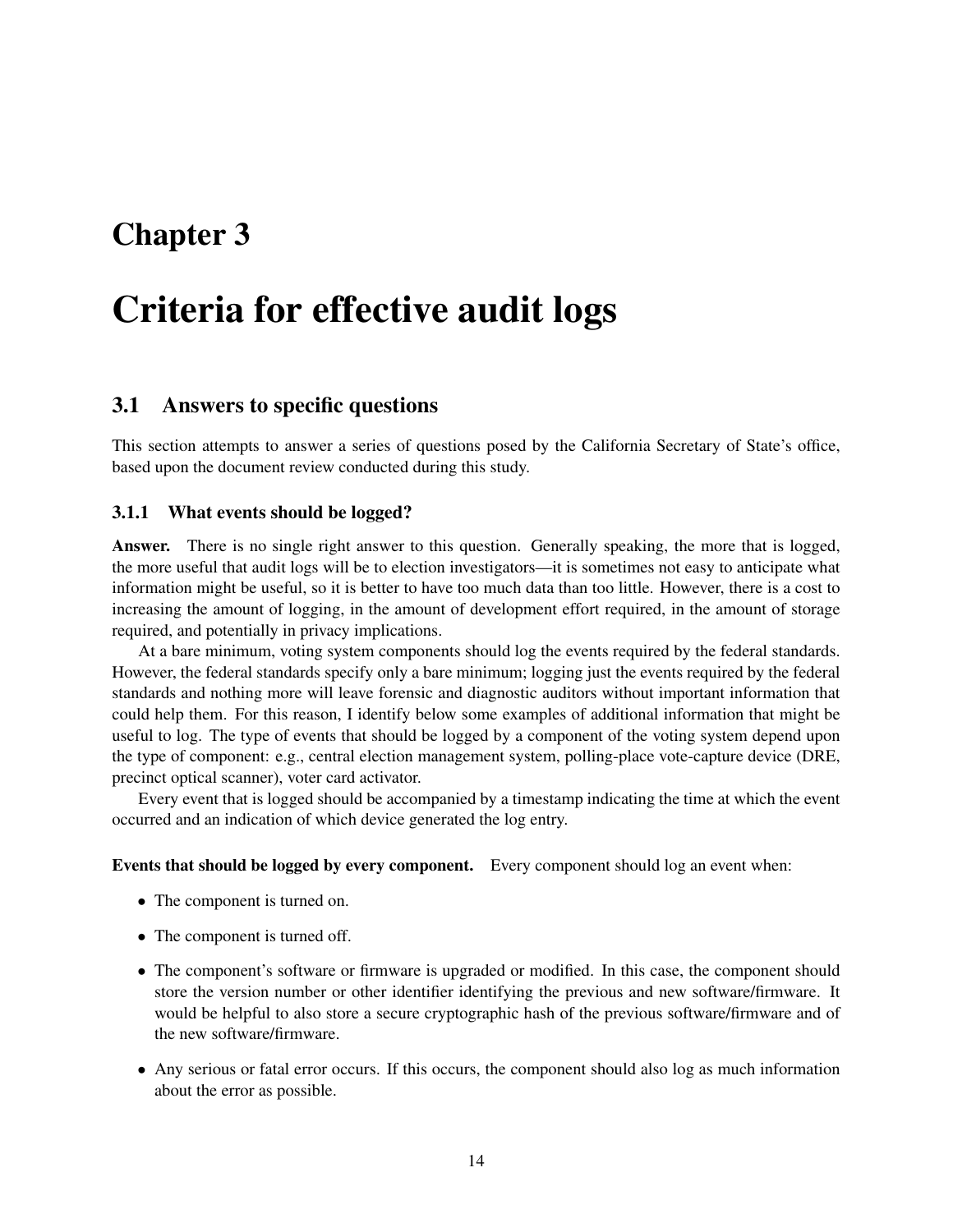# Chapter 3

# Criteria for effective audit logs

## 3.1 Answers to specific questions

This section attempts to answer a series of questions posed by the California Secretary of State's office, based upon the document review conducted during this study.

### 3.1.1 What events should be logged?

**Answer.** There is no single right answer to this question. Generally speaking, the more that is logged, the more useful that audit logs will be to election investigators—it is sometimes not easy to anticipate what information might be useful, so it is better to have too much data than too little. However, there is a cost to increasing the amount of logging, in the amount of development effort required, in the amount of storage required, and potentially in privacy implications.

At a bare minimum, voting system components should log the events required by the federal standards. However, the federal standards specify only a bare minimum; logging just the events required by the federal standards and nothing more will leave forensic and diagnostic auditors without important information that could help them. For this reason, I identify below some examples of additional information that might be useful to log. The type of events that should be logged by a component of the voting system depend upon the type of component: e.g., central election management system, polling-place vote-capture device (DRE, precinct optical scanner), voter card activator.

Every event that is logged should be accompanied by a timestamp indicating the time at which the event occurred and an indication of which device generated the log entry.

**Events that should be logged by every component.** Every component should log an event when:

- The component is turned on.
- The component is turned off.
- The component's software or firmware is upgraded or modified. In this case, the component should store the version number or other identifier identifying the previous and new software/firmware. It would be helpful to also store a secure cryptographic hash of the previous software/firmware and of the new software/firmware.
- Any serious or fatal error occurs. If this occurs, the component should also log as much information about the error as possible.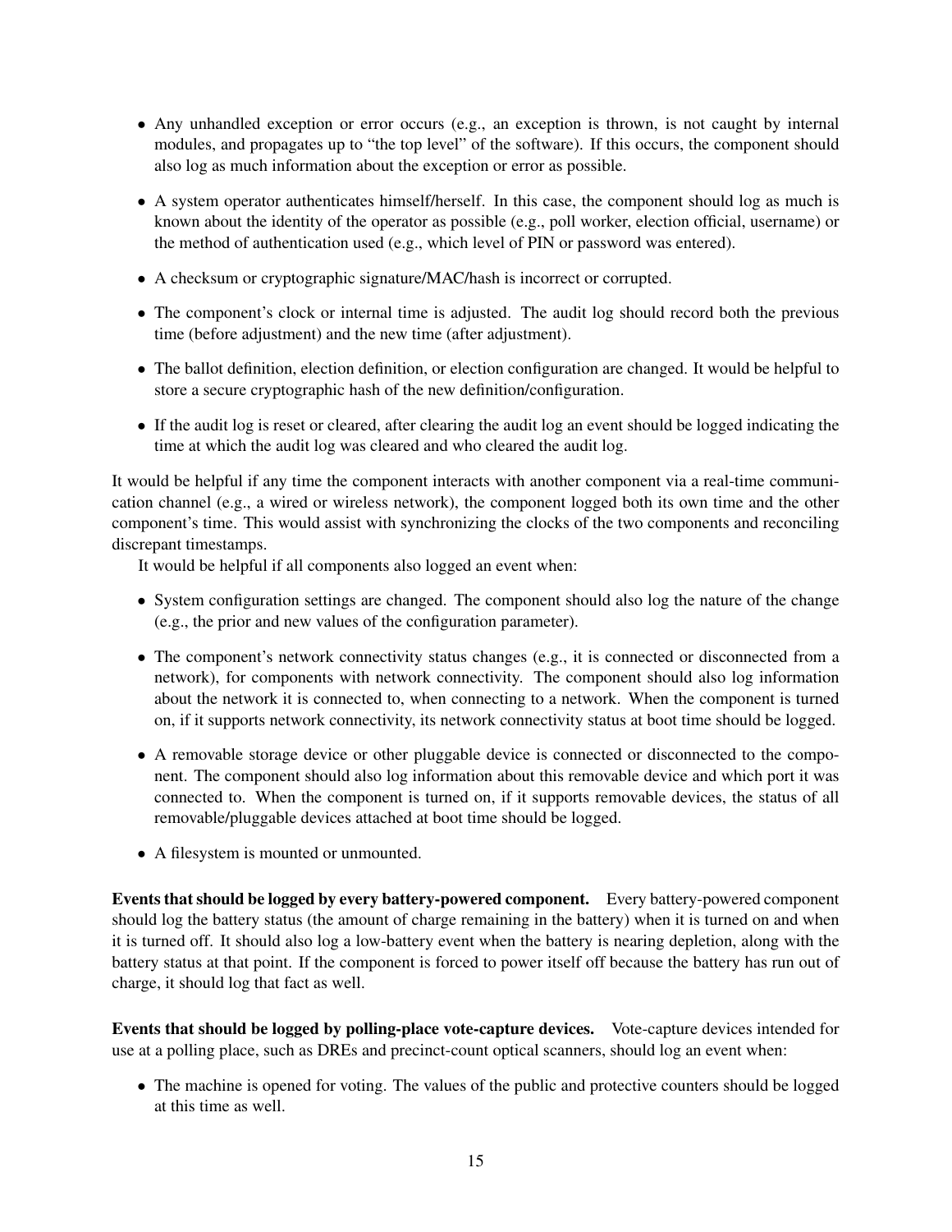- Any unhandled exception or error occurs (e.g., an exception is thrown, is not caught by internal modules, and propagates up to "the top level" of the software). If this occurs, the component should also log as much information about the exception or error as possible.
- A system operator authenticates himself/herself. In this case, the component should log as much is known about the identity of the operator as possible (e.g., poll worker, election official, username) or the method of authentication used (e.g., which level of PIN or password was entered).
- A checksum or cryptographic signature/MAC/hash is incorrect or corrupted.
- The component's clock or internal time is adjusted. The audit log should record both the previous time (before adjustment) and the new time (after adjustment).
- The ballot definition, election definition, or election configuration are changed. It would be helpful to store a secure cryptographic hash of the new definition/configuration.
- If the audit log is reset or cleared, after clearing the audit log an event should be logged indicating the time at which the audit log was cleared and who cleared the audit log.

It would be helpful if any time the component interacts with another component via a real-time communication channel (e.g., a wired or wireless network), the component logged both its own time and the other component's time. This would assist with synchronizing the clocks of the two components and reconciling discrepant timestamps.

It would be helpful if all components also logged an event when:

- System configuration settings are changed. The component should also log the nature of the change (e.g., the prior and new values of the configuration parameter).
- The component's network connectivity status changes (e.g., it is connected or disconnected from a network), for components with network connectivity. The component should also log information about the network it is connected to, when connecting to a network. When the component is turned on, if it supports network connectivity, its network connectivity status at boot time should be logged.
- A removable storage device or other pluggable device is connected or disconnected to the component. The component should also log information about this removable device and which port it was connected to. When the component is turned on, if it supports removable devices, the status of all removable/pluggable devices attached at boot time should be logged.
- A filesystem is mounted or unmounted.

**Events that should be logged by every battery-powered component.** Every battery-powered component should log the battery status (the amount of charge remaining in the battery) when it is turned on and when it is turned off. It should also log a low-battery event when the battery is nearing depletion, along with the battery status at that point. If the component is forced to power itself off because the battery has run out of charge, it should log that fact as well.

**Events that should be logged by polling-place vote-capture devices.** Vote-capture devices intended for use at a polling place, such as DREs and precinct-count optical scanners, should log an event when:

- The machine is opened for voting. The values of the public and protective counters should be logged at this time as well.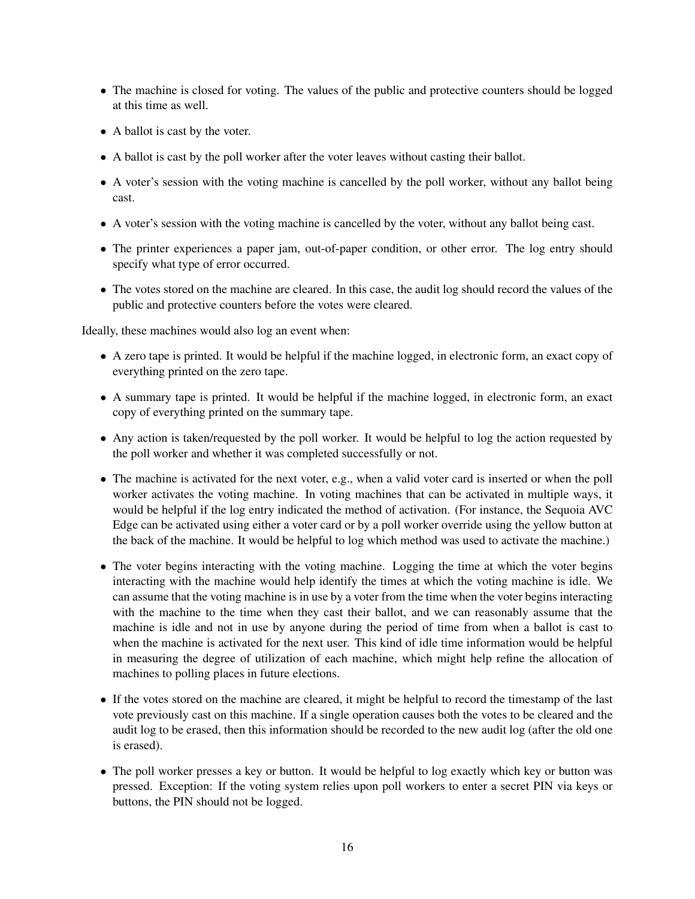- The machine is closed for voting. The values of the public and protective counters should be logged at this time as well.
- A ballot is cast by the voter.
- A ballot is cast by the poll worker after the voter leaves without casting their ballot.
- A voter's session with the voting machine is cancelled by the poll worker, without any ballot being cast.
- A voter's session with the voting machine is cancelled by the voter, without any ballot being cast.
- The printer experiences a paper jam, out-of-paper condition, or other error. The log entry should specify what type of error occurred.
- The votes stored on the machine are cleared. In this case, the audit log should record the values of the public and protective counters before the votes were cleared.

Ideally, these machines would also log an event when:

- A zero tape is printed. It would be helpful if the machine logged, in electronic form, an exact copy of everything printed on the zero tape.
- A summary tape is printed. It would be helpful if the machine logged, in electronic form, an exact copy of everything printed on the summary tape.
- Any action is taken/requested by the poll worker. It would be helpful to log the action requested by the poll worker and whether it was completed successfully or not.
- The machine is activated for the next voter, e.g., when a valid voter card is inserted or when the poll worker activates the voting machine. In voting machines that can be activated in multiple ways, it would be helpful if the log entry indicated the method of activation. (For instance, the Sequoia AVC Edge can be activated using either a voter card or by a poll worker override using the yellow button at the back of the machine. It would be helpful to log which method was used to activate the machine.)
- The voter begins interacting with the voting machine. Logging the time at which the voter begins interacting with the machine would help identify the times at which the voting machine is idle. We can assume that the voting machine is in use by a voter from the time when the voter begins interacting with the machine to the time when they cast their ballot, and we can reasonably assume that the machine is idle and not in use by anyone during the period of time from when a ballot is cast to when the machine is activated for the next user. This kind of idle time information would be helpful in measuring the degree of utilization of each machine, which might help refine the allocation of machines to polling places in future elections.
- If the votes stored on the machine are cleared, it might be helpful to record the timestamp of the last vote previously cast on this machine. If a single operation causes both the votes to be cleared and the audit log to be erased, then this information should be recorded to the new audit log (after the old one is erased).
- The poll worker presses a key or button. It would be helpful to log exactly which key or button was pressed. Exception: If the voting system relies upon poll workers to enter a secret PIN via keys or buttons, the PIN should not be logged.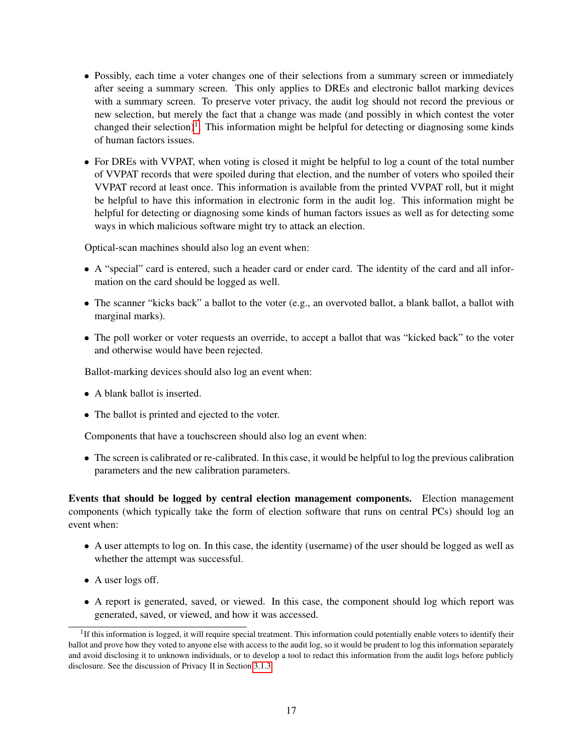- Possibly, each time a voter changes one of their selections from a summary screen or immediately after seeing a summary screen. This only applies to DREs and electronic ballot marking devices with a summary screen. To preserve voter privacy, the audit log should not record the previous or new selection, but merely the fact that a change was made (and possibly in which contest the voter changed their selection)[1]. This information might be helpful for detecting or diagnosing some kinds of human factors issues.

- For DREs with VVPAT, when voting is closed it might be helpful to log a count of the total number of VVPAT records that were spoiled during that election, and the number of voters who spoiled their VVPAT record at least once. This information is available from the printed VVPAT roll, but it might be helpful to have this information in electronic form in the audit log. This information might be helpful for detecting or diagnosing some kinds of human factors issues as well as for detecting some ways in which malicious software might try to attack an election.

Optical-scan machines should also log an event when:

- A "special" card is entered, such a header card or ender card. The identity of the card and all information on the card should be logged as well.

- The scanner "kicks back" a ballot to the voter (e.g., an overvoted ballot, a blank ballot, a ballot with marginal marks).

- The poll worker or voter requests an override, to accept a ballot that was "kicked back" to the voter and otherwise would have been rejected.

Ballot-marking devices should also log an event when:

- A blank ballot is inserted.

- The ballot is printed and ejected to the voter.

Components that have a touchscreen should also log an event when:

- The screen is calibrated or re-calibrated. In this case, it would be helpful to log the previous calibration parameters and the new calibration parameters.

**Events that should be logged by central election management components.** Election management components (which typically take the form of election software that runs on central PCs) should log an event when:

- A user attempts to log on. In this case, the identity (username) of the user should be logged as well as whether the attempt was successful.

- A user logs off.

- A report is generated, saved, or viewed. In this case, the component should log which report was generated, saved, or viewed, and how it was accessed.

[1] If this information is logged, it will require special treatment. This information could potentially enable voters to identify their ballot and prove how they voted to anyone else with access to the audit log, so it would be prudent to log this information separately and avoid disclosing it to unknown individuals, or to develop a tool to redact this information from the audit logs before publicly disclosure. See the discussion of Privacy II in Section 3.1.3.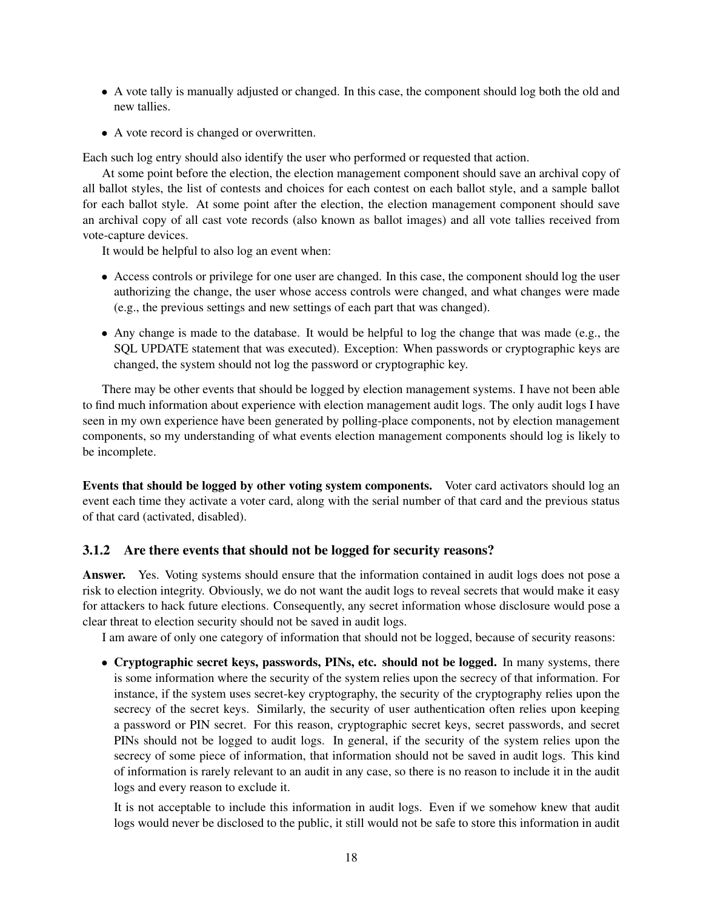- A vote tally is manually adjusted or changed. In this case, the component should log both the old and new tallies.
- A vote record is changed or overwritten.

Each such log entry should also identify the user who performed or requested that action.

At some point before the election, the election management component should save an archival copy of all ballot styles, the list of contests and choices for each contest on each ballot style, and a sample ballot for each ballot style. At some point after the election, the election management component should save an archival copy of all cast vote records (also known as ballot images) and all vote tallies received from vote-capture devices.

It would be helpful to also log an event when:

- Access controls or privilege for one user are changed. In this case, the component should log the user authorizing the change, the user whose access controls were changed, and what changes were made (e.g., the previous settings and new settings of each part that was changed).
- Any change is made to the database. It would be helpful to log the change that was made (e.g., the SQL UPDATE statement that was executed). Exception: When passwords or cryptographic keys are changed, the system should not log the password or cryptographic key.

There may be other events that should be logged by election management systems. I have not been able to find much information about experience with election management audit logs. The only audit logs I have seen in my own experience have been generated by polling-place components, not by election management components, so my understanding of what events election management components should log is likely to be incomplete.

**Events that should be logged by other voting system components.** Voter card activators should log an event each time they activate a voter card, along with the serial number of that card and the previous status of that card (activated, disabled).

### 3.1.2 Are there events that should not be logged for security reasons?

**Answer.** Yes. Voting systems should ensure that the information contained in audit logs does not pose a risk to election integrity. Obviously, we do not want the audit logs to reveal secrets that would make it easy for attackers to hack future elections. Consequently, any secret information whose disclosure would pose a clear threat to election security should not be saved in audit logs.

I am aware of only one category of information that should not be logged, because of security reasons:

- **Cryptographic secret keys, passwords, PINs, etc. should not be logged.** In many systems, there is some information where the security of the system relies upon the secrecy of that information. For instance, if the system uses secret-key cryptography, the security of the cryptography relies upon the secrecy of the secret keys. Similarly, the security of user authentication often relies upon keeping a password or PIN secret. For this reason, cryptographic secret keys, secret passwords, and secret PINs should not be logged to audit logs. In general, if the security of the system relies upon the secrecy of some piece of information, that information should not be saved in audit logs. This kind of information is rarely relevant to an audit in any case, so there is no reason to include it in the audit logs and every reason to exclude it.

  It is not acceptable to include this information in audit logs. Even if we somehow knew that audit logs would never be disclosed to the public, it still would not be safe to store this information in audit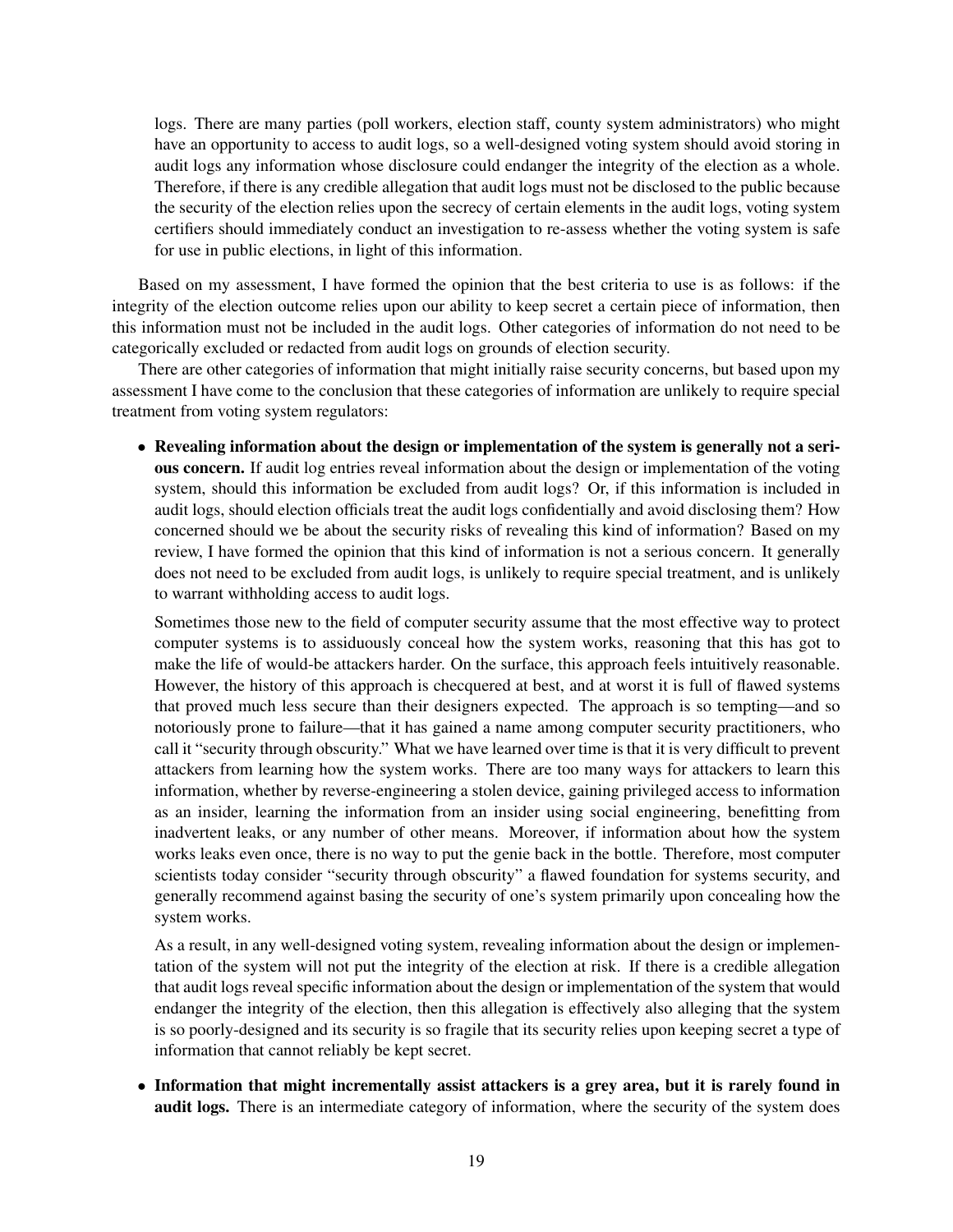logs. There are many parties (poll workers, election staff, county system administrators) who might have an opportunity to access to audit logs, so a well-designed voting system should avoid storing in audit logs any information whose disclosure could endanger the integrity of the election as a whole. Therefore, if there is any credible allegation that audit logs must not be disclosed to the public because the security of the election relies upon the secrecy of certain elements in the audit logs, voting system certifiers should immediately conduct an investigation to re-assess whether the voting system is safe for use in public elections, in light of this information.

Based on my assessment, I have formed the opinion that the best criteria to use is as follows: if the integrity of the election outcome relies upon our ability to keep secret a certain piece of information, then this information must not be included in the audit logs. Other categories of information do not need to be categorically excluded or redacted from audit logs on grounds of election security.

There are other categories of information that might initially raise security concerns, but based upon my assessment I have come to the conclusion that these categories of information are unlikely to require special treatment from voting system regulators:

- **Revealing information about the design or implementation of the system is generally not a serious concern.** If audit log entries reveal information about the design or implementation of the voting system, should this information be excluded from audit logs? Or, if this information is included in audit logs, should election officials treat the audit logs confidentially and avoid disclosing them? How concerned should we be about the security risks of revealing this kind of information? Based on my review, I have formed the opinion that this kind of information is not a serious concern. It generally does not need to be excluded from audit logs, is unlikely to require special treatment, and is unlikely to warrant withholding access to audit logs.

  Sometimes those new to the field of computer security assume that the most effective way to protect computer systems is to assiduously conceal how the system works, reasoning that this has got to make the life of would-be attackers harder. On the surface, this approach feels intuitively reasonable. However, the history of this approach is checquered at best, and at worst it is full of flawed systems that proved much less secure than their designers expected. The approach is so tempting—and so notoriously prone to failure—that it has gained a name among computer security practitioners, who call it "security through obscurity." What we have learned over time is that it is very difficult to prevent attackers from learning how the system works. There are too many ways for attackers to learn this information, whether by reverse-engineering a stolen device, gaining privileged access to information as an insider, learning the information from an insider using social engineering, benefitting from inadvertent leaks, or any number of other means. Moreover, if information about how the system works leaks even once, there is no way to put the genie back in the bottle. Therefore, most computer scientists today consider "security through obscurity" a flawed foundation for systems security, and generally recommend against basing the security of one's system primarily upon concealing how the system works.

  As a result, in any well-designed voting system, revealing information about the design or implementation of the system will not put the integrity of the election at risk. If there is a credible allegation that audit logs reveal specific information about the design or implementation of the system that would endanger the integrity of the election, then this allegation is effectively also alleging that the system is so poorly-designed and its security is so fragile that its security relies upon keeping secret a type of information that cannot reliably be kept secret.

- **Information that might incrementally assist attackers is a grey area, but it is rarely found in audit logs.** There is an intermediate category of information, where the security of the system does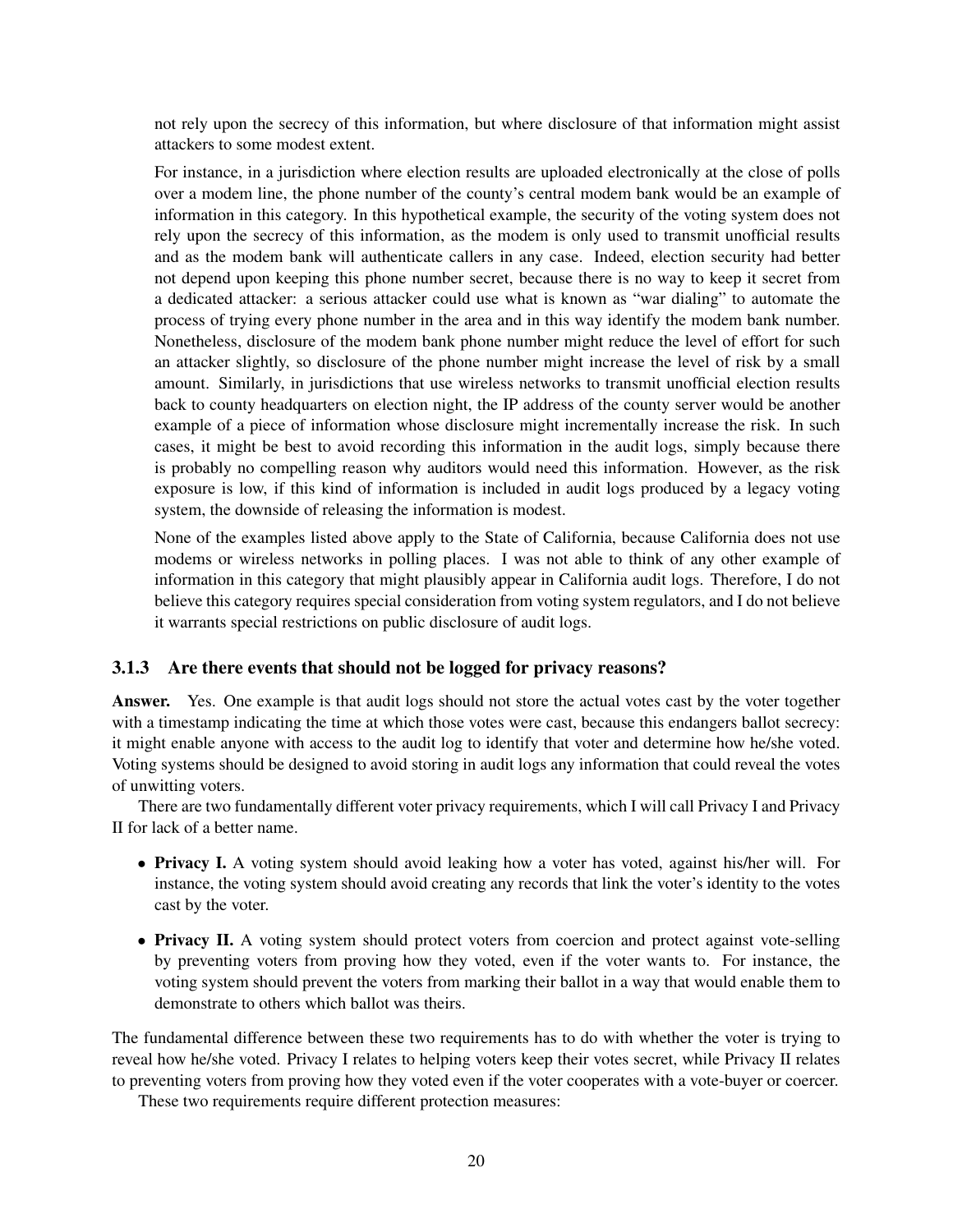not rely upon the secrecy of this information, but where disclosure of that information might assist attackers to some modest extent.

For instance, in a jurisdiction where election results are uploaded electronically at the close of polls over a modem line, the phone number of the county's central modem bank would be an example of information in this category. In this hypothetical example, the security of the voting system does not rely upon the secrecy of this information, as the modem is only used to transmit unofficial results and as the modem bank will authenticate callers in any case. Indeed, election security had better not depend upon keeping this phone number secret, because there is no way to keep it secret from a dedicated attacker: a serious attacker could use what is known as "war dialing" to automate the process of trying every phone number in the area and in this way identify the modem bank number. Nonetheless, disclosure of the modem bank phone number might reduce the level of effort for such an attacker slightly, so disclosure of the phone number might increase the level of risk by a small amount. Similarly, in jurisdictions that use wireless networks to transmit unofficial election results back to county headquarters on election night, the IP address of the county server would be another example of a piece of information whose disclosure might incrementally increase the risk. In such cases, it might be best to avoid recording this information in the audit logs, simply because there is probably no compelling reason why auditors would need this information. However, as the risk exposure is low, if this kind of information is included in audit logs produced by a legacy voting system, the downside of releasing the information is modest.

None of the examples listed above apply to the State of California, because California does not use modems or wireless networks in polling places. I was not able to think of any other example of information in this category that might plausibly appear in California audit logs. Therefore, I do not believe this category requires special consideration from voting system regulators, and I do not believe it warrants special restrictions on public disclosure of audit logs.

### 3.1.3 Are there events that should not be logged for privacy reasons?

**Answer.** Yes. One example is that audit logs should not store the actual votes cast by the voter together with a timestamp indicating the time at which those votes were cast, because this endangers ballot secrecy: it might enable anyone with access to the audit log to identify that voter and determine how he/she voted. Voting systems should be designed to avoid storing in audit logs any information that could reveal the votes of unwitting voters.

There are two fundamentally different voter privacy requirements, which I will call Privacy I and Privacy II for lack of a better name.

- **Privacy I.** A voting system should avoid leaking how a voter has voted, against his/her will. For instance, the voting system should avoid creating any records that link the voter's identity to the votes cast by the voter.
- **Privacy II.** A voting system should protect voters from coercion and protect against vote-selling by preventing voters from proving how they voted, even if the voter wants to. For instance, the voting system should prevent the voters from marking their ballot in a way that would enable them to demonstrate to others which ballot was theirs.

The fundamental difference between these two requirements has to do with whether the voter is trying to reveal how he/she voted. Privacy I relates to helping voters keep their votes secret, while Privacy II relates to preventing voters from proving how they voted even if the voter cooperates with a vote-buyer or coercer.

These two requirements require different protection measures: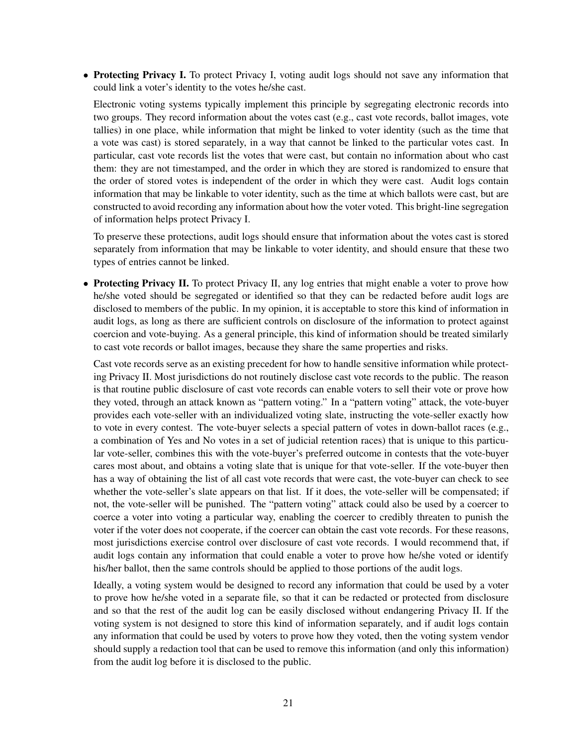- **Protecting Privacy I.** To protect Privacy I, voting audit logs should not save any information that could link a voter's identity to the votes he/she cast.

  Electronic voting systems typically implement this principle by segregating electronic records into two groups. They record information about the votes cast (e.g., cast vote records, ballot images, vote tallies) in one place, while information that might be linked to voter identity (such as the time that a vote was cast) is stored separately, in a way that cannot be linked to the particular votes cast. In particular, cast vote records list the votes that were cast, but contain no information about who cast them: they are not timestamped, and the order in which they are stored is randomized to ensure that the order of stored votes is independent of the order in which they were cast. Audit logs contain information that may be linkable to voter identity, such as the time at which ballots were cast, but are constructed to avoid recording any information about how the voter voted. This bright-line segregation of information helps protect Privacy I.

  To preserve these protections, audit logs should ensure that information about the votes cast is stored separately from information that may be linkable to voter identity, and should ensure that these two types of entries cannot be linked.

- **Protecting Privacy II.** To protect Privacy II, any log entries that might enable a voter to prove how he/she voted should be segregated or identified so that they can be redacted before audit logs are disclosed to members of the public. In my opinion, it is acceptable to store this kind of information in audit logs, as long as there are sufficient controls on disclosure of the information to protect against coercion and vote-buying. As a general principle, this kind of information should be treated similarly to cast vote records or ballot images, because they share the same properties and risks.

  Cast vote records serve as an existing precedent for how to handle sensitive information while protecting Privacy II. Most jurisdictions do not routinely disclose cast vote records to the public. The reason is that routine public disclosure of cast vote records can enable voters to sell their vote or prove how they voted, through an attack known as "pattern voting." In a "pattern voting" attack, the vote-buyer provides each vote-seller with an individualized voting slate, instructing the vote-seller exactly how to vote in every contest. The vote-buyer selects a special pattern of votes in down-ballot races (e.g., a combination of Yes and No votes in a set of judicial retention races) that is unique to this particular vote-seller, combines this with the vote-buyer's preferred outcome in contests that the vote-buyer cares most about, and obtains a voting slate that is unique for that vote-seller. If the vote-buyer then has a way of obtaining the list of all cast vote records that were cast, the vote-buyer can check to see whether the vote-seller's slate appears on that list. If it does, the vote-seller will be compensated; if not, the vote-seller will be punished. The "pattern voting" attack could also be used by a coercer to coerce a voter into voting a particular way, enabling the coercer to credibly threaten to punish the voter if the voter does not cooperate, if the coercer can obtain the cast vote records. For these reasons, most jurisdictions exercise control over disclosure of cast vote records. I would recommend that, if audit logs contain any information that could enable a voter to prove how he/she voted or identify his/her ballot, then the same controls should be applied to those portions of the audit logs.

  Ideally, a voting system would be designed to record any information that could be used by a voter to prove how he/she voted in a separate file, so that it can be redacted or protected from disclosure and so that the rest of the audit log can be easily disclosed without endangering Privacy II. If the voting system is not designed to store this kind of information separately, and if audit logs contain any information that could be used by voters to prove how they voted, then the voting system vendor should supply a redaction tool that can be used to remove this information (and only this information) from the audit log before it is disclosed to the public.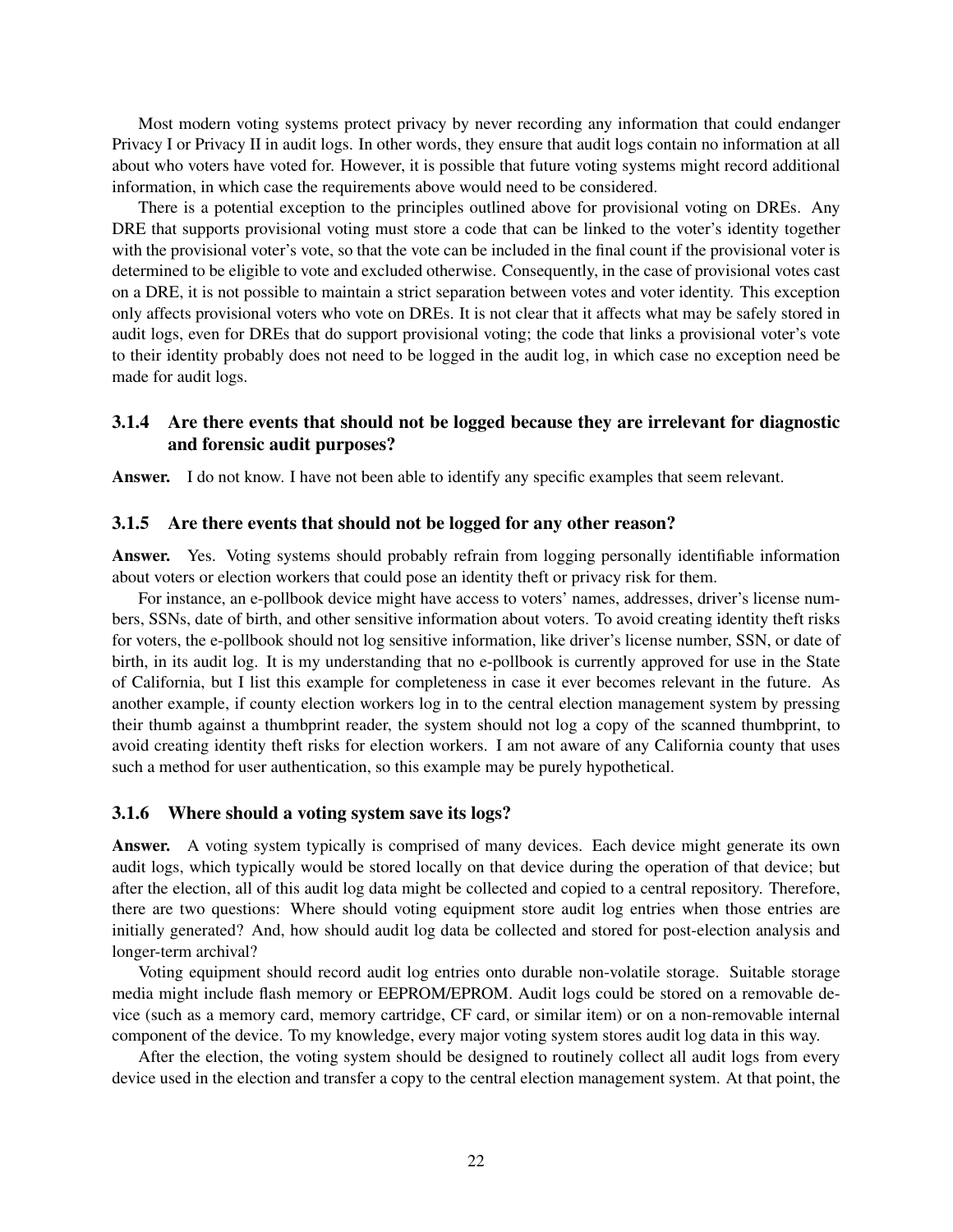Most modern voting systems protect privacy by never recording any information that could endanger Privacy I or Privacy II in audit logs. In other words, they ensure that audit logs contain no information at all about who voters have voted for. However, it is possible that future voting systems might record additional information, in which case the requirements above would need to be considered.

There is a potential exception to the principles outlined above for provisional voting on DREs. Any DRE that supports provisional voting must store a code that can be linked to the voter's identity together with the provisional voter's vote, so that the vote can be included in the final count if the provisional voter is determined to be eligible to vote and excluded otherwise. Consequently, in the case of provisional votes cast on a DRE, it is not possible to maintain a strict separation between votes and voter identity. This exception only affects provisional voters who vote on DREs. It is not clear that it affects what may be safely stored in audit logs, even for DREs that do support provisional voting; the code that links a provisional voter's vote to their identity probably does not need to be logged in the audit log, in which case no exception need be made for audit logs.

### 3.1.4 Are there events that should not be logged because they are irrelevant for diagnostic and forensic audit purposes?

**Answer.** I do not know. I have not been able to identify any specific examples that seem relevant.

### 3.1.5 Are there events that should not be logged for any other reason?

**Answer.** Yes. Voting systems should probably refrain from logging personally identifiable information about voters or election workers that could pose an identity theft or privacy risk for them.

For instance, an e-pollbook device might have access to voters' names, addresses, driver's license numbers, SSNs, date of birth, and other sensitive information about voters. To avoid creating identity theft risks for voters, the e-pollbook should not log sensitive information, like driver's license number, SSN, or date of birth, in its audit log. It is my understanding that no e-pollbook is currently approved for use in the State of California, but I list this example for completeness in case it ever becomes relevant in the future. As another example, if county election workers log in to the central election management system by pressing their thumb against a thumbprint reader, the system should not log a copy of the scanned thumbprint, to avoid creating identity theft risks for election workers. I am not aware of any California county that uses such a method for user authentication, so this example may be purely hypothetical.

### 3.1.6 Where should a voting system save its logs?

**Answer.** A voting system typically is comprised of many devices. Each device might generate its own audit logs, which typically would be stored locally on that device during the operation of that device; but after the election, all of this audit log data might be collected and copied to a central repository. Therefore, there are two questions: Where should voting equipment store audit log entries when those entries are initially generated? And, how should audit log data be collected and stored for post-election analysis and longer-term archival?

Voting equipment should record audit log entries onto durable non-volatile storage. Suitable storage media might include flash memory or EEPROM/EPROM. Audit logs could be stored on a removable device (such as a memory card, memory cartridge, CF card, or similar item) or on a non-removable internal component of the device. To my knowledge, every major voting system stores audit log data in this way.

After the election, the voting system should be designed to routinely collect all audit logs from every device used in the election and transfer a copy to the central election management system. At that point, the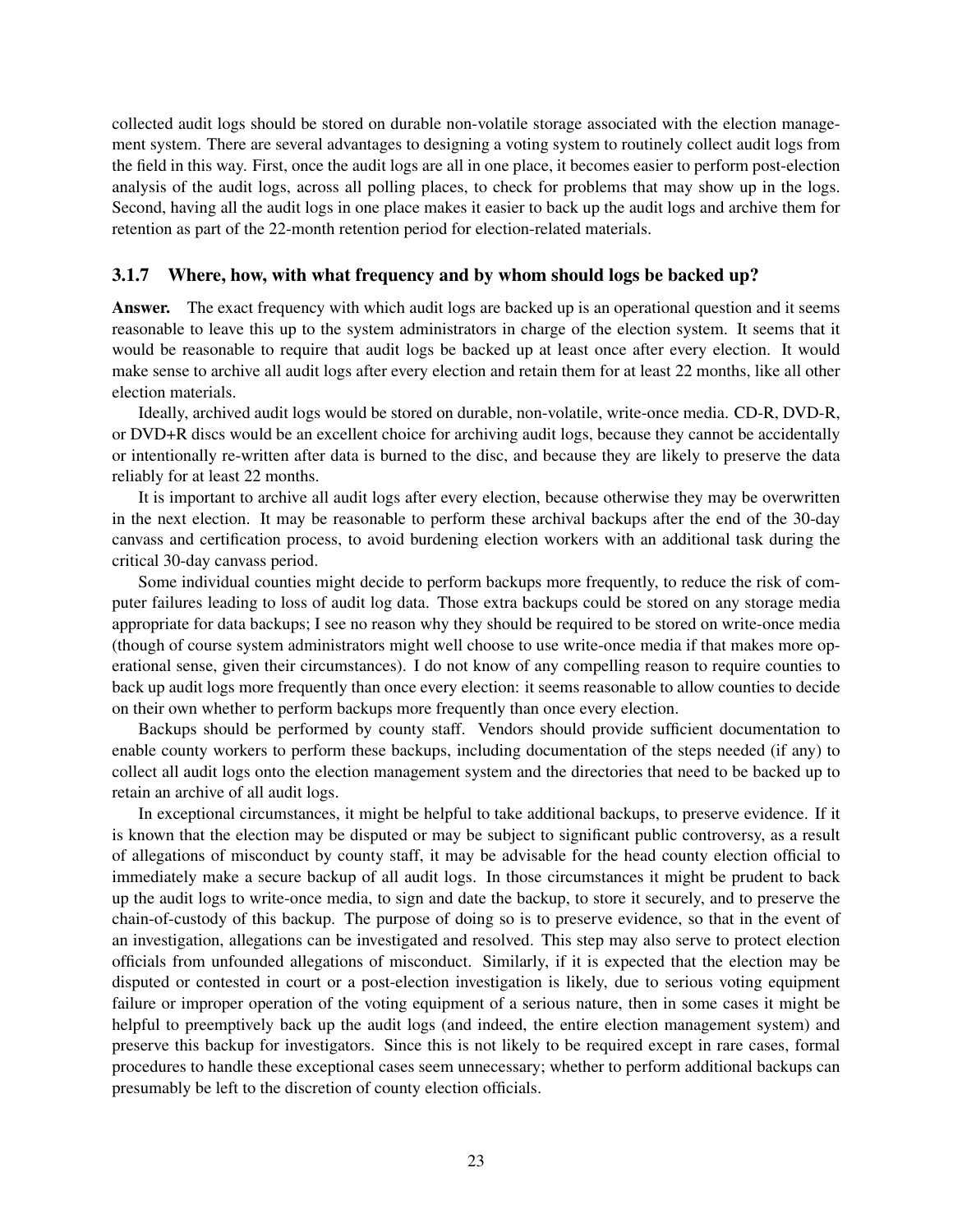collected audit logs should be stored on durable non-volatile storage associated with the election management system. There are several advantages to designing a voting system to routinely collect audit logs from the field in this way. First, once the audit logs are all in one place, it becomes easier to perform post-election analysis of the audit logs, across all polling places, to check for problems that may show up in the logs. Second, having all the audit logs in one place makes it easier to back up the audit logs and archive them for retention as part of the 22-month retention period for election-related materials.

### 3.1.7 Where, how, with what frequency and by whom should logs be backed up?

**Answer.** The exact frequency with which audit logs are backed up is an operational question and it seems reasonable to leave this up to the system administrators in charge of the election system. It seems that it would be reasonable to require that audit logs be backed up at least once after every election. It would make sense to archive all audit logs after every election and retain them for at least 22 months, like all other election materials.

Ideally, archived audit logs would be stored on durable, non-volatile, write-once media. CD-R, DVD-R, or DVD+R discs would be an excellent choice for archiving audit logs, because they cannot be accidentally or intentionally re-written after data is burned to the disc, and because they are likely to preserve the data reliably for at least 22 months.

It is important to archive all audit logs after every election, because otherwise they may be overwritten in the next election. It may be reasonable to perform these archival backups after the end of the 30-day canvass and certification process, to avoid burdening election workers with an additional task during the critical 30-day canvass period.

Some individual counties might decide to perform backups more frequently, to reduce the risk of computer failures leading to loss of audit log data. Those extra backups could be stored on any storage media appropriate for data backups; I see no reason why they should be required to be stored on write-once media (though of course system administrators might well choose to use write-once media if that makes more operational sense, given their circumstances). I do not know of any compelling reason to require counties to back up audit logs more frequently than once every election: it seems reasonable to allow counties to decide on their own whether to perform backups more frequently than once every election.

Backups should be performed by county staff. Vendors should provide sufficient documentation to enable county workers to perform these backups, including documentation of the steps needed (if any) to collect all audit logs onto the election management system and the directories that need to be backed up to retain an archive of all audit logs.

In exceptional circumstances, it might be helpful to take additional backups, to preserve evidence. If it is known that the election may be disputed or may be subject to significant public controversy, as a result of allegations of misconduct by county staff, it may be advisable for the head county election official to immediately make a secure backup of all audit logs. In those circumstances it might be prudent to back up the audit logs to write-once media, to sign and date the backup, to store it securely, and to preserve the chain-of-custody of this backup. The purpose of doing so is to preserve evidence, so that in the event of an investigation, allegations can be investigated and resolved. This step may also serve to protect election officials from unfounded allegations of misconduct. Similarly, if it is expected that the election may be disputed or contested in court or a post-election investigation is likely, due to serious voting equipment failure or improper operation of the voting equipment of a serious nature, then in some cases it might be helpful to preemptively back up the audit logs (and indeed, the entire election management system) and preserve this backup for investigators. Since this is not likely to be required except in rare cases, formal procedures to handle these exceptional cases seem unnecessary; whether to perform additional backups can presumably be left to the discretion of county election officials.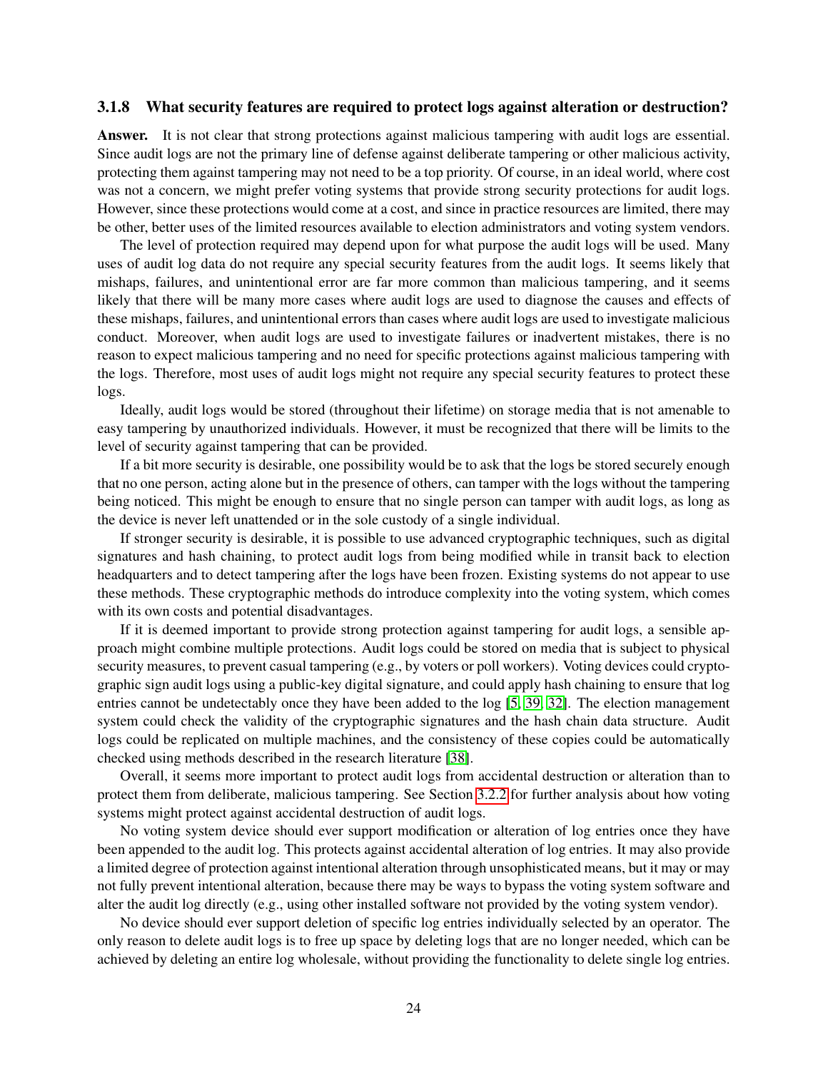### 3.1.8 What security features are required to protect logs against alteration or destruction?

**Answer.** It is not clear that strong protections against malicious tampering with audit logs are essential. Since audit logs are not the primary line of defense against deliberate tampering or other malicious activity, protecting them against tampering may not need to be a top priority. Of course, in an ideal world, where cost was not a concern, we might prefer voting systems that provide strong security protections for audit logs. However, since these protections would come at a cost, and since in practice resources are limited, there may be other, better uses of the limited resources available to election administrators and voting system vendors.

The level of protection required may depend upon for what purpose the audit logs will be used. Many uses of audit log data do not require any special security features from the audit logs. It seems likely that mishaps, failures, and unintentional error are far more common than malicious tampering, and it seems likely that there will be many more cases where audit logs are used to diagnose the causes and effects of these mishaps, failures, and unintentional errors than cases where audit logs are used to investigate malicious conduct. Moreover, when audit logs are used to investigate failures or inadvertent mistakes, there is no reason to expect malicious tampering and no need for specific protections against malicious tampering with the logs. Therefore, most uses of audit logs might not require any special security features to protect these logs.

Ideally, audit logs would be stored (throughout their lifetime) on storage media that is not amenable to easy tampering by unauthorized individuals. However, it must be recognized that there will be limits to the level of security against tampering that can be provided.

If a bit more security is desirable, one possibility would be to ask that the logs be stored securely enough that no one person, acting alone but in the presence of others, can tamper with the logs without the tampering being noticed. This might be enough to ensure that no single person can tamper with audit logs, as long as the device is never left unattended or in the sole custody of a single individual.

If stronger security is desirable, it is possible to use advanced cryptographic techniques, such as digital signatures and hash chaining, to protect audit logs from being modified while in transit back to election headquarters and to detect tampering after the logs have been frozen. Existing systems do not appear to use these methods. These cryptographic methods do introduce complexity into the voting system, which comes with its own costs and potential disadvantages.

If it is deemed important to provide strong protection against tampering for audit logs, a sensible approach might combine multiple protections. Audit logs could be stored on media that is subject to physical security measures, to prevent casual tampering (e.g., by voters or poll workers). Voting devices could cryptographic sign audit logs using a public-key digital signature, and could apply hash chaining to ensure that log entries cannot be undetectably once they have been added to the log [5, 39, 32]. The election management system could check the validity of the cryptographic signatures and the hash chain data structure. Audit logs could be replicated on multiple machines, and the consistency of these copies could be automatically checked using methods described in the research literature [38].

Overall, it seems more important to protect audit logs from accidental destruction or alteration than to protect them from deliberate, malicious tampering. See Section 3.2.2 for further analysis about how voting systems might protect against accidental destruction of audit logs.

No voting system device should ever support modification or alteration of log entries once they have been appended to the audit log. This protects against accidental alteration of log entries. It may also provide a limited degree of protection against intentional alteration through unsophisticated means, but it may or may not fully prevent intentional alteration, because there may be ways to bypass the voting system software and alter the audit log directly (e.g., using other installed software not provided by the voting system vendor).

No device should ever support deletion of specific log entries individually selected by an operator. The only reason to delete audit logs is to free up space by deleting logs that are no longer needed, which can be achieved by deleting an entire log wholesale, without providing the functionality to delete single log entries.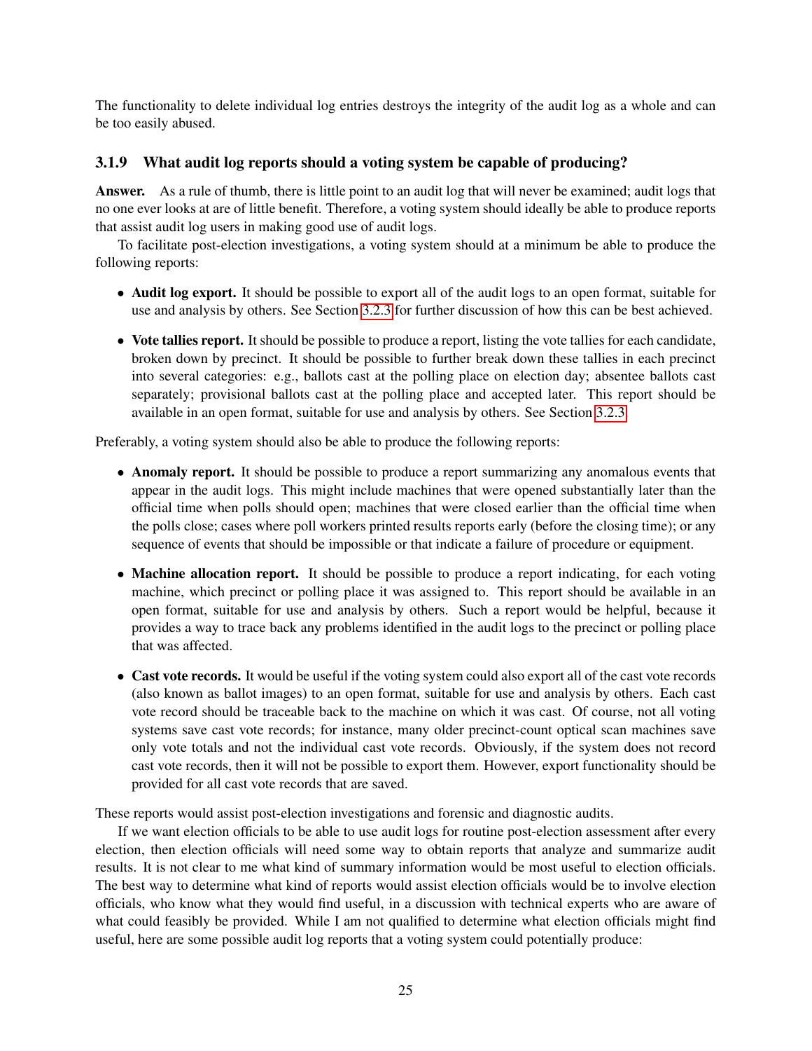The functionality to delete individual log entries destroys the integrity of the audit log as a whole and can be too easily abused.

### 3.1.9 What audit log reports should a voting system be capable of producing?

**Answer.** As a rule of thumb, there is little point to an audit log that will never be examined; audit logs that no one ever looks at are of little benefit. Therefore, a voting system should ideally be able to produce reports that assist audit log users in making good use of audit logs.

To facilitate post-election investigations, a voting system should at a minimum be able to produce the following reports:

- **Audit log export.** It should be possible to export all of the audit logs to an open format, suitable for use and analysis by others. See Section 3.2.3 for further discussion of how this can be best achieved.
- **Vote tallies report.** It should be possible to produce a report, listing the vote tallies for each candidate, broken down by precinct. It should be possible to further break down these tallies in each precinct into several categories: e.g., ballots cast at the polling place on election day; absentee ballots cast separately; provisional ballots cast at the polling place and accepted later. This report should be available in an open format, suitable for use and analysis by others. See Section 3.2.3.

Preferably, a voting system should also be able to produce the following reports:

- **Anomaly report.** It should be possible to produce a report summarizing any anomalous events that appear in the audit logs. This might include machines that were opened substantially later than the official time when polls should open; machines that were closed earlier than the official time when the polls close; cases where poll workers printed results reports early (before the closing time); or any sequence of events that should be impossible or that indicate a failure of procedure or equipment.
- **Machine allocation report.** It should be possible to produce a report indicating, for each voting machine, which precinct or polling place it was assigned to. This report should be available in an open format, suitable for use and analysis by others. Such a report would be helpful, because it provides a way to trace back any problems identified in the audit logs to the precinct or polling place that was affected.
- **Cast vote records.** It would be useful if the voting system could also export all of the cast vote records (also known as ballot images) to an open format, suitable for use and analysis by others. Each cast vote record should be traceable back to the machine on which it was cast. Of course, not all voting systems save cast vote records; for instance, many older precinct-count optical scan machines save only vote totals and not the individual cast vote records. Obviously, if the system does not record cast vote records, then it will not be possible to export them. However, export functionality should be provided for all cast vote records that are saved.

These reports would assist post-election investigations and forensic and diagnostic audits.

If we want election officials to be able to use audit logs for routine post-election assessment after every election, then election officials will need some way to obtain reports that analyze and summarize audit results. It is not clear to me what kind of summary information would be most useful to election officials. The best way to determine what kind of reports would assist election officials would be to involve election officials, who know what they would find useful, in a discussion with technical experts who are aware of what could feasibly be provided. While I am not qualified to determine what election officials might find useful, here are some possible audit log reports that a voting system could potentially produce: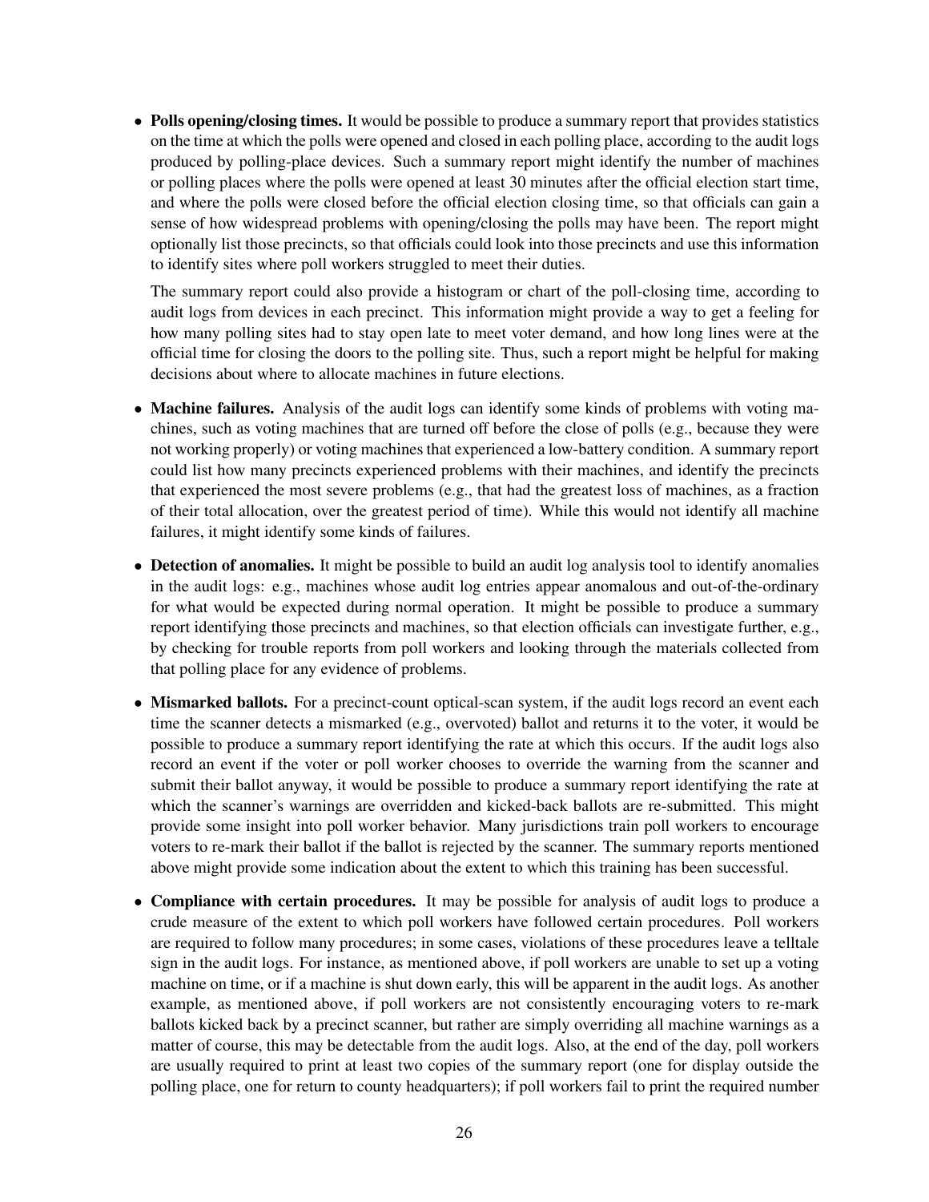- **Polls opening/closing times.** It would be possible to produce a summary report that provides statistics on the time at which the polls were opened and closed in each polling place, according to the audit logs produced by polling-place devices. Such a summary report might identify the number of machines or polling places where the polls were opened at least 30 minutes after the official election start time, and where the polls were closed before the official election closing time, so that officials can gain a sense of how widespread problems with opening/closing the polls may have been. The report might optionally list those precincts, so that officials could look into those precincts and use this information to identify sites where poll workers struggled to meet their duties.

  The summary report could also provide a histogram or chart of the poll-closing time, according to audit logs from devices in each precinct. This information might provide a way to get a feeling for how many polling sites had to stay open late to meet voter demand, and how long lines were at the official time for closing the doors to the polling site. Thus, such a report might be helpful for making decisions about where to allocate machines in future elections.

- **Machine failures.** Analysis of the audit logs can identify some kinds of problems with voting machines, such as voting machines that are turned off before the close of polls (e.g., because they were not working properly) or voting machines that experienced a low-battery condition. A summary report could list how many precincts experienced problems with their machines, and identify the precincts that experienced the most severe problems (e.g., that had the greatest loss of machines, as a fraction of their total allocation, over the greatest period of time). While this would not identify all machine failures, it might identify some kinds of failures.

- **Detection of anomalies.** It might be possible to build an audit log analysis tool to identify anomalies in the audit logs: e.g., machines whose audit log entries appear anomalous and out-of-the-ordinary for what would be expected during normal operation. It might be possible to produce a summary report identifying those precincts and machines, so that election officials can investigate further, e.g., by checking for trouble reports from poll workers and looking through the materials collected from that polling place for any evidence of problems.

- **Mismarked ballots.** For a precinct-count optical-scan system, if the audit logs record an event each time the scanner detects a mismarked (e.g., overvoted) ballot and returns it to the voter, it would be possible to produce a summary report identifying the rate at which this occurs. If the audit logs also record an event if the voter or poll worker chooses to override the warning from the scanner and submit their ballot anyway, it would be possible to produce a summary report identifying the rate at which the scanner's warnings are overridden and kicked-back ballots are re-submitted. This might provide some insight into poll worker behavior. Many jurisdictions train poll workers to encourage voters to re-mark their ballot if the ballot is rejected by the scanner. The summary reports mentioned above might provide some indication about the extent to which this training has been successful.

- **Compliance with certain procedures.** It may be possible for analysis of audit logs to produce a crude measure of the extent to which poll workers have followed certain procedures. Poll workers are required to follow many procedures; in some cases, violations of these procedures leave a telltale sign in the audit logs. For instance, as mentioned above, if poll workers are unable to set up a voting machine on time, or if a machine is shut down early, this will be apparent in the audit logs. As another example, as mentioned above, if poll workers are not consistently encouraging voters to re-mark ballots kicked back by a precinct scanner, but rather are simply overriding all machine warnings as a matter of course, this may be detectable from the audit logs. Also, at the end of the day, poll workers are usually required to print at least two copies of the summary report (one for display outside the polling place, one for return to county headquarters); if poll workers fail to print the required number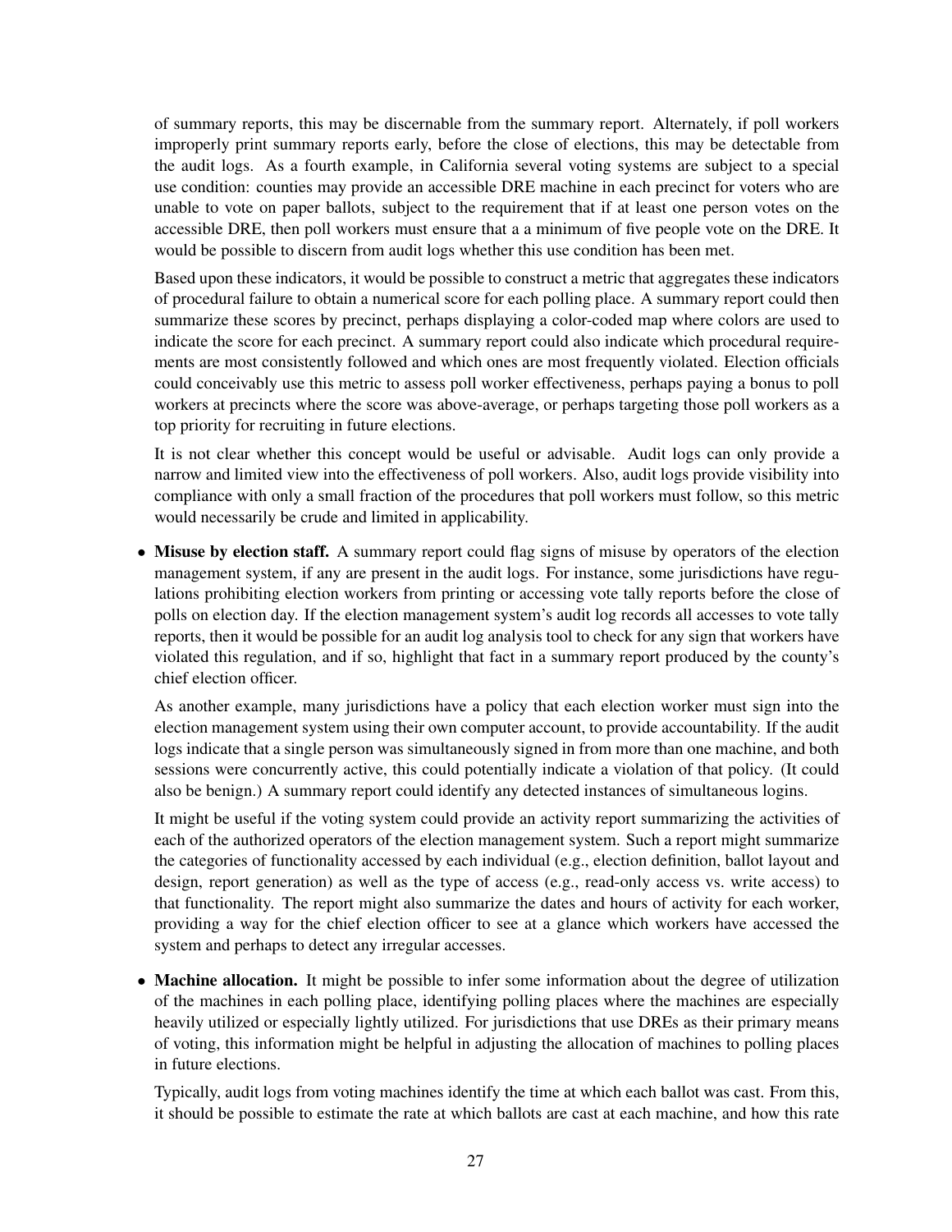of summary reports, this may be discernable from the summary report. Alternately, if poll workers improperly print summary reports early, before the close of elections, this may be detectable from the audit logs. As a fourth example, in California several voting systems are subject to a special use condition: counties may provide an accessible DRE machine in each precinct for voters who are unable to vote on paper ballots, subject to the requirement that if at least one person votes on the accessible DRE, then poll workers must ensure that a a minimum of five people vote on the DRE. It would be possible to discern from audit logs whether this use condition has been met.

Based upon these indicators, it would be possible to construct a metric that aggregates these indicators of procedural failure to obtain a numerical score for each polling place. A summary report could then summarize these scores by precinct, perhaps displaying a color-coded map where colors are used to indicate the score for each precinct. A summary report could also indicate which procedural requirements are most consistently followed and which ones are most frequently violated. Election officials could conceivably use this metric to assess poll worker effectiveness, perhaps paying a bonus to poll workers at precincts where the score was above-average, or perhaps targeting those poll workers as a top priority for recruiting in future elections.

It is not clear whether this concept would be useful or advisable. Audit logs can only provide a narrow and limited view into the effectiveness of poll workers. Also, audit logs provide visibility into compliance with only a small fraction of the procedures that poll workers must follow, so this metric would necessarily be crude and limited in applicability.

- **Misuse by election staff.** A summary report could flag signs of misuse by operators of the election management system, if any are present in the audit logs. For instance, some jurisdictions have regulations prohibiting election workers from printing or accessing vote tally reports before the close of polls on election day. If the election management system's audit log records all accesses to vote tally reports, then it would be possible for an audit log analysis tool to check for any sign that workers have violated this regulation, and if so, highlight that fact in a summary report produced by the county's chief election officer.

  As another example, many jurisdictions have a policy that each election worker must sign into the election management system using their own computer account, to provide accountability. If the audit logs indicate that a single person was simultaneously signed in from more than one machine, and both sessions were concurrently active, this could potentially indicate a violation of that policy. (It could also be benign.) A summary report could identify any detected instances of simultaneous logins.

  It might be useful if the voting system could provide an activity report summarizing the activities of each of the authorized operators of the election management system. Such a report might summarize the categories of functionality accessed by each individual (e.g., election definition, ballot layout and design, report generation) as well as the type of access (e.g., read-only access vs. write access) to that functionality. The report might also summarize the dates and hours of activity for each worker, providing a way for the chief election officer to see at a glance which workers have accessed the system and perhaps to detect any irregular accesses.

- **Machine allocation.** It might be possible to infer some information about the degree of utilization of the machines in each polling place, identifying polling places where the machines are especially heavily utilized or especially lightly utilized. For jurisdictions that use DREs as their primary means of voting, this information might be helpful in adjusting the allocation of machines to polling places in future elections.

  Typically, audit logs from voting machines identify the time at which each ballot was cast. From this, it should be possible to estimate the rate at which ballots are cast at each machine, and how this rate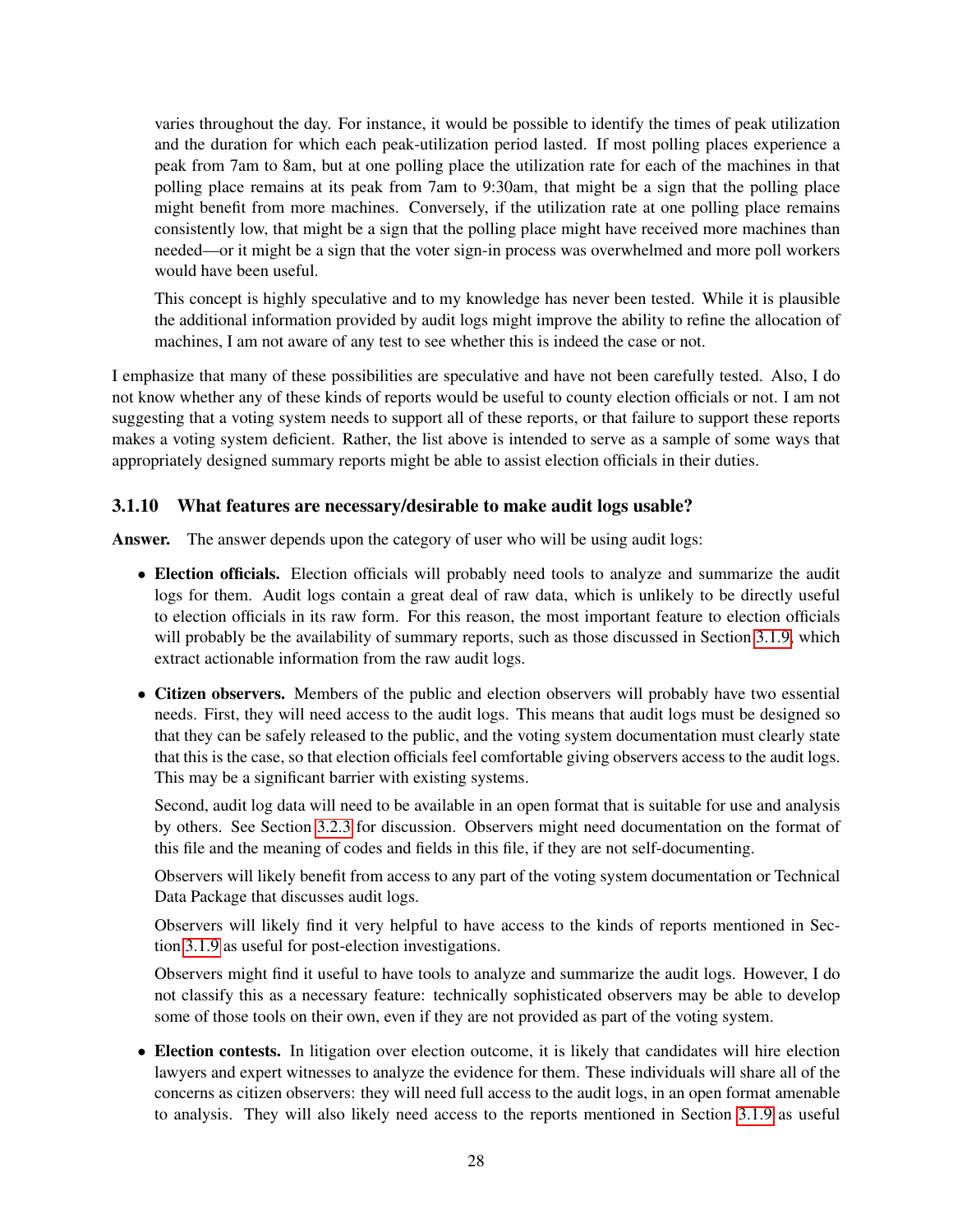varies throughout the day. For instance, it would be possible to identify the times of peak utilization and the duration for which each peak-utilization period lasted. If most polling places experience a peak from 7am to 8am, but at one polling place the utilization rate for each of the machines in that polling place remains at its peak from 7am to 9:30am, that might be a sign that the polling place might benefit from more machines. Conversely, if the utilization rate at one polling place remains consistently low, that might be a sign that the polling place might have received more machines than needed—or it might be a sign that the voter sign-in process was overwhelmed and more poll workers would have been useful.

This concept is highly speculative and to my knowledge has never been tested. While it is plausible the additional information provided by audit logs might improve the ability to refine the allocation of machines, I am not aware of any test to see whether this is indeed the case or not.

I emphasize that many of these possibilities are speculative and have not been carefully tested. Also, I do not know whether any of these kinds of reports would be useful to county election officials or not. I am not suggesting that a voting system needs to support all of these reports, or that failure to support these reports makes a voting system deficient. Rather, the list above is intended to serve as a sample of some ways that appropriately designed summary reports might be able to assist election officials in their duties.

### 3.1.10 What features are necessary/desirable to make audit logs usable?

**Answer.** The answer depends upon the category of user who will be using audit logs:

- **Election officials.** Election officials will probably need tools to analyze and summarize the audit logs for them. Audit logs contain a great deal of raw data, which is unlikely to be directly useful to election officials in its raw form. For this reason, the most important feature to election officials will probably be the availability of summary reports, such as those discussed in Section 3.1.9, which extract actionable information from the raw audit logs.

- **Citizen observers.** Members of the public and election observers will probably have two essential needs. First, they will need access to the audit logs. This means that audit logs must be designed so that they can be safely released to the public, and the voting system documentation must clearly state that this is the case, so that election officials feel comfortable giving observers access to the audit logs. This may be a significant barrier with existing systems.

  Second, audit log data will need to be available in an open format that is suitable for use and analysis by others. See Section 3.2.3 for discussion. Observers might need documentation on the format of this file and the meaning of codes and fields in this file, if they are not self-documenting.

  Observers will likely benefit from access to any part of the voting system documentation or Technical Data Package that discusses audit logs.

  Observers will likely find it very helpful to have access to the kinds of reports mentioned in Section 3.1.9 as useful for post-election investigations.

  Observers might find it useful to have tools to analyze and summarize the audit logs. However, I do not classify this as a necessary feature: technically sophisticated observers may be able to develop some of those tools on their own, even if they are not provided as part of the voting system.

- **Election contests.** In litigation over election outcome, it is likely that candidates will hire election lawyers and expert witnesses to analyze the evidence for them. These individuals will share all of the concerns as citizen observers: they will need full access to the audit logs, in an open format amenable to analysis. They will also likely need access to the reports mentioned in Section 3.1.9 as useful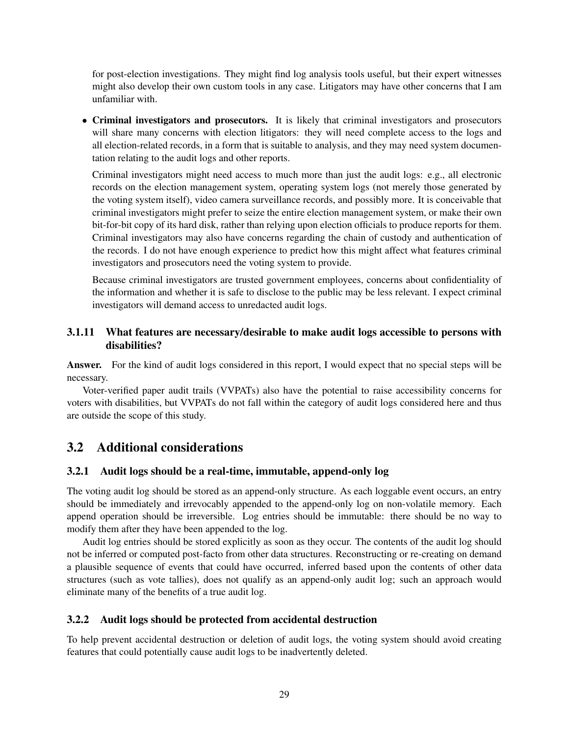for post-election investigations. They might find log analysis tools useful, but their expert witnesses might also develop their own custom tools in any case. Litigators may have other concerns that I am unfamiliar with.

- **Criminal investigators and prosecutors.** It is likely that criminal investigators and prosecutors will share many concerns with election litigators: they will need complete access to the logs and all election-related records, in a form that is suitable to analysis, and they may need system documentation relating to the audit logs and other reports.

  Criminal investigators might need access to much more than just the audit logs: e.g., all electronic records on the election management system, operating system logs (not merely those generated by the voting system itself), video camera surveillance records, and possibly more. It is conceivable that criminal investigators might prefer to seize the entire election management system, or make their own bit-for-bit copy of its hard disk, rather than relying upon election officials to produce reports for them. Criminal investigators may also have concerns regarding the chain of custody and authentication of the records. I do not have enough experience to predict how this might affect what features criminal investigators and prosecutors need the voting system to provide.

  Because criminal investigators are trusted government employees, concerns about confidentiality of the information and whether it is safe to disclose to the public may be less relevant. I expect criminal investigators will demand access to unredacted audit logs.

#### 3.1.11 What features are necessary/desirable to make audit logs accessible to persons with disabilities?

**Answer.** For the kind of audit logs considered in this report, I would expect that no special steps will be necessary.

Voter-verified paper audit trails (VVPATs) also have the potential to raise accessibility concerns for voters with disabilities, but VVPATs do not fall within the category of audit logs considered here and thus are outside the scope of this study.

### 3.2 Additional considerations

#### 3.2.1 Audit logs should be a real-time, immutable, append-only log

The voting audit log should be stored as an append-only structure. As each loggable event occurs, an entry should be immediately and irrevocably appended to the append-only log on non-volatile memory. Each append operation should be irreversible. Log entries should be immutable: there should be no way to modify them after they have been appended to the log.

Audit log entries should be stored explicitly as soon as they occur. The contents of the audit log should not be inferred or computed post-facto from other data structures. Reconstructing or re-creating on demand a plausible sequence of events that could have occurred, inferred based upon the contents of other data structures (such as vote tallies), does not qualify as an append-only audit log; such an approach would eliminate many of the benefits of a true audit log.

#### 3.2.2 Audit logs should be protected from accidental destruction

To help prevent accidental destruction or deletion of audit logs, the voting system should avoid creating features that could potentially cause audit logs to be inadvertently deleted.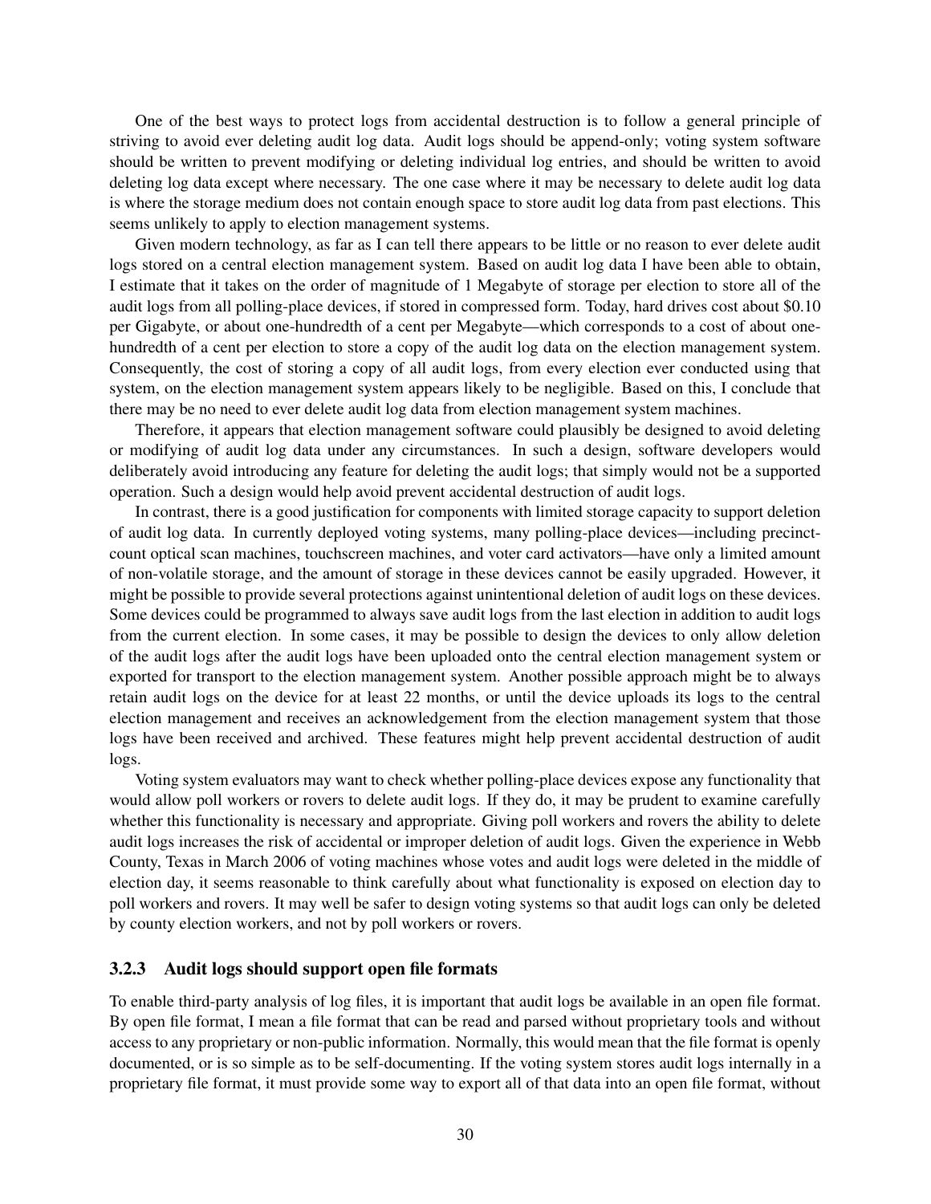One of the best ways to protect logs from accidental destruction is to follow a general principle of striving to avoid ever deleting audit log data. Audit logs should be append-only; voting system software should be written to prevent modifying or deleting individual log entries, and should be written to avoid deleting log data except where necessary. The one case where it may be necessary to delete audit log data is where the storage medium does not contain enough space to store audit log data from past elections. This seems unlikely to apply to election management systems.

Given modern technology, as far as I can tell there appears to be little or no reason to ever delete audit logs stored on a central election management system. Based on audit log data I have been able to obtain, I estimate that it takes on the order of magnitude of 1 Megabyte of storage per election to store all of the audit logs from all polling-place devices, if stored in compressed form. Today, hard drives cost about \$0.10 per Gigabyte, or about one-hundredth of a cent per Megabyte—which corresponds to a cost of about one-hundredth of a cent per election to store a copy of the audit log data on the election management system. Consequently, the cost of storing a copy of all audit logs, from every election ever conducted using that system, on the election management system appears likely to be negligible. Based on this, I conclude that there may be no need to ever delete audit log data from election management system machines.

Therefore, it appears that election management software could plausibly be designed to avoid deleting or modifying of audit log data under any circumstances. In such a design, software developers would deliberately avoid introducing any feature for deleting the audit logs; that simply would not be a supported operation. Such a design would help avoid prevent accidental destruction of audit logs.

In contrast, there is a good justification for components with limited storage capacity to support deletion of audit log data. In currently deployed voting systems, many polling-place devices—including precinct-count optical scan machines, touchscreen machines, and voter card activators—have only a limited amount of non-volatile storage, and the amount of storage in these devices cannot be easily upgraded. However, it might be possible to provide several protections against unintentional deletion of audit logs on these devices. Some devices could be programmed to always save audit logs from the last election in addition to audit logs from the current election. In some cases, it may be possible to design the devices to only allow deletion of the audit logs after the audit logs have been uploaded onto the central election management system or exported for transport to the election management system. Another possible approach might be to always retain audit logs on the device for at least 22 months, or until the device uploads its logs to the central election management and receives an acknowledgement from the election management system that those logs have been received and archived. These features might help prevent accidental destruction of audit logs.

Voting system evaluators may want to check whether polling-place devices expose any functionality that would allow poll workers or rovers to delete audit logs. If they do, it may be prudent to examine carefully whether this functionality is necessary and appropriate. Giving poll workers and rovers the ability to delete audit logs increases the risk of accidental or improper deletion of audit logs. Given the experience in Webb County, Texas in March 2006 of voting machines whose votes and audit logs were deleted in the middle of election day, it seems reasonable to think carefully about what functionality is exposed on election day to poll workers and rovers. It may well be safer to design voting systems so that audit logs can only be deleted by county election workers, and not by poll workers or rovers.

### 3.2.3 Audit logs should support open file formats

To enable third-party analysis of log files, it is important that audit logs be available in an open file format. By open file format, I mean a file format that can be read and parsed without proprietary tools and without access to any proprietary or non-public information. Normally, this would mean that the file format is openly documented, or is so simple as to be self-documenting. If the voting system stores audit logs internally in a proprietary file format, it must provide some way to export all of that data into an open file format, without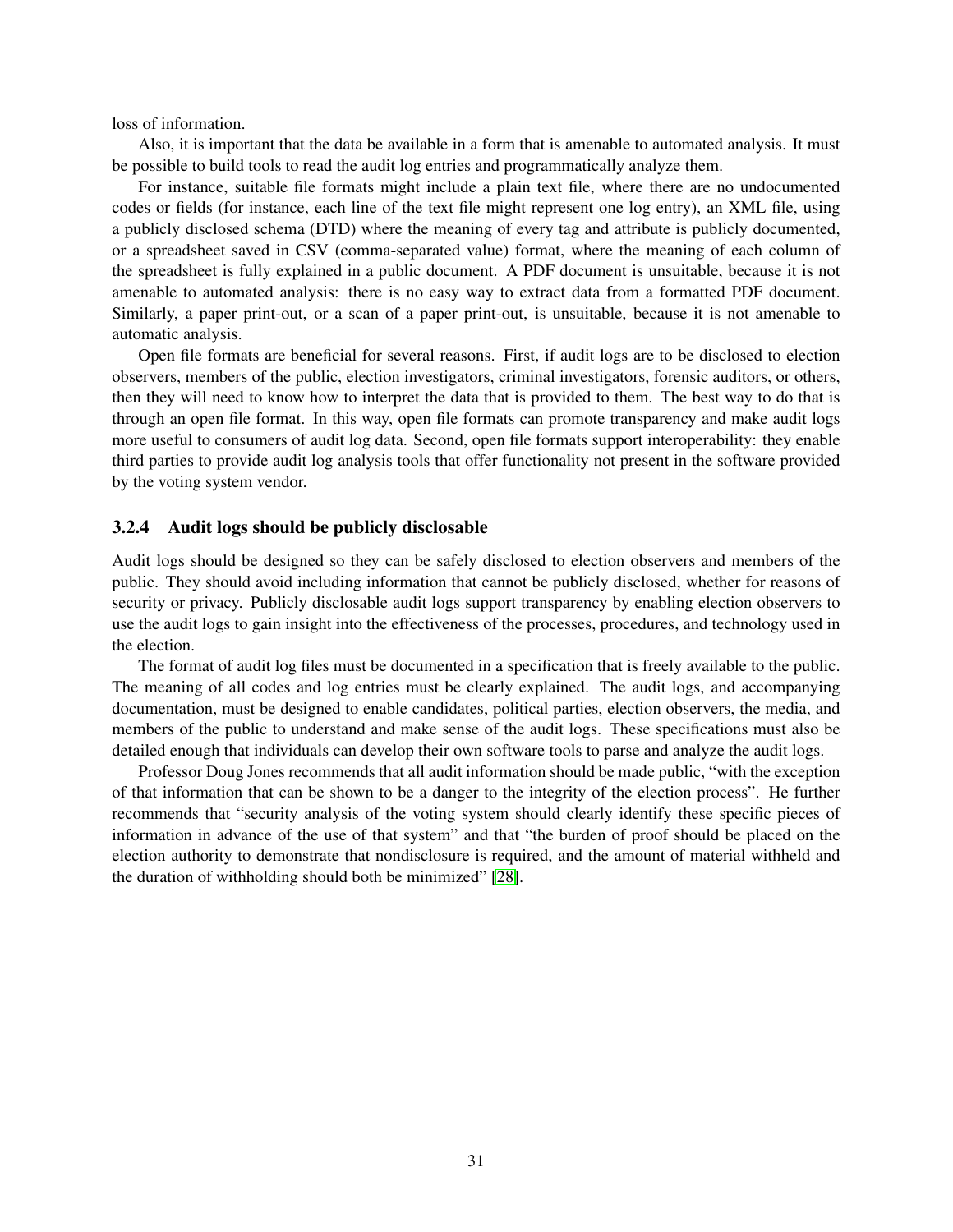loss of information.

Also, it is important that the data be available in a form that is amenable to automated analysis. It must be possible to build tools to read the audit log entries and programmatically analyze them.

For instance, suitable file formats might include a plain text file, where there are no undocumented codes or fields (for instance, each line of the text file might represent one log entry), an XML file, using a publicly disclosed schema (DTD) where the meaning of every tag and attribute is publicly documented, or a spreadsheet saved in CSV (comma-separated value) format, where the meaning of each column of the spreadsheet is fully explained in a public document. A PDF document is unsuitable, because it is not amenable to automated analysis: there is no easy way to extract data from a formatted PDF document. Similarly, a paper print-out, or a scan of a paper print-out, is unsuitable, because it is not amenable to automatic analysis.

Open file formats are beneficial for several reasons. First, if audit logs are to be disclosed to election observers, members of the public, election investigators, criminal investigators, forensic auditors, or others, then they will need to know how to interpret the data that is provided to them. The best way to do that is through an open file format. In this way, open file formats can promote transparency and make audit logs more useful to consumers of audit log data. Second, open file formats support interoperability: they enable third parties to provide audit log analysis tools that offer functionality not present in the software provided by the voting system vendor.

### 3.2.4 Audit logs should be publicly disclosable

Audit logs should be designed so they can be safely disclosed to election observers and members of the public. They should avoid including information that cannot be publicly disclosed, whether for reasons of security or privacy. Publicly disclosable audit logs support transparency by enabling election observers to use the audit logs to gain insight into the effectiveness of the processes, procedures, and technology used in the election.

The format of audit log files must be documented in a specification that is freely available to the public. The meaning of all codes and log entries must be clearly explained. The audit logs, and accompanying documentation, must be designed to enable candidates, political parties, election observers, the media, and members of the public to understand and make sense of the audit logs. These specifications must also be detailed enough that individuals can develop their own software tools to parse and analyze the audit logs.

Professor Doug Jones recommends that all audit information should be made public, "with the exception of that information that can be shown to be a danger to the integrity of the election process". He further recommends that "security analysis of the voting system should clearly identify these specific pieces of information in advance of the use of that system" and that "the burden of proof should be placed on the election authority to demonstrate that nondisclosure is required, and the amount of material withheld and the duration of withholding should both be minimized" [28].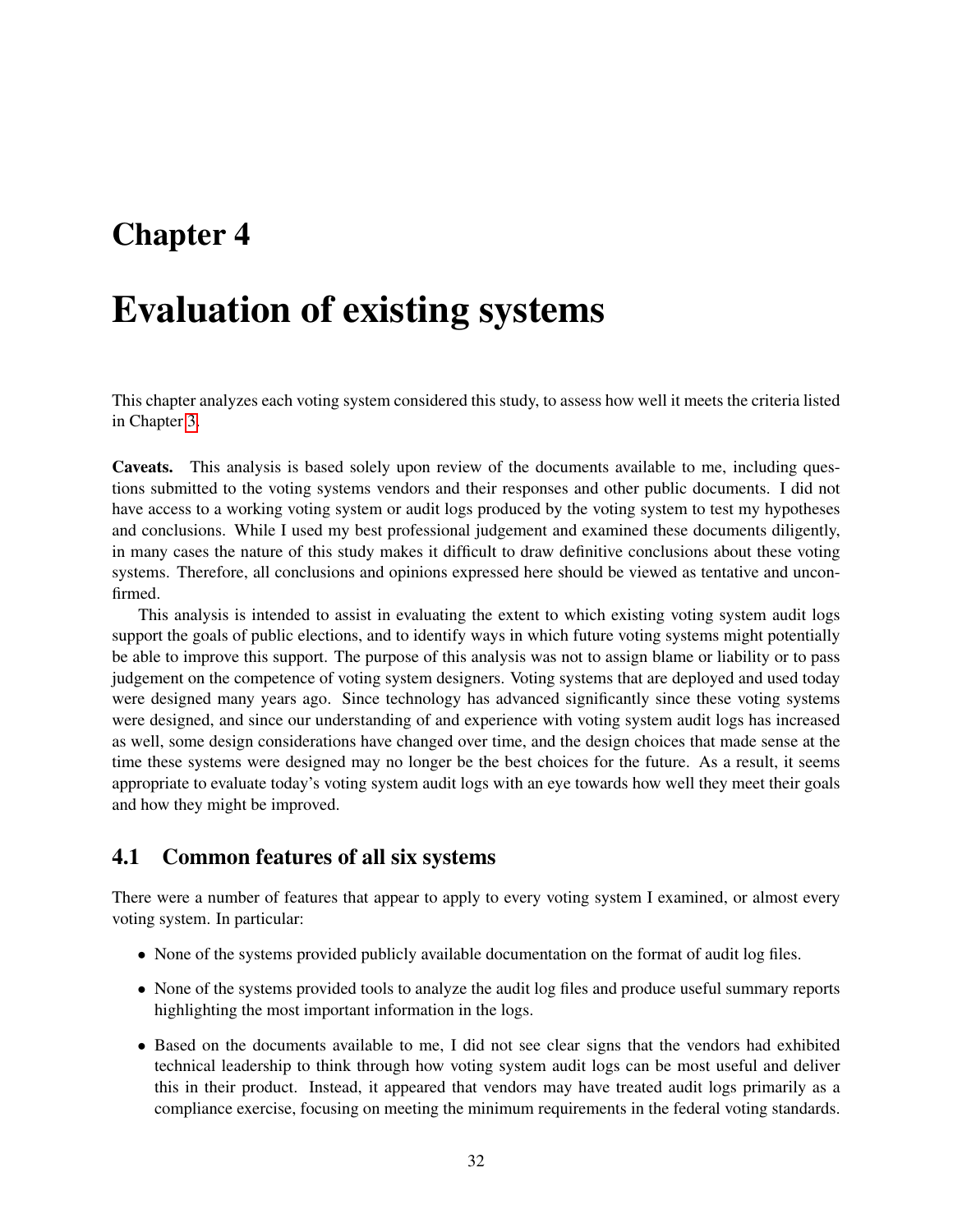# Chapter 4

# Evaluation of existing systems

This chapter analyzes each voting system considered this study, to assess how well it meets the criteria listed in Chapter 3.

**Caveats.** This analysis is based solely upon review of the documents available to me, including questions submitted to the voting systems vendors and their responses and other public documents. I did not have access to a working voting system or audit logs produced by the voting system to test my hypotheses and conclusions. While I used my best professional judgement and examined these documents diligently, in many cases the nature of this study makes it difficult to draw definitive conclusions about these voting systems. Therefore, all conclusions and opinions expressed here should be viewed as tentative and unconfirmed.

This analysis is intended to assist in evaluating the extent to which existing voting system audit logs support the goals of public elections, and to identify ways in which future voting systems might potentially be able to improve this support. The purpose of this analysis was not to assign blame or liability or to pass judgement on the competence of voting system designers. Voting systems that are deployed and used today were designed many years ago. Since technology has advanced significantly since these voting systems were designed, and since our understanding of and experience with voting system audit logs has increased as well, some design considerations have changed over time, and the design choices that made sense at the time these systems were designed may no longer be the best choices for the future. As a result, it seems appropriate to evaluate today's voting system audit logs with an eye towards how well they meet their goals and how they might be improved.

## 4.1 Common features of all six systems

There were a number of features that appear to apply to every voting system I examined, or almost every voting system. In particular:

- None of the systems provided publicly available documentation on the format of audit log files.
- None of the systems provided tools to analyze the audit log files and produce useful summary reports highlighting the most important information in the logs.
- Based on the documents available to me, I did not see clear signs that the vendors had exhibited technical leadership to think through how voting system audit logs can be most useful and deliver this in their product. Instead, it appeared that vendors may have treated audit logs primarily as a compliance exercise, focusing on meeting the minimum requirements in the federal voting standards.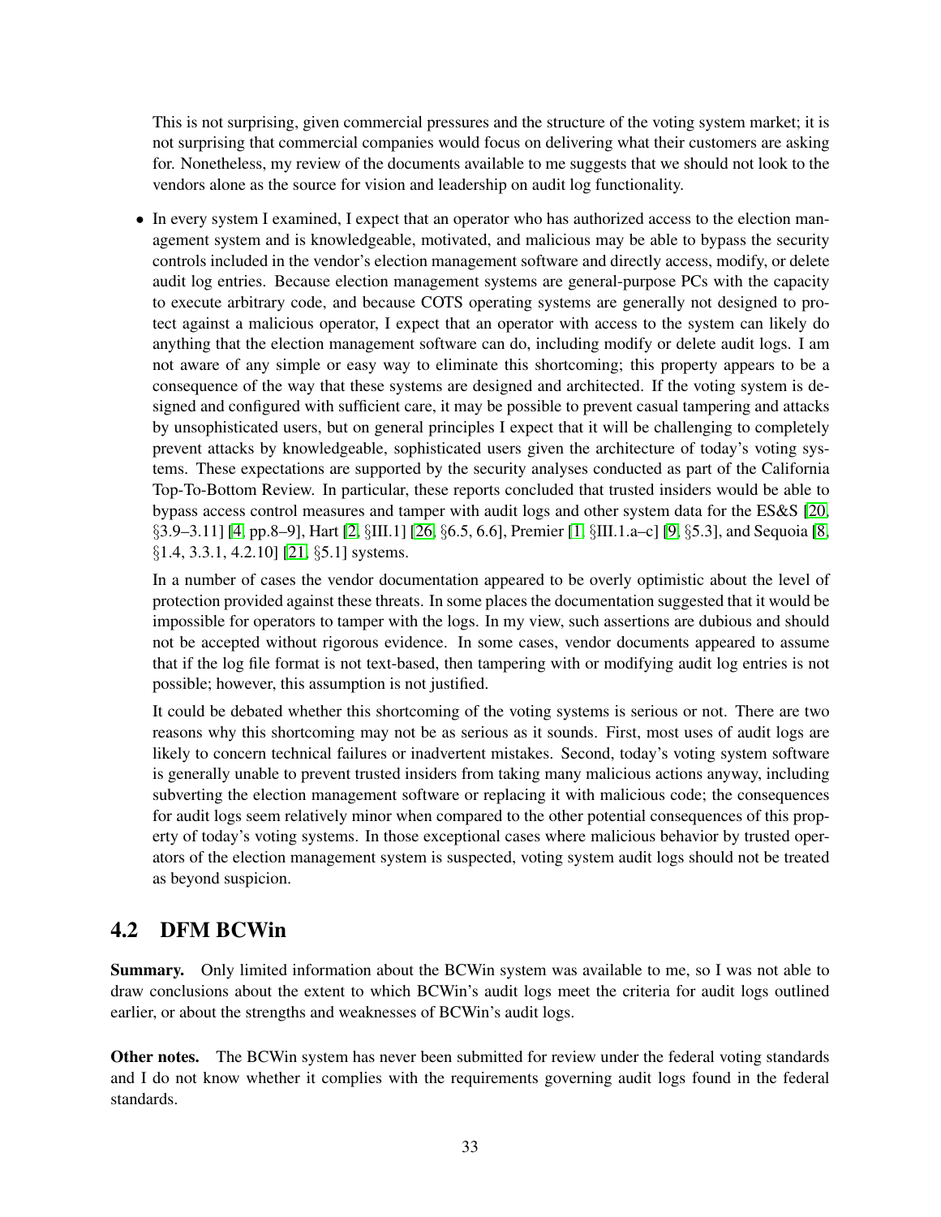This is not surprising, given commercial pressures and the structure of the voting system market; it is not surprising that commercial companies would focus on delivering what their customers are asking for. Nonetheless, my review of the documents available to me suggests that we should not look to the vendors alone as the source for vision and leadership on audit log functionality.

- In every system I examined, I expect that an operator who has authorized access to the election management system and is knowledgeable, motivated, and malicious may be able to bypass the security controls included in the vendor's election management software and directly access, modify, or delete audit log entries. Because election management systems are general-purpose PCs with the capacity to execute arbitrary code, and because COTS operating systems are generally not designed to protect against a malicious operator, I expect that an operator with access to the system can likely do anything that the election management software can do, including modify or delete audit logs. I am not aware of any simple or easy way to eliminate this shortcoming; this property appears to be a consequence of the way that these systems are designed and architected. If the voting system is designed and configured with sufficient care, it may be possible to prevent casual tampering and attacks by unsophisticated users, but on general principles I expect that it will be challenging to completely prevent attacks by knowledgeable, sophisticated users given the architecture of today's voting systems. These expectations are supported by the security analyses conducted as part of the California Top-To-Bottom Review. In particular, these reports concluded that trusted insiders would be able to bypass access control measures and tamper with audit logs and other system data for the ES&S [20, §3.9–3.11] [4, pp.8–9], Hart [2, §III.1] [26, §6.5, 6.6], Premier [1, §III.1.a–c] [9, §5.3], and Sequoia [8, §1.4, 3.3.1, 4.2.10] [21, §5.1] systems.

  In a number of cases the vendor documentation appeared to be overly optimistic about the level of protection provided against these threats. In some places the documentation suggested that it would be impossible for operators to tamper with the logs. In my view, such assertions are dubious and should not be accepted without rigorous evidence. In some cases, vendor documents appeared to assume that if the log file format is not text-based, then tampering with or modifying audit log entries is not possible; however, this assumption is not justified.

  It could be debated whether this shortcoming of the voting systems is serious or not. There are two reasons why this shortcoming may not be as serious as it sounds. First, most uses of audit logs are likely to concern technical failures or inadvertent mistakes. Second, today's voting system software is generally unable to prevent trusted insiders from taking many malicious actions anyway, including subverting the election management software or replacing it with malicious code; the consequences for audit logs seem relatively minor when compared to the other potential consequences of this property of today's voting systems. In those exceptional cases where malicious behavior by trusted operators of the election management system is suspected, voting system audit logs should not be treated as beyond suspicion.

## 4.2 DFM BCWin

**Summary.** Only limited information about the BCWin system was available to me, so I was not able to draw conclusions about the extent to which BCWin's audit logs meet the criteria for audit logs outlined earlier, or about the strengths and weaknesses of BCWin's audit logs.

**Other notes.** The BCWin system has never been submitted for review under the federal voting standards and I do not know whether it complies with the requirements governing audit logs found in the federal standards.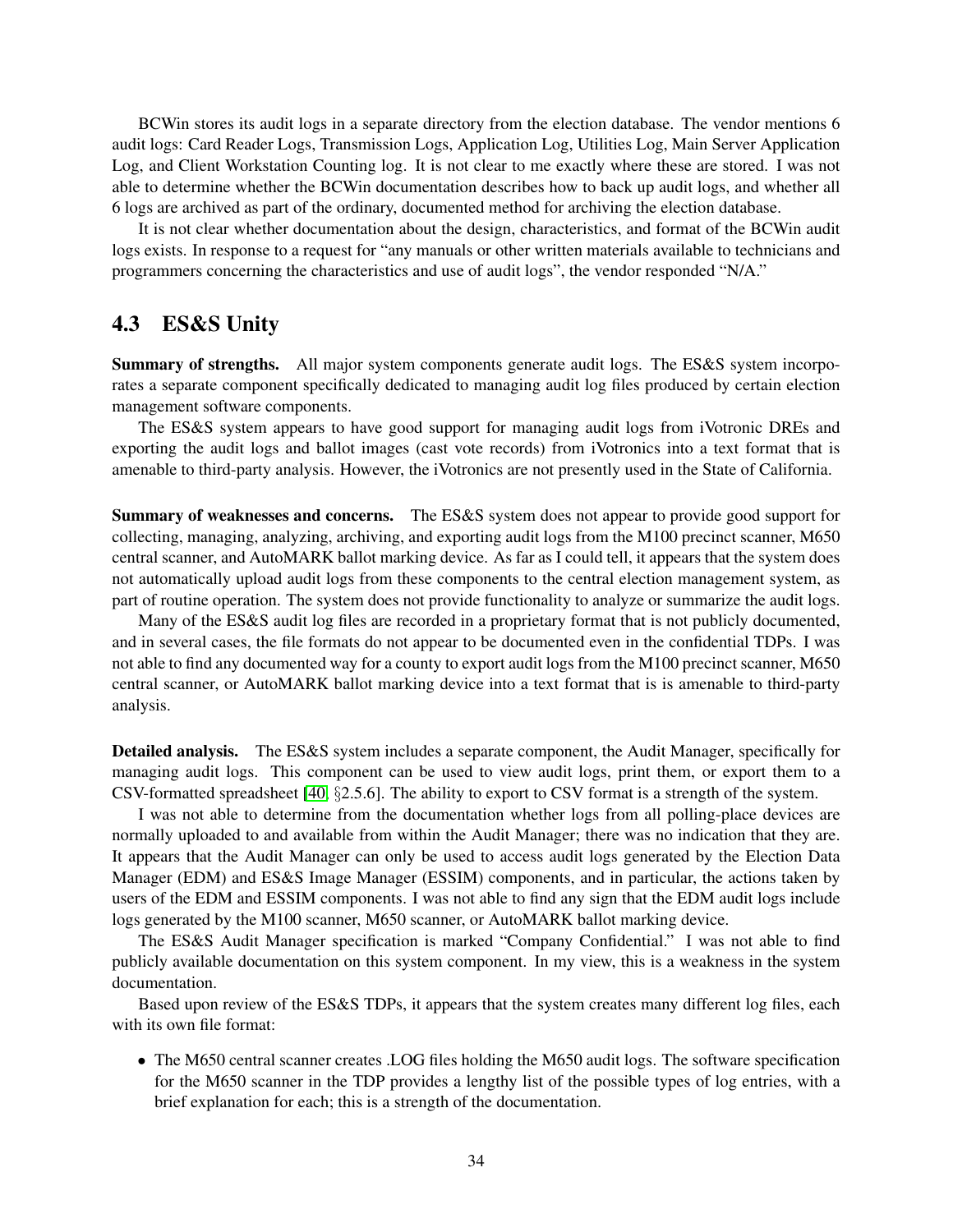BCWin stores its audit logs in a separate directory from the election database. The vendor mentions 6 audit logs: Card Reader Logs, Transmission Logs, Application Log, Utilities Log, Main Server Application Log, and Client Workstation Counting log. It is not clear to me exactly where these are stored. I was not able to determine whether the BCWin documentation describes how to back up audit logs, and whether all 6 logs are archived as part of the ordinary, documented method for archiving the election database.

It is not clear whether documentation about the design, characteristics, and format of the BCWin audit logs exists. In response to a request for "any manuals or other written materials available to technicians and programmers concerning the characteristics and use of audit logs", the vendor responded "N/A."

## 4.3 ES&S Unity

**Summary of strengths.** All major system components generate audit logs. The ES&S system incorporates a separate component specifically dedicated to managing audit log files produced by certain election management software components.

The ES&S system appears to have good support for managing audit logs from iVotronic DREs and exporting the audit logs and ballot images (cast vote records) from iVotronics into a text format that is amenable to third-party analysis. However, the iVotronics are not presently used in the State of California.

**Summary of weaknesses and concerns.** The ES&S system does not appear to provide good support for collecting, managing, analyzing, archiving, and exporting audit logs from the M100 precinct scanner, M650 central scanner, and AutoMARK ballot marking device. As far as I could tell, it appears that the system does not automatically upload audit logs from these components to the central election management system, as part of routine operation. The system does not provide functionality to analyze or summarize the audit logs.

Many of the ES&S audit log files are recorded in a proprietary format that is not publicly documented, and in several cases, the file formats do not appear to be documented even in the confidential TDPs. I was not able to find any documented way for a county to export audit logs from the M100 precinct scanner, M650 central scanner, or AutoMARK ballot marking device into a text format that is is amenable to third-party analysis.

**Detailed analysis.** The ES&S system includes a separate component, the Audit Manager, specifically for managing audit logs. This component can be used to view audit logs, print them, or export them to a CSV-formatted spreadsheet [40, §2.5.6]. The ability to export to CSV format is a strength of the system.

I was not able to determine from the documentation whether logs from all polling-place devices are normally uploaded to and available from within the Audit Manager; there was no indication that they are. It appears that the Audit Manager can only be used to access audit logs generated by the Election Data Manager (EDM) and ES&S Image Manager (ESSIM) components, and in particular, the actions taken by users of the EDM and ESSIM components. I was not able to find any sign that the EDM audit logs include logs generated by the M100 scanner, M650 scanner, or AutoMARK ballot marking device.

The ES&S Audit Manager specification is marked "Company Confidential." I was not able to find publicly available documentation on this system component. In my view, this is a weakness in the system documentation.

Based upon review of the ES&S TDPs, it appears that the system creates many different log files, each with its own file format:

- The M650 central scanner creates .LOG files holding the M650 audit logs. The software specification for the M650 scanner in the TDP provides a lengthy list of the possible types of log entries, with a brief explanation for each; this is a strength of the documentation.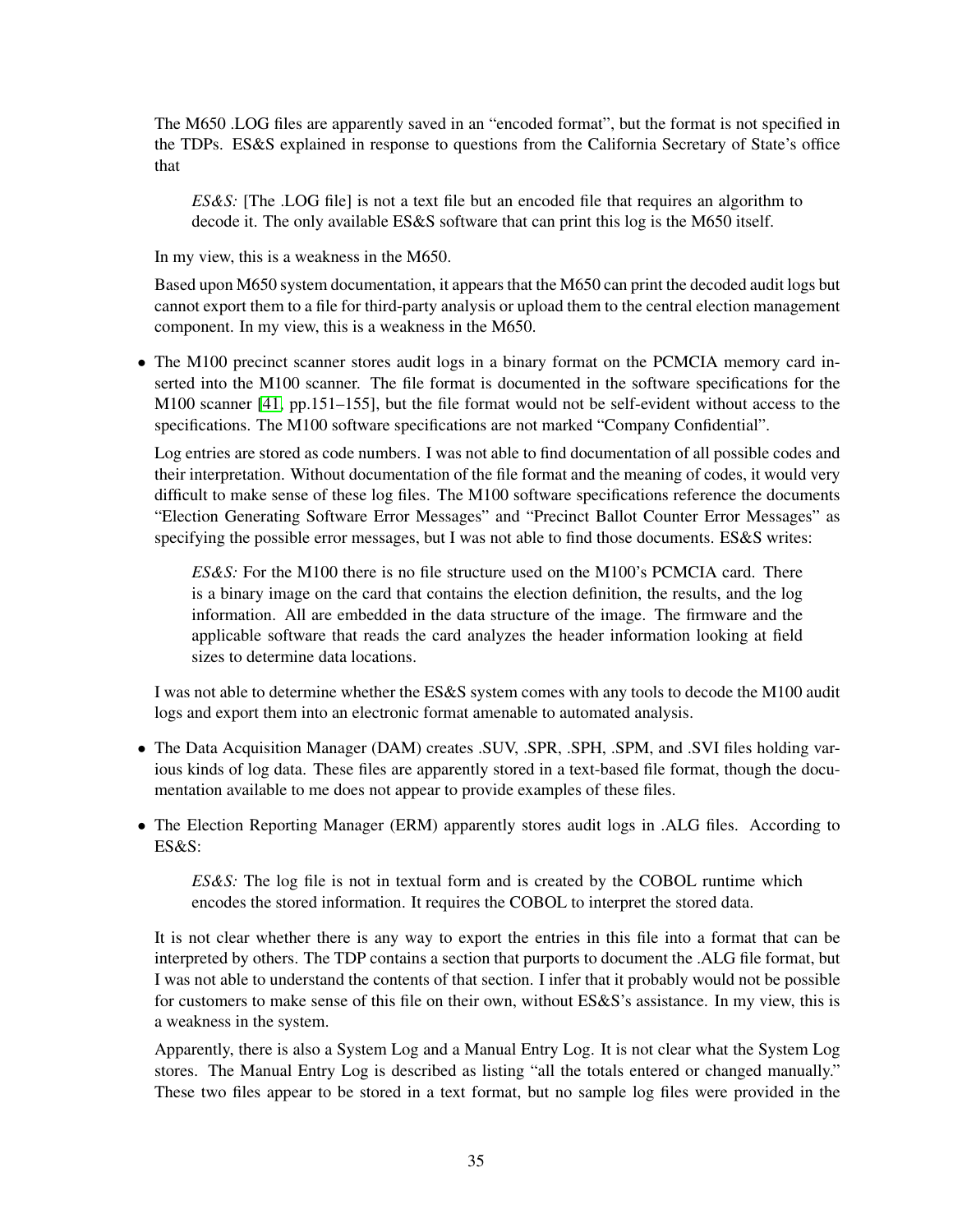The M650 .LOG files are apparently saved in an "encoded format", but the format is not specified in the TDPs. ES&S explained in response to questions from the California Secretary of State's office that

> *ES&S:* [The .LOG file] is not a text file but an encoded file that requires an algorithm to decode it. The only available ES&S software that can print this log is the M650 itself.

In my view, this is a weakness in the M650.

Based upon M650 system documentation, it appears that the M650 can print the decoded audit logs but cannot export them to a file for third-party analysis or upload them to the central election management component. In my view, this is a weakness in the M650.

- The M100 precinct scanner stores audit logs in a binary format on the PCMCIA memory card inserted into the M100 scanner. The file format is documented in the software specifications for the M100 scanner [41, pp.151–155], but the file format would not be self-evident without access to the specifications. The M100 software specifications are not marked "Company Confidential".

  Log entries are stored as code numbers. I was not able to find documentation of all possible codes and their interpretation. Without documentation of the file format and the meaning of codes, it would very difficult to make sense of these log files. The M100 software specifications reference the documents "Election Generating Software Error Messages" and "Precinct Ballot Counter Error Messages" as specifying the possible error messages, but I was not able to find those documents. ES&S writes:

  > *ES&S:* For the M100 there is no file structure used on the M100's PCMCIA card. There is a binary image on the card that contains the election definition, the results, and the log information. All are embedded in the data structure of the image. The firmware and the applicable software that reads the card analyzes the header information looking at field sizes to determine data locations.

  I was not able to determine whether the ES&S system comes with any tools to decode the M100 audit logs and export them into an electronic format amenable to automated analysis.

- The Data Acquisition Manager (DAM) creates .SUV, .SPR, .SPH, .SPM, and .SVI files holding various kinds of log data. These files are apparently stored in a text-based file format, though the documentation available to me does not appear to provide examples of these files.

- The Election Reporting Manager (ERM) apparently stores audit logs in .ALG files. According to ES&S:

  > *ES&S:* The log file is not in textual form and is created by the COBOL runtime which encodes the stored information. It requires the COBOL to interpret the stored data.

  It is not clear whether there is any way to export the entries in this file into a format that can be interpreted by others. The TDP contains a section that purports to document the .ALG file format, but I was not able to understand the contents of that section. I infer that it probably would not be possible for customers to make sense of this file on their own, without ES&S's assistance. In my view, this is a weakness in the system.

  Apparently, there is also a System Log and a Manual Entry Log. It is not clear what the System Log stores. The Manual Entry Log is described as listing "all the totals entered or changed manually." These two files appear to be stored in a text format, but no sample log files were provided in the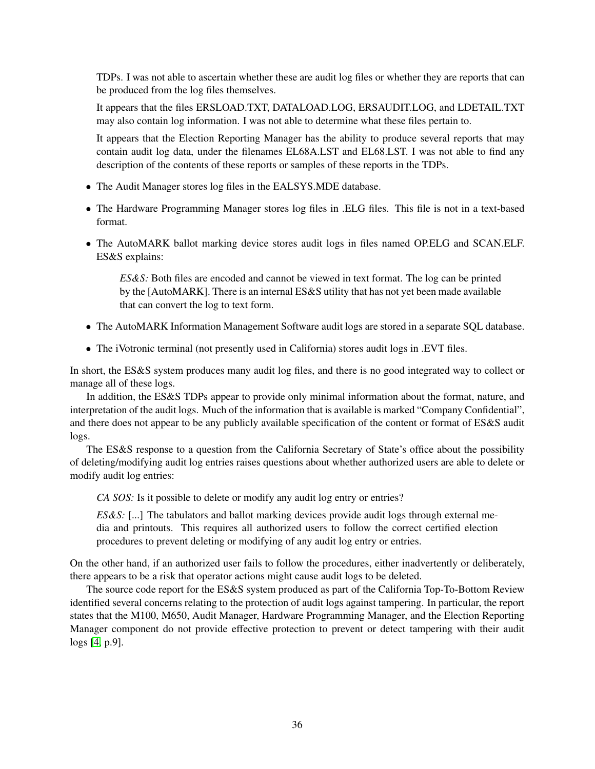TDPs. I was not able to ascertain whether these are audit log files or whether they are reports that can be produced from the log files themselves.

It appears that the files ERSLOAD.TXT, DATALOAD.LOG, ERSAUDIT.LOG, and LDETAIL.TXT may also contain log information. I was not able to determine what these files pertain to.

It appears that the Election Reporting Manager has the ability to produce several reports that may contain audit log data, under the filenames EL68A.LST and EL68.LST. I was not able to find any description of the contents of these reports or samples of these reports in the TDPs.

- The Audit Manager stores log files in the EALSYS.MDE database.
- The Hardware Programming Manager stores log files in .ELG files. This file is not in a text-based format.
- The AutoMARK ballot marking device stores audit logs in files named OP.ELG and SCAN.ELF. ES&S explains:

  > *ES&S:* Both files are encoded and cannot be viewed in text format. The log can be printed by the [AutoMARK]. There is an internal ES&S utility that has not yet been made available that can convert the log to text form.

- The AutoMARK Information Management Software audit logs are stored in a separate SQL database.
- The iVotronic terminal (not presently used in California) stores audit logs in .EVT files.

In short, the ES&S system produces many audit log files, and there is no good integrated way to collect or manage all of these logs.

In addition, the ES&S TDPs appear to provide only minimal information about the format, nature, and interpretation of the audit logs. Much of the information that is available is marked "Company Confidential", and there does not appear to be any publicly available specification of the content or format of ES&S audit logs.

The ES&S response to a question from the California Secretary of State's office about the possibility of deleting/modifying audit log entries raises questions about whether authorized users are able to delete or modify audit log entries:

> *CA SOS:* Is it possible to delete or modify any audit log entry or entries?
>
> *ES&S:* [...] The tabulators and ballot marking devices provide audit logs through external media and printouts. This requires all authorized users to follow the correct certified election procedures to prevent deleting or modifying of any audit log entry or entries.

On the other hand, if an authorized user fails to follow the procedures, either inadvertently or deliberately, there appears to be a risk that operator actions might cause audit logs to be deleted.

The source code report for the ES&S system produced as part of the California Top-To-Bottom Review identified several concerns relating to the protection of audit logs against tampering. In particular, the report states that the M100, M650, Audit Manager, Hardware Programming Manager, and the Election Reporting Manager component do not provide effective protection to prevent or detect tampering with their audit logs [4, p.9].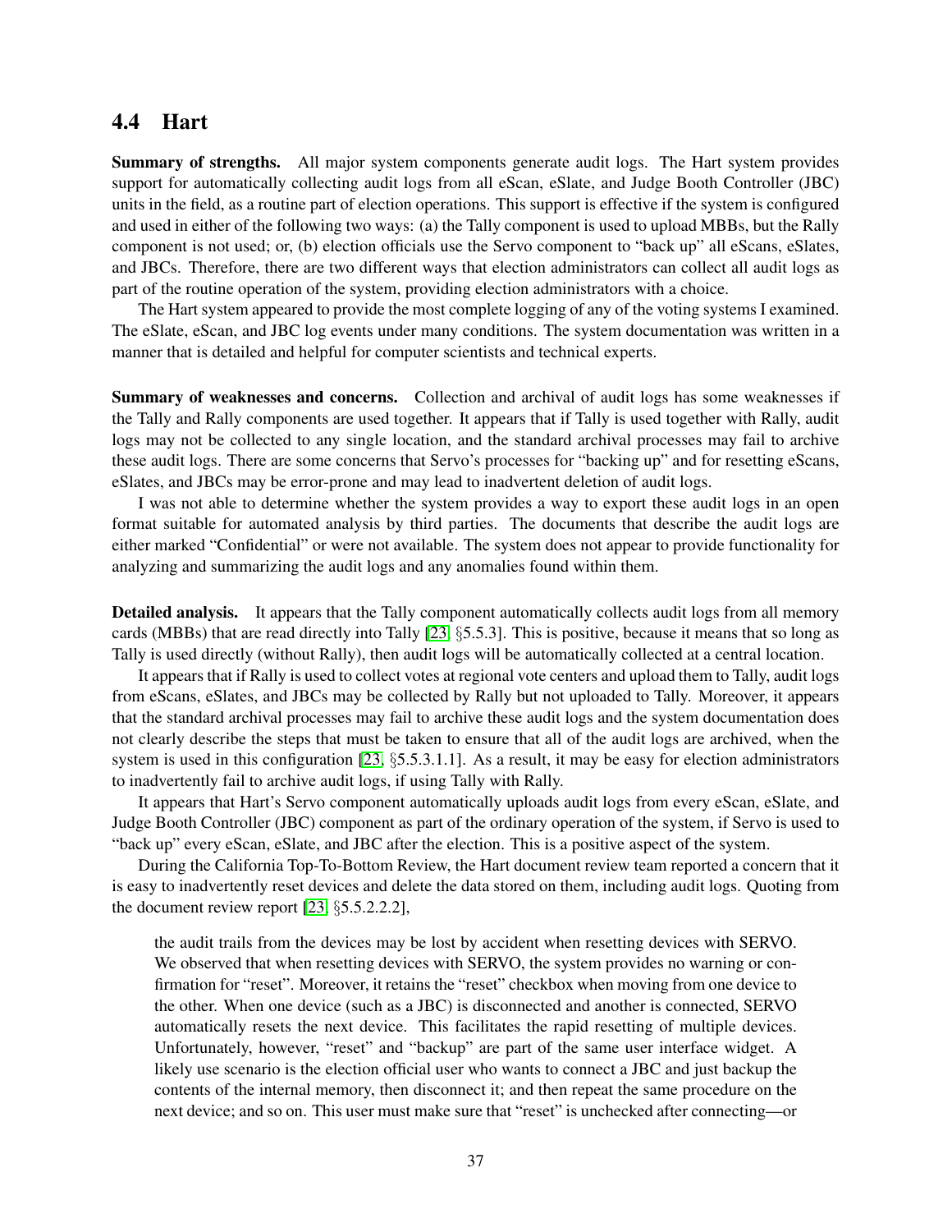## 4.4 Hart

**Summary of strengths.** All major system components generate audit logs. The Hart system provides support for automatically collecting audit logs from all eScan, eSlate, and Judge Booth Controller (JBC) units in the field, as a routine part of election operations. This support is effective if the system is configured and used in either of the following two ways: (a) the Tally component is used to upload MBBs, but the Rally component is not used; or, (b) election officials use the Servo component to "back up" all eScans, eSlates, and JBCs. Therefore, there are two different ways that election administrators can collect all audit logs as part of the routine operation of the system, providing election administrators with a choice.

The Hart system appeared to provide the most complete logging of any of the voting systems I examined. The eSlate, eScan, and JBC log events under many conditions. The system documentation was written in a manner that is detailed and helpful for computer scientists and technical experts.

**Summary of weaknesses and concerns.** Collection and archival of audit logs has some weaknesses if the Tally and Rally components are used together. It appears that if Tally is used together with Rally, audit logs may not be collected to any single location, and the standard archival processes may fail to archive these audit logs. There are some concerns that Servo's processes for "backing up" and for resetting eScans, eSlates, and JBCs may be error-prone and may lead to inadvertent deletion of audit logs.

I was not able to determine whether the system provides a way to export these audit logs in an open format suitable for automated analysis by third parties. The documents that describe the audit logs are either marked "Confidential" or were not available. The system does not appear to provide functionality for analyzing and summarizing the audit logs and any anomalies found within them.

**Detailed analysis.** It appears that the Tally component automatically collects audit logs from all memory cards (MBBs) that are read directly into Tally [23, §5.5.3]. This is positive, because it means that so long as Tally is used directly (without Rally), then audit logs will be automatically collected at a central location.

It appears that if Rally is used to collect votes at regional vote centers and upload them to Tally, audit logs from eScans, eSlates, and JBCs may be collected by Rally but not uploaded to Tally. Moreover, it appears that the standard archival processes may fail to archive these audit logs and the system documentation does not clearly describe the steps that must be taken to ensure that all of the audit logs are archived, when the system is used in this configuration [23, §5.5.3.1.1]. As a result, it may be easy for election administrators to inadvertently fail to archive audit logs, if using Tally with Rally.

It appears that Hart's Servo component automatically uploads audit logs from every eScan, eSlate, and Judge Booth Controller (JBC) component as part of the ordinary operation of the system, if Servo is used to "back up" every eScan, eSlate, and JBC after the election. This is a positive aspect of the system.

During the California Top-To-Bottom Review, the Hart document review team reported a concern that it is easy to inadvertently reset devices and delete the data stored on them, including audit logs. Quoting from the document review report [23, §5.5.2.2.2],

> the audit trails from the devices may be lost by accident when resetting devices with SERVO. We observed that when resetting devices with SERVO, the system provides no warning or confirmation for "reset". Moreover, it retains the "reset" checkbox when moving from one device to the other. When one device (such as a JBC) is disconnected and another is connected, SERVO automatically resets the next device. This facilitates the rapid resetting of multiple devices. Unfortunately, however, "reset" and "backup" are part of the same user interface widget. A likely use scenario is the election official user who wants to connect a JBC and just backup the contents of the internal memory, then disconnect it; and then repeat the same procedure on the next device; and so on. This user must make sure that "reset" is unchecked after connecting—or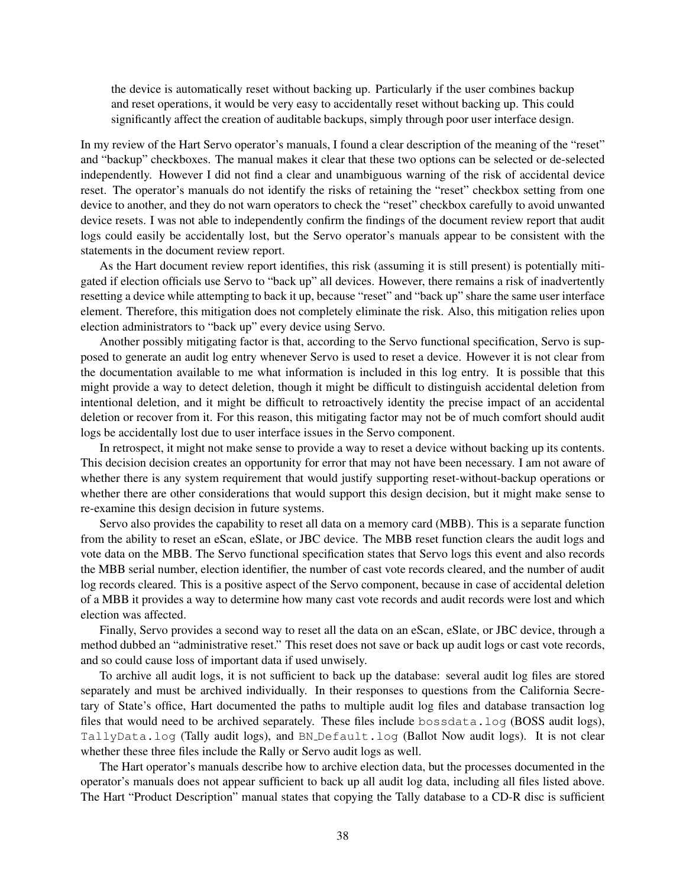> the device is automatically reset without backing up. Particularly if the user combines backup and reset operations, it would be very easy to accidentally reset without backing up. This could significantly affect the creation of auditable backups, simply through poor user interface design.

In my review of the Hart Servo operator's manuals, I found a clear description of the meaning of the "reset" and "backup" checkboxes. The manual makes it clear that these two options can be selected or de-selected independently. However I did not find a clear and unambiguous warning of the risk of accidental device reset. The operator's manuals do not identify the risks of retaining the "reset" checkbox setting from one device to another, and they do not warn operators to check the "reset" checkbox carefully to avoid unwanted device resets. I was not able to independently confirm the findings of the document review report that audit logs could easily be accidentally lost, but the Servo operator's manuals appear to be consistent with the statements in the document review report.

As the Hart document review report identifies, this risk (assuming it is still present) is potentially mitigated if election officials use Servo to "back up" all devices. However, there remains a risk of inadvertently resetting a device while attempting to back it up, because "reset" and "back up" share the same user interface element. Therefore, this mitigation does not completely eliminate the risk. Also, this mitigation relies upon election administrators to "back up" every device using Servo.

Another possibly mitigating factor is that, according to the Servo functional specification, Servo is supposed to generate an audit log entry whenever Servo is used to reset a device. However it is not clear from the documentation available to me what information is included in this log entry. It is possible that this might provide a way to detect deletion, though it might be difficult to distinguish accidental deletion from intentional deletion, and it might be difficult to retroactively identity the precise impact of an accidental deletion or recover from it. For this reason, this mitigating factor may not be of much comfort should audit logs be accidentally lost due to user interface issues in the Servo component.

In retrospect, it might not make sense to provide a way to reset a device without backing up its contents. This decision decision creates an opportunity for error that may not have been necessary. I am not aware of whether there is any system requirement that would justify supporting reset-without-backup operations or whether there are other considerations that would support this design decision, but it might make sense to re-examine this design decision in future systems.

Servo also provides the capability to reset all data on a memory card (MBB). This is a separate function from the ability to reset an eScan, eSlate, or JBC device. The MBB reset function clears the audit logs and vote data on the MBB. The Servo functional specification states that Servo logs this event and also records the MBB serial number, election identifier, the number of cast vote records cleared, and the number of audit log records cleared. This is a positive aspect of the Servo component, because in case of accidental deletion of a MBB it provides a way to determine how many cast vote records and audit records were lost and which election was affected.

Finally, Servo provides a second way to reset all the data on an eScan, eSlate, or JBC device, through a method dubbed an "administrative reset." This reset does not save or back up audit logs or cast vote records, and so could cause loss of important data if used unwisely.

To archive all audit logs, it is not sufficient to back up the database: several audit log files are stored separately and must be archived individually. In their responses to questions from the California Secretary of State's office, Hart documented the paths to multiple audit log files and database transaction log files that would need to be archived separately. These files include `bossdata.log` (BOSS audit logs), `TallyData.log` (Tally audit logs), and `BN_Default.log` (Ballot Now audit logs). It is not clear whether these three files include the Rally or Servo audit logs as well.

The Hart operator's manuals describe how to archive election data, but the processes documented in the operator's manuals does not appear sufficient to back up all audit log data, including all files listed above. The Hart "Product Description" manual states that copying the Tally database to a CD-R disc is sufficient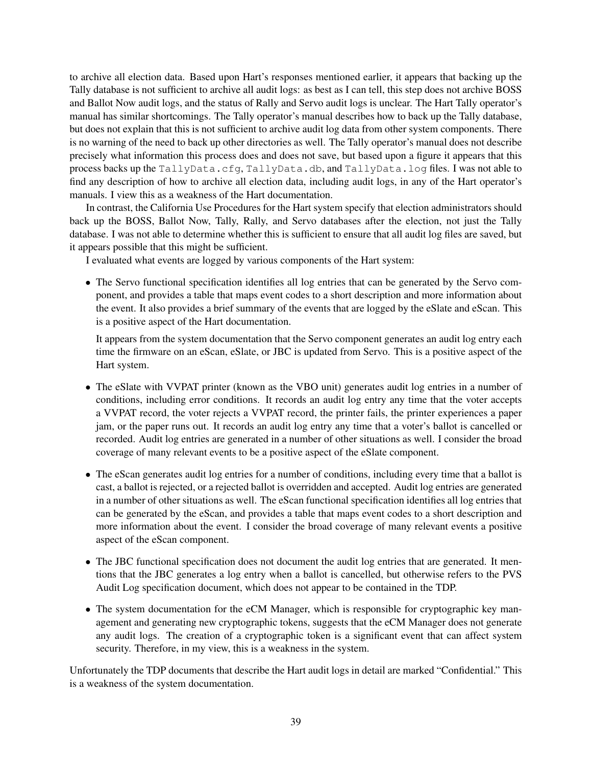to archive all election data. Based upon Hart's responses mentioned earlier, it appears that backing up the Tally database is not sufficient to archive all audit logs: as best as I can tell, this step does not archive BOSS and Ballot Now audit logs, and the status of Rally and Servo audit logs is unclear. The Hart Tally operator's manual has similar shortcomings. The Tally operator's manual describes how to back up the Tally database, but does not explain that this is not sufficient to archive audit log data from other system components. There is no warning of the need to back up other directories as well. The Tally operator's manual does not describe precisely what information this process does and does not save, but based upon a figure it appears that this process backs up the `TallyData.cfg`, `TallyData.db`, and `TallyData.log` files. I was not able to find any description of how to archive all election data, including audit logs, in any of the Hart operator's manuals. I view this as a weakness of the Hart documentation.

In contrast, the California Use Procedures for the Hart system specify that election administrators should back up the BOSS, Ballot Now, Tally, Rally, and Servo databases after the election, not just the Tally database. I was not able to determine whether this is sufficient to ensure that all audit log files are saved, but it appears possible that this might be sufficient.

I evaluated what events are logged by various components of the Hart system:

- The Servo functional specification identifies all log entries that can be generated by the Servo component, and provides a table that maps event codes to a short description and more information about the event. It also provides a brief summary of the events that are logged by the eSlate and eScan. This is a positive aspect of the Hart documentation.

  It appears from the system documentation that the Servo component generates an audit log entry each time the firmware on an eScan, eSlate, or JBC is updated from Servo. This is a positive aspect of the Hart system.

- The eSlate with VVPAT printer (known as the VBO unit) generates audit log entries in a number of conditions, including error conditions. It records an audit log entry any time that the voter accepts a VVPAT record, the voter rejects a VVPAT record, the printer fails, the printer experiences a paper jam, or the paper runs out. It records an audit log entry any time that a voter's ballot is cancelled or recorded. Audit log entries are generated in a number of other situations as well. I consider the broad coverage of many relevant events to be a positive aspect of the eSlate component.

- The eScan generates audit log entries for a number of conditions, including every time that a ballot is cast, a ballot is rejected, or a rejected ballot is overridden and accepted. Audit log entries are generated in a number of other situations as well. The eScan functional specification identifies all log entries that can be generated by the eScan, and provides a table that maps event codes to a short description and more information about the event. I consider the broad coverage of many relevant events a positive aspect of the eScan component.

- The JBC functional specification does not document the audit log entries that are generated. It mentions that the JBC generates a log entry when a ballot is cancelled, but otherwise refers to the PVS Audit Log specification document, which does not appear to be contained in the TDP.

- The system documentation for the eCM Manager, which is responsible for cryptographic key management and generating new cryptographic tokens, suggests that the eCM Manager does not generate any audit logs. The creation of a cryptographic token is a significant event that can affect system security. Therefore, in my view, this is a weakness in the system.

Unfortunately the TDP documents that describe the Hart audit logs in detail are marked "Confidential." This is a weakness of the system documentation.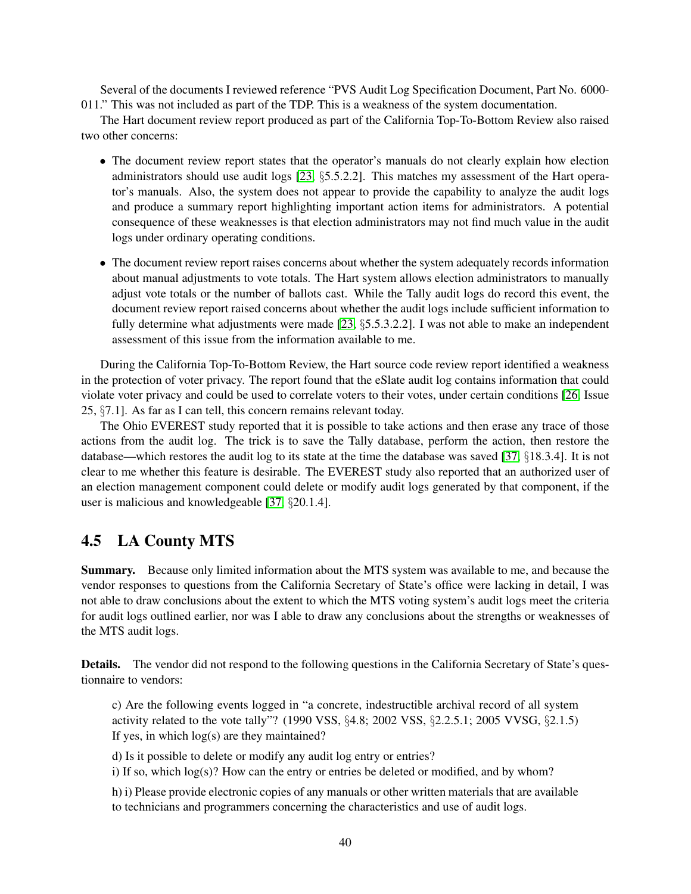Several of the documents I reviewed reference "PVS Audit Log Specification Document, Part No. 6000-011." This was not included as part of the TDP. This is a weakness of the system documentation.

The Hart document review report produced as part of the California Top-To-Bottom Review also raised two other concerns:

- The document review report states that the operator's manuals do not clearly explain how election administrators should use audit logs [23, §5.5.2.2]. This matches my assessment of the Hart operator's manuals. Also, the system does not appear to provide the capability to analyze the audit logs and produce a summary report highlighting important action items for administrators. A potential consequence of these weaknesses is that election administrators may not find much value in the audit logs under ordinary operating conditions.

- The document review report raises concerns about whether the system adequately records information about manual adjustments to vote totals. The Hart system allows election administrators to manually adjust vote totals or the number of ballots cast. While the Tally audit logs do record this event, the document review report raised concerns about whether the audit logs include sufficient information to fully determine what adjustments were made [23, §5.5.3.2.2]. I was not able to make an independent assessment of this issue from the information available to me.

During the California Top-To-Bottom Review, the Hart source code review report identified a weakness in the protection of voter privacy. The report found that the eSlate audit log contains information that could violate voter privacy and could be used to correlate voters to their votes, under certain conditions [26, Issue 25, §7.1]. As far as I can tell, this concern remains relevant today.

The Ohio EVEREST study reported that it is possible to take actions and then erase any trace of those actions from the audit log. The trick is to save the Tally database, perform the action, then restore the database—which restores the audit log to its state at the time the database was saved [37, §18.3.4]. It is not clear to me whether this feature is desirable. The EVEREST study also reported that an authorized user of an election management component could delete or modify audit logs generated by that component, if the user is malicious and knowledgeable [37, §20.1.4].

## 4.5 LA County MTS

**Summary.** Because only limited information about the MTS system was available to me, and because the vendor responses to questions from the California Secretary of State's office were lacking in detail, I was not able to draw conclusions about the extent to which the MTS voting system's audit logs meet the criteria for audit logs outlined earlier, nor was I able to draw any conclusions about the strengths or weaknesses of the MTS audit logs.

**Details.** The vendor did not respond to the following questions in the California Secretary of State's questionnaire to vendors:

> c) Are the following events logged in "a concrete, indestructible archival record of all system activity related to the vote tally"? (1990 VSS, §4.8; 2002 VSS, §2.2.5.1; 2005 VVSG, §2.1.5) If yes, in which log(s) are they maintained?
>
> d) Is it possible to delete or modify any audit log entry or entries?
> i) If so, which log(s)? How can the entry or entries be deleted or modified, and by whom?
>
> h) i) Please provide electronic copies of any manuals or other written materials that are available to technicians and programmers concerning the characteristics and use of audit logs.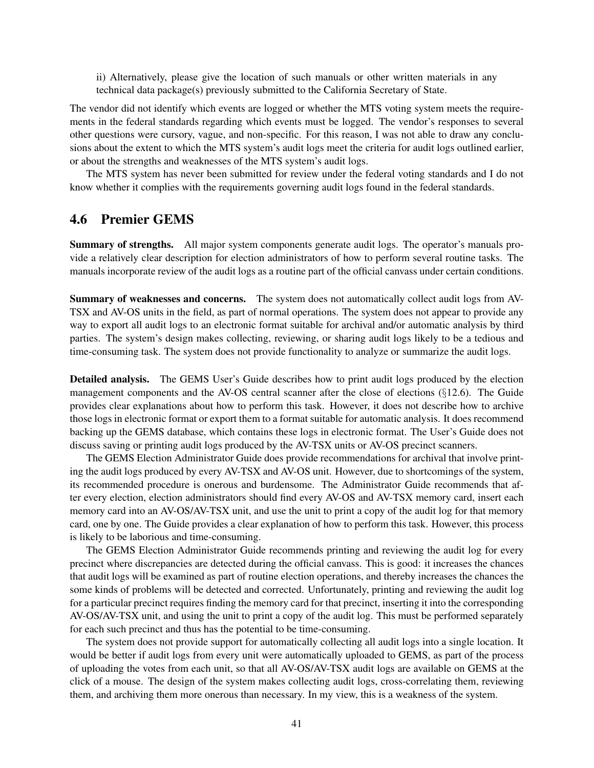ii) Alternatively, please give the location of such manuals or other written materials in any technical data package(s) previously submitted to the California Secretary of State.

The vendor did not identify which events are logged or whether the MTS voting system meets the requirements in the federal standards regarding which events must be logged. The vendor's responses to several other questions were cursory, vague, and non-specific. For this reason, I was not able to draw any conclusions about the extent to which the MTS system's audit logs meet the criteria for audit logs outlined earlier, or about the strengths and weaknesses of the MTS system's audit logs.

The MTS system has never been submitted for review under the federal voting standards and I do not know whether it complies with the requirements governing audit logs found in the federal standards.

## 4.6 Premier GEMS

**Summary of strengths.** All major system components generate audit logs. The operator's manuals provide a relatively clear description for election administrators of how to perform several routine tasks. The manuals incorporate review of the audit logs as a routine part of the official canvass under certain conditions.

**Summary of weaknesses and concerns.** The system does not automatically collect audit logs from AV-TSX and AV-OS units in the field, as part of normal operations. The system does not appear to provide any way to export all audit logs to an electronic format suitable for archival and/or automatic analysis by third parties. The system's design makes collecting, reviewing, or sharing audit logs likely to be a tedious and time-consuming task. The system does not provide functionality to analyze or summarize the audit logs.

**Detailed analysis.** The GEMS User's Guide describes how to print audit logs produced by the election management components and the AV-OS central scanner after the close of elections (§12.6). The Guide provides clear explanations about how to perform this task. However, it does not describe how to archive those logs in electronic format or export them to a format suitable for automatic analysis. It does recommend backing up the GEMS database, which contains these logs in electronic format. The User's Guide does not discuss saving or printing audit logs produced by the AV-TSX units or AV-OS precinct scanners.

The GEMS Election Administrator Guide does provide recommendations for archival that involve printing the audit logs produced by every AV-TSX and AV-OS unit. However, due to shortcomings of the system, its recommended procedure is onerous and burdensome. The Administrator Guide recommends that after every election, election administrators should find every AV-OS and AV-TSX memory card, insert each memory card into an AV-OS/AV-TSX unit, and use the unit to print a copy of the audit log for that memory card, one by one. The Guide provides a clear explanation of how to perform this task. However, this process is likely to be laborious and time-consuming.

The GEMS Election Administrator Guide recommends printing and reviewing the audit log for every precinct where discrepancies are detected during the official canvass. This is good: it increases the chances that audit logs will be examined as part of routine election operations, and thereby increases the chances the some kinds of problems will be detected and corrected. Unfortunately, printing and reviewing the audit log for a particular precinct requires finding the memory card for that precinct, inserting it into the corresponding AV-OS/AV-TSX unit, and using the unit to print a copy of the audit log. This must be performed separately for each such precinct and thus has the potential to be time-consuming.

The system does not provide support for automatically collecting all audit logs into a single location. It would be better if audit logs from every unit were automatically uploaded to GEMS, as part of the process of uploading the votes from each unit, so that all AV-OS/AV-TSX audit logs are available on GEMS at the click of a mouse. The design of the system makes collecting audit logs, cross-correlating them, reviewing them, and archiving them more onerous than necessary. In my view, this is a weakness of the system.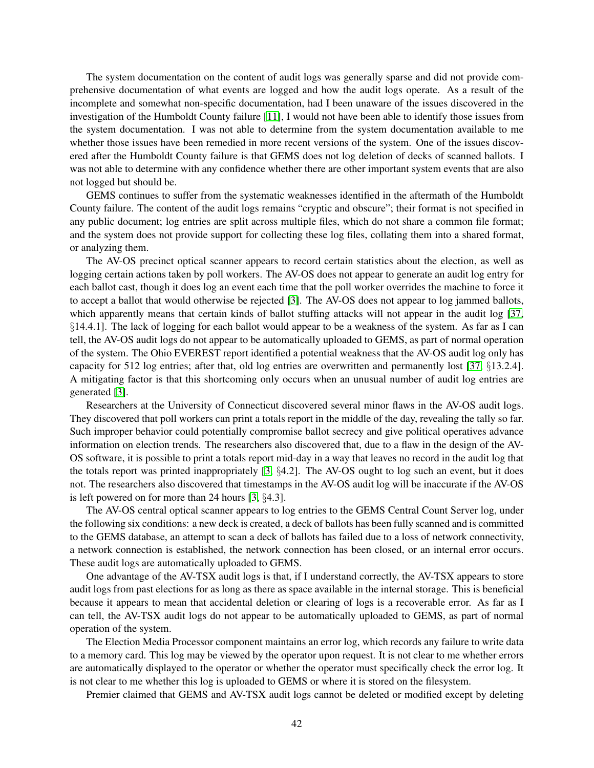The system documentation on the content of audit logs was generally sparse and did not provide comprehensive documentation of what events are logged and how the audit logs operate. As a result of the incomplete and somewhat non-specific documentation, had I been unaware of the issues discovered in the investigation of the Humboldt County failure [11], I would not have been able to identify those issues from the system documentation. I was not able to determine from the system documentation available to me whether those issues have been remedied in more recent versions of the system. One of the issues discovered after the Humboldt County failure is that GEMS does not log deletion of decks of scanned ballots. I was not able to determine with any confidence whether there are other important system events that are also not logged but should be.

GEMS continues to suffer from the systematic weaknesses identified in the aftermath of the Humboldt County failure. The content of the audit logs remains "cryptic and obscure"; their format is not specified in any public document; log entries are split across multiple files, which do not share a common file format; and the system does not provide support for collecting these log files, collating them into a shared format, or analyzing them.

The AV-OS precinct optical scanner appears to record certain statistics about the election, as well as logging certain actions taken by poll workers. The AV-OS does not appear to generate an audit log entry for each ballot cast, though it does log an event each time that the poll worker overrides the machine to force it to accept a ballot that would otherwise be rejected [3]. The AV-OS does not appear to log jammed ballots, which apparently means that certain kinds of ballot stuffing attacks will not appear in the audit log [37, §14.4.1]. The lack of logging for each ballot would appear to be a weakness of the system. As far as I can tell, the AV-OS audit logs do not appear to be automatically uploaded to GEMS, as part of normal operation of the system. The Ohio EVEREST report identified a potential weakness that the AV-OS audit log only has capacity for 512 log entries; after that, old log entries are overwritten and permanently lost [37, §13.2.4]. A mitigating factor is that this shortcoming only occurs when an unusual number of audit log entries are generated [3].

Researchers at the University of Connecticut discovered several minor flaws in the AV-OS audit logs. They discovered that poll workers can print a totals report in the middle of the day, revealing the tally so far. Such improper behavior could potentially compromise ballot secrecy and give political operatives advance information on election trends. The researchers also discovered that, due to a flaw in the design of the AV-OS software, it is possible to print a totals report mid-day in a way that leaves no record in the audit log that the totals report was printed inappropriately [3, §4.2]. The AV-OS ought to log such an event, but it does not. The researchers also discovered that timestamps in the AV-OS audit log will be inaccurate if the AV-OS is left powered on for more than 24 hours [3, §4.3].

The AV-OS central optical scanner appears to log entries to the GEMS Central Count Server log, under the following six conditions: a new deck is created, a deck of ballots has been fully scanned and is committed to the GEMS database, an attempt to scan a deck of ballots has failed due to a loss of network connectivity, a network connection is established, the network connection has been closed, or an internal error occurs. These audit logs are automatically uploaded to GEMS.

One advantage of the AV-TSX audit logs is that, if I understand correctly, the AV-TSX appears to store audit logs from past elections for as long as there as space available in the internal storage. This is beneficial because it appears to mean that accidental deletion or clearing of logs is a recoverable error. As far as I can tell, the AV-TSX audit logs do not appear to be automatically uploaded to GEMS, as part of normal operation of the system.

The Election Media Processor component maintains an error log, which records any failure to write data to a memory card. This log may be viewed by the operator upon request. It is not clear to me whether errors are automatically displayed to the operator or whether the operator must specifically check the error log. It is not clear to me whether this log is uploaded to GEMS or where it is stored on the filesystem.

Premier claimed that GEMS and AV-TSX audit logs cannot be deleted or modified except by deleting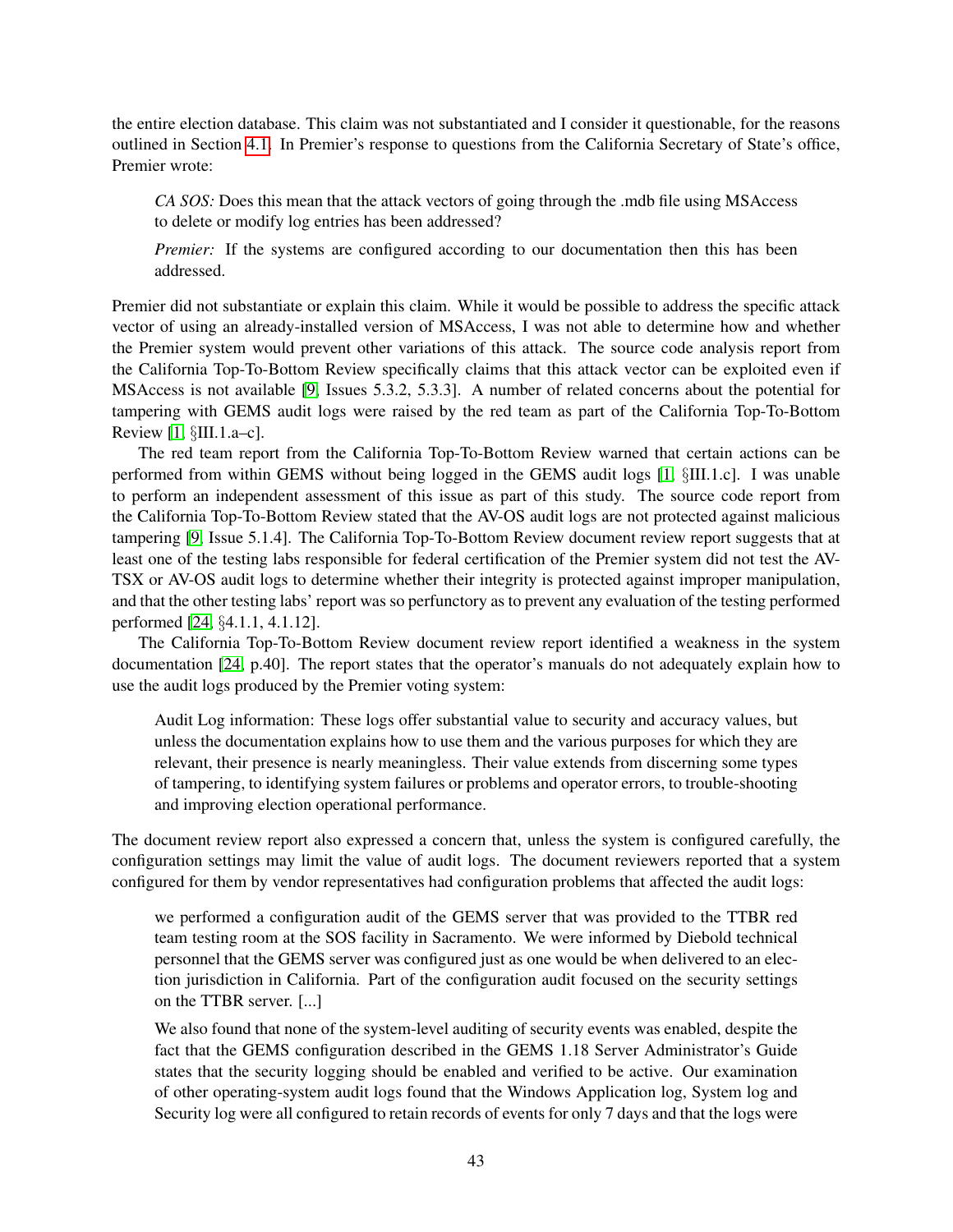the entire election database. This claim was not substantiated and I consider it questionable, for the reasons outlined in Section 4.1. In Premier's response to questions from the California Secretary of State's office, Premier wrote:

> *CA SOS:* Does this mean that the attack vectors of going through the .mdb file using MSAccess to delete or modify log entries has been addressed?
>
> *Premier:* If the systems are configured according to our documentation then this has been addressed.

Premier did not substantiate or explain this claim. While it would be possible to address the specific attack vector of using an already-installed version of MSAccess, I was not able to determine how and whether the Premier system would prevent other variations of this attack. The source code analysis report from the California Top-To-Bottom Review specifically claims that this attack vector can be exploited even if MSAccess is not available [9, Issues 5.3.2, 5.3.3]. A number of related concerns about the potential for tampering with GEMS audit logs were raised by the red team as part of the California Top-To-Bottom Review [1, §III.1.a–c].

The red team report from the California Top-To-Bottom Review warned that certain actions can be performed from within GEMS without being logged in the GEMS audit logs [1, §III.1.c]. I was unable to perform an independent assessment of this issue as part of this study. The source code report from the California Top-To-Bottom Review stated that the AV-OS audit logs are not protected against malicious tampering [9, Issue 5.1.4]. The California Top-To-Bottom Review document review report suggests that at least one of the testing labs responsible for federal certification of the Premier system did not test the AV-TSX or AV-OS audit logs to determine whether their integrity is protected against improper manipulation, and that the other testing labs' report was so perfunctory as to prevent any evaluation of the testing performed performed [24, §4.1.1, 4.1.12].

The California Top-To-Bottom Review document review report identified a weakness in the system documentation [24, p.40]. The report states that the operator's manuals do not adequately explain how to use the audit logs produced by the Premier voting system:

> Audit Log information: These logs offer substantial value to security and accuracy values, but unless the documentation explains how to use them and the various purposes for which they are relevant, their presence is nearly meaningless. Their value extends from discerning some types of tampering, to identifying system failures or problems and operator errors, to trouble-shooting and improving election operational performance.

The document review report also expressed a concern that, unless the system is configured carefully, the configuration settings may limit the value of audit logs. The document reviewers reported that a system configured for them by vendor representatives had configuration problems that affected the audit logs:

> we performed a configuration audit of the GEMS server that was provided to the TTBR red team testing room at the SOS facility in Sacramento. We were informed by Diebold technical personnel that the GEMS server was configured just as one would be when delivered to an election jurisdiction in California. Part of the configuration audit focused on the security settings on the TTBR server. [...]
>
> We also found that none of the system-level auditing of security events was enabled, despite the fact that the GEMS configuration described in the GEMS 1.18 Server Administrator's Guide states that the security logging should be enabled and verified to be active. Our examination of other operating-system audit logs found that the Windows Application log, System log and Security log were all configured to retain records of events for only 7 days and that the logs were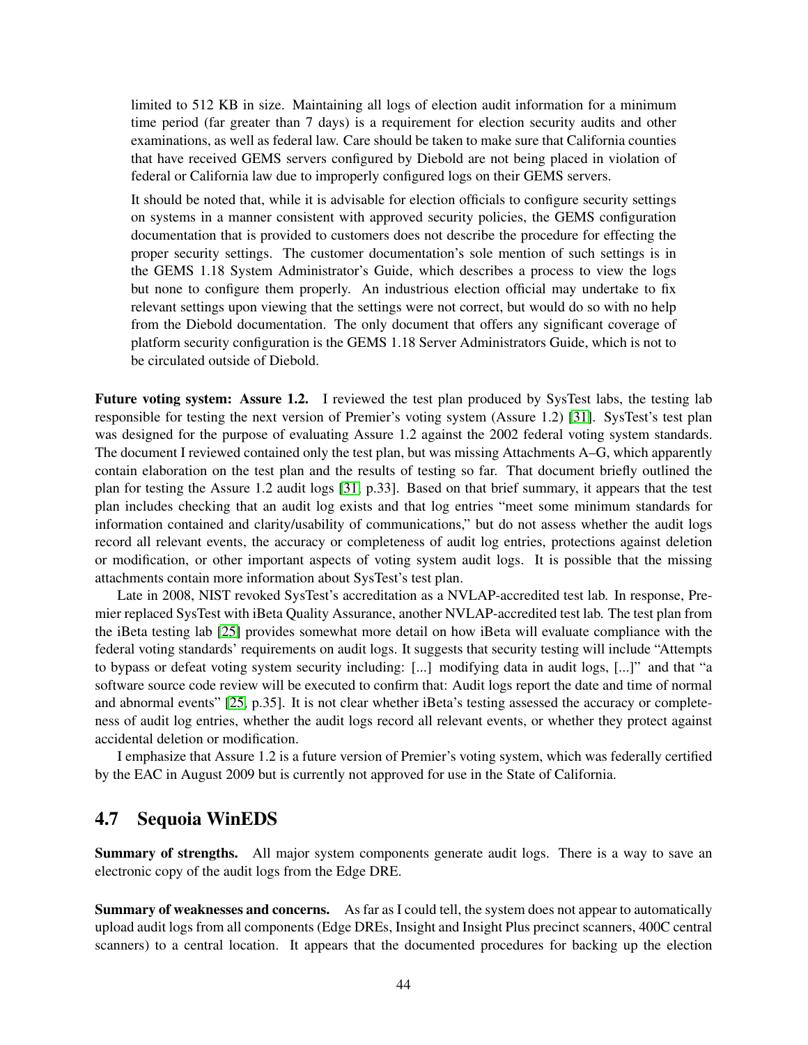limited to 512 KB in size. Maintaining all logs of election audit information for a minimum time period (far greater than 7 days) is a requirement for election security audits and other examinations, as well as federal law. Care should be taken to make sure that California counties that have received GEMS servers configured by Diebold are not being placed in violation of federal or California law due to improperly configured logs on their GEMS servers.

It should be noted that, while it is advisable for election officials to configure security settings on systems in a manner consistent with approved security policies, the GEMS configuration documentation that is provided to customers does not describe the procedure for effecting the proper security settings. The customer documentation's sole mention of such settings is in the GEMS 1.18 System Administrator's Guide, which describes a process to view the logs but none to configure them properly. An industrious election official may undertake to fix relevant settings upon viewing that the settings were not correct, but would do so with no help from the Diebold documentation. The only document that offers any significant coverage of platform security configuration is the GEMS 1.18 Server Administrators Guide, which is not to be circulated outside of Diebold.

**Future voting system: Assure 1.2.** I reviewed the test plan produced by SysTest labs, the testing lab responsible for testing the next version of Premier's voting system (Assure 1.2) [31]. SysTest's test plan was designed for the purpose of evaluating Assure 1.2 against the 2002 federal voting system standards. The document I reviewed contained only the test plan, but was missing Attachments A–G, which apparently contain elaboration on the test plan and the results of testing so far. That document briefly outlined the plan for testing the Assure 1.2 audit logs [31, p.33]. Based on that brief summary, it appears that the test plan includes checking that an audit log exists and that log entries "meet some minimum standards for information contained and clarity/usability of communications," but do not assess whether the audit logs record all relevant events, the accuracy or completeness of audit log entries, protections against deletion or modification, or other important aspects of voting system audit logs. It is possible that the missing attachments contain more information about SysTest's test plan.

Late in 2008, NIST revoked SysTest's accreditation as a NVLAP-accredited test lab. In response, Premier replaced SysTest with iBeta Quality Assurance, another NVLAP-accredited test lab. The test plan from the iBeta testing lab [25] provides somewhat more detail on how iBeta will evaluate compliance with the federal voting standards' requirements on audit logs. It suggests that security testing will include "Attempts to bypass or defeat voting system security including: [...] modifying data in audit logs, [...]" and that "a software source code review will be executed to confirm that: Audit logs report the date and time of normal and abnormal events" [25, p.35]. It is not clear whether iBeta's testing assessed the accuracy or completeness of audit log entries, whether the audit logs record all relevant events, or whether they protect against accidental deletion or modification.

I emphasize that Assure 1.2 is a future version of Premier's voting system, which was federally certified by the EAC in August 2009 but is currently not approved for use in the State of California.

## 4.7 Sequoia WinEDS

**Summary of strengths.** All major system components generate audit logs. There is a way to save an electronic copy of the audit logs from the Edge DRE.

**Summary of weaknesses and concerns.** As far as I could tell, the system does not appear to automatically upload audit logs from all components (Edge DREs, Insight and Insight Plus precinct scanners, 400C central scanners) to a central location. It appears that the documented procedures for backing up the election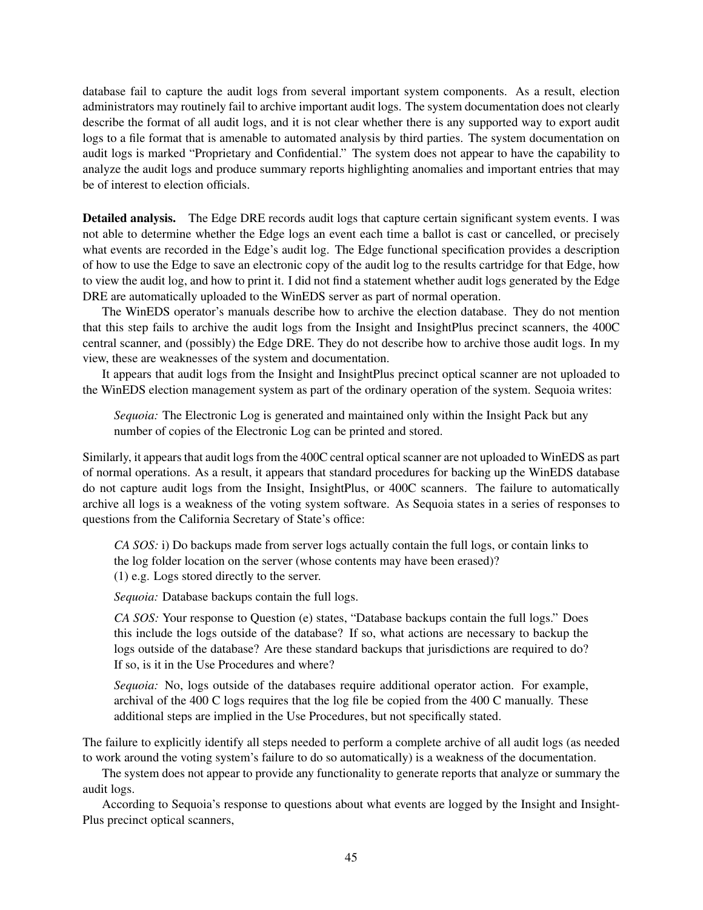database fail to capture the audit logs from several important system components. As a result, election administrators may routinely fail to archive important audit logs. The system documentation does not clearly describe the format of all audit logs, and it is not clear whether there is any supported way to export audit logs to a file format that is amenable to automated analysis by third parties. The system documentation on audit logs is marked "Proprietary and Confidential." The system does not appear to have the capability to analyze the audit logs and produce summary reports highlighting anomalies and important entries that may be of interest to election officials.

**Detailed analysis.** The Edge DRE records audit logs that capture certain significant system events. I was not able to determine whether the Edge logs an event each time a ballot is cast or cancelled, or precisely what events are recorded in the Edge's audit log. The Edge functional specification provides a description of how to use the Edge to save an electronic copy of the audit log to the results cartridge for that Edge, how to view the audit log, and how to print it. I did not find a statement whether audit logs generated by the Edge DRE are automatically uploaded to the WinEDS server as part of normal operation.

The WinEDS operator's manuals describe how to archive the election database. They do not mention that this step fails to archive the audit logs from the Insight and InsightPlus precinct scanners, the 400C central scanner, and (possibly) the Edge DRE. They do not describe how to archive those audit logs. In my view, these are weaknesses of the system and documentation.

It appears that audit logs from the Insight and InsightPlus precinct optical scanner are not uploaded to the WinEDS election management system as part of the ordinary operation of the system. Sequoia writes:

> *Sequoia:* The Electronic Log is generated and maintained only within the Insight Pack but any number of copies of the Electronic Log can be printed and stored.

Similarly, it appears that audit logs from the 400C central optical scanner are not uploaded to WinEDS as part of normal operations. As a result, it appears that standard procedures for backing up the WinEDS database do not capture audit logs from the Insight, InsightPlus, or 400C scanners. The failure to automatically archive all logs is a weakness of the voting system software. As Sequoia states in a series of responses to questions from the California Secretary of State's office:

> *CA SOS:* i) Do backups made from server logs actually contain the full logs, or contain links to the log folder location on the server (whose contents may have been erased)?
> (1) e.g. Logs stored directly to the server.
>
> *Sequoia:* Database backups contain the full logs.
>
> *CA SOS:* Your response to Question (e) states, "Database backups contain the full logs." Does this include the logs outside of the database? If so, what actions are necessary to backup the logs outside of the database? Are these standard backups that jurisdictions are required to do? If so, is it in the Use Procedures and where?
>
> *Sequoia:* No, logs outside of the databases require additional operator action. For example, archival of the 400 C logs requires that the log file be copied from the 400 C manually. These additional steps are implied in the Use Procedures, but not specifically stated.

The failure to explicitly identify all steps needed to perform a complete archive of all audit logs (as needed to work around the voting system's failure to do so automatically) is a weakness of the documentation.

The system does not appear to provide any functionality to generate reports that analyze or summary the audit logs.

According to Sequoia's response to questions about what events are logged by the Insight and InsightPlus precinct optical scanners,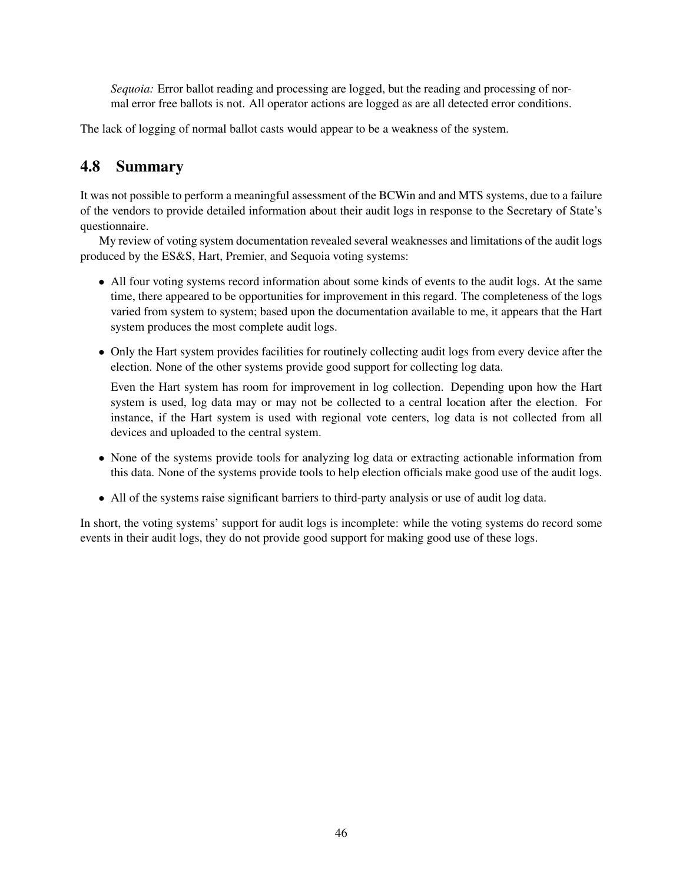*Sequoia:* Error ballot reading and processing are logged, but the reading and processing of normal error free ballots is not. All operator actions are logged as are all detected error conditions.

The lack of logging of normal ballot casts would appear to be a weakness of the system.

## 4.8 Summary

It was not possible to perform a meaningful assessment of the BCWin and and MTS systems, due to a failure of the vendors to provide detailed information about their audit logs in response to the Secretary of State's questionnaire.

My review of voting system documentation revealed several weaknesses and limitations of the audit logs produced by the ES&S, Hart, Premier, and Sequoia voting systems:

- All four voting systems record information about some kinds of events to the audit logs. At the same time, there appeared to be opportunities for improvement in this regard. The completeness of the logs varied from system to system; based upon the documentation available to me, it appears that the Hart system produces the most complete audit logs.

- Only the Hart system provides facilities for routinely collecting audit logs from every device after the election. None of the other systems provide good support for collecting log data.

  Even the Hart system has room for improvement in log collection. Depending upon how the Hart system is used, log data may or may not be collected to a central location after the election. For instance, if the Hart system is used with regional vote centers, log data is not collected from all devices and uploaded to the central system.

- None of the systems provide tools for analyzing log data or extracting actionable information from this data. None of the systems provide tools to help election officials make good use of the audit logs.

- All of the systems raise significant barriers to third-party analysis or use of audit log data.

In short, the voting systems' support for audit logs is incomplete: while the voting systems do record some events in their audit logs, they do not provide good support for making good use of these logs.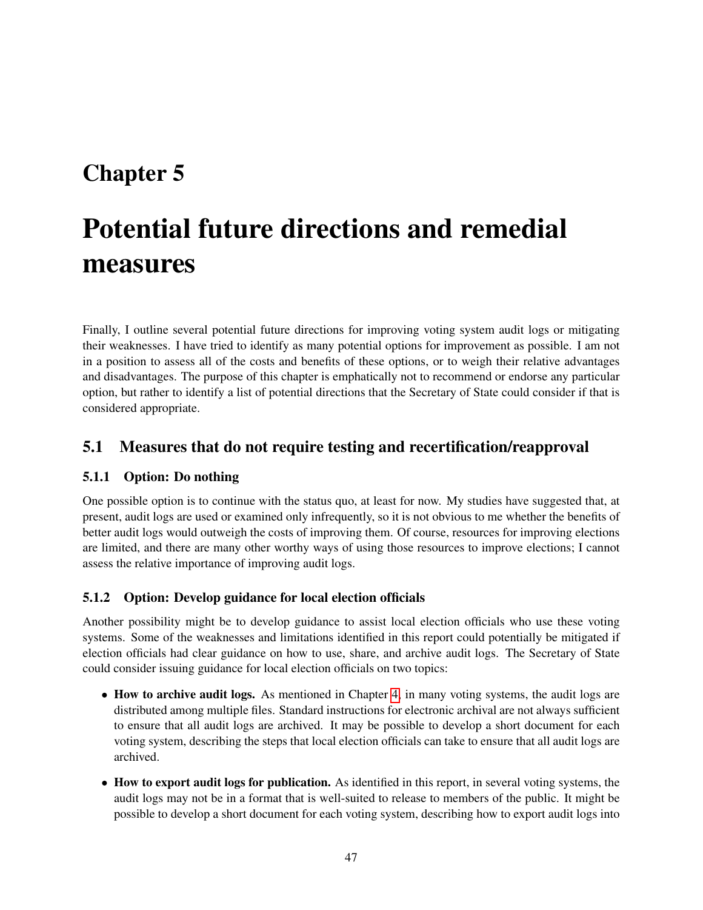# Chapter 5

# Potential future directions and remedial measures

Finally, I outline several potential future directions for improving voting system audit logs or mitigating their weaknesses. I have tried to identify as many potential options for improvement as possible. I am not in a position to assess all of the costs and benefits of these options, or to weigh their relative advantages and disadvantages. The purpose of this chapter is emphatically not to recommend or endorse any particular option, but rather to identify a list of potential directions that the Secretary of State could consider if that is considered appropriate.

## 5.1 Measures that do not require testing and recertification/reapproval

### 5.1.1 Option: Do nothing

One possible option is to continue with the status quo, at least for now. My studies have suggested that, at present, audit logs are used or examined only infrequently, so it is not obvious to me whether the benefits of better audit logs would outweigh the costs of improving them. Of course, resources for improving elections are limited, and there are many other worthy ways of using those resources to improve elections; I cannot assess the relative importance of improving audit logs.

### 5.1.2 Option: Develop guidance for local election officials

Another possibility might be to develop guidance to assist local election officials who use these voting systems. Some of the weaknesses and limitations identified in this report could potentially be mitigated if election officials had clear guidance on how to use, share, and archive audit logs. The Secretary of State could consider issuing guidance for local election officials on two topics:

- **How to archive audit logs.** As mentioned in Chapter 4, in many voting systems, the audit logs are distributed among multiple files. Standard instructions for electronic archival are not always sufficient to ensure that all audit logs are archived. It may be possible to develop a short document for each voting system, describing the steps that local election officials can take to ensure that all audit logs are archived.
- **How to export audit logs for publication.** As identified in this report, in several voting systems, the audit logs may not be in a format that is well-suited to release to members of the public. It might be possible to develop a short document for each voting system, describing how to export audit logs into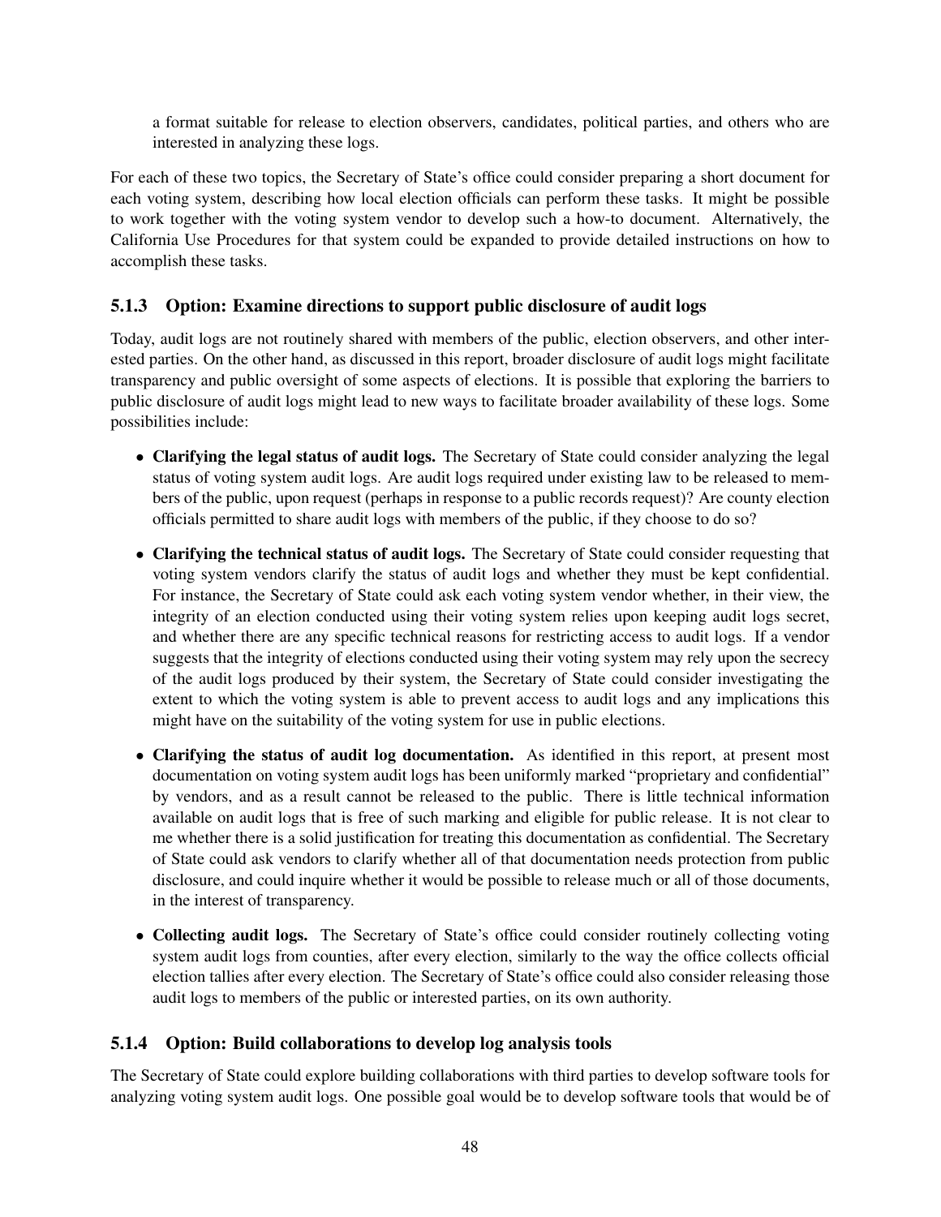a format suitable for release to election observers, candidates, political parties, and others who are interested in analyzing these logs.

For each of these two topics, the Secretary of State's office could consider preparing a short document for each voting system, describing how local election officials can perform these tasks. It might be possible to work together with the voting system vendor to develop such a how-to document. Alternatively, the California Use Procedures for that system could be expanded to provide detailed instructions on how to accomplish these tasks.

### 5.1.3 Option: Examine directions to support public disclosure of audit logs

Today, audit logs are not routinely shared with members of the public, election observers, and other interested parties. On the other hand, as discussed in this report, broader disclosure of audit logs might facilitate transparency and public oversight of some aspects of elections. It is possible that exploring the barriers to public disclosure of audit logs might lead to new ways to facilitate broader availability of these logs. Some possibilities include:

- **Clarifying the legal status of audit logs.** The Secretary of State could consider analyzing the legal status of voting system audit logs. Are audit logs required under existing law to be released to members of the public, upon request (perhaps in response to a public records request)? Are county election officials permitted to share audit logs with members of the public, if they choose to do so?
- **Clarifying the technical status of audit logs.** The Secretary of State could consider requesting that voting system vendors clarify the status of audit logs and whether they must be kept confidential. For instance, the Secretary of State could ask each voting system vendor whether, in their view, the integrity of an election conducted using their voting system relies upon keeping audit logs secret, and whether there are any specific technical reasons for restricting access to audit logs. If a vendor suggests that the integrity of elections conducted using their voting system may rely upon the secrecy of the audit logs produced by their system, the Secretary of State could consider investigating the extent to which the voting system is able to prevent access to audit logs and any implications this might have on the suitability of the voting system for use in public elections.
- **Clarifying the status of audit log documentation.** As identified in this report, at present most documentation on voting system audit logs has been uniformly marked "proprietary and confidential" by vendors, and as a result cannot be released to the public. There is little technical information available on audit logs that is free of such marking and eligible for public release. It is not clear to me whether there is a solid justification for treating this documentation as confidential. The Secretary of State could ask vendors to clarify whether all of that documentation needs protection from public disclosure, and could inquire whether it would be possible to release much or all of those documents, in the interest of transparency.
- **Collecting audit logs.** The Secretary of State's office could consider routinely collecting voting system audit logs from counties, after every election, similarly to the way the office collects official election tallies after every election. The Secretary of State's office could also consider releasing those audit logs to members of the public or interested parties, on its own authority.

### 5.1.4 Option: Build collaborations to develop log analysis tools

The Secretary of State could explore building collaborations with third parties to develop software tools for analyzing voting system audit logs. One possible goal would be to develop software tools that would be of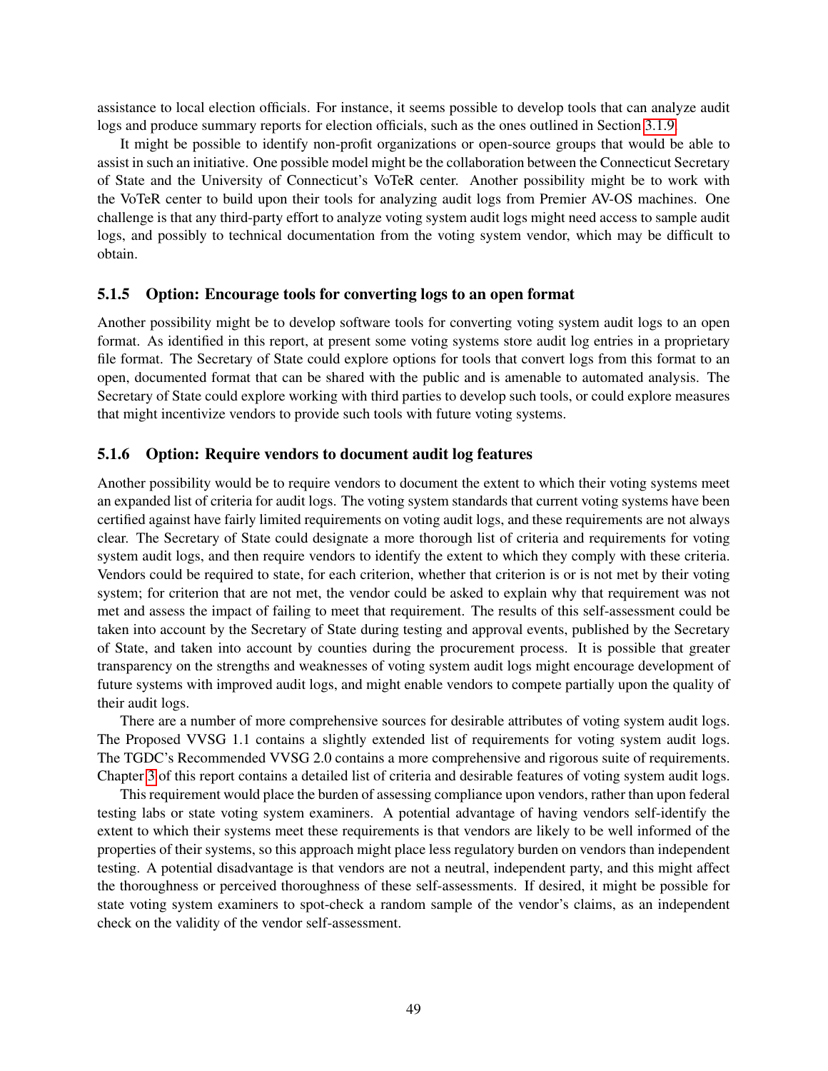assistance to local election officials. For instance, it seems possible to develop tools that can analyze audit logs and produce summary reports for election officials, such as the ones outlined in Section 3.1.9.

It might be possible to identify non-profit organizations or open-source groups that would be able to assist in such an initiative. One possible model might be the collaboration between the Connecticut Secretary of State and the University of Connecticut's VoTeR center. Another possibility might be to work with the VoTeR center to build upon their tools for analyzing audit logs from Premier AV-OS machines. One challenge is that any third-party effort to analyze voting system audit logs might need access to sample audit logs, and possibly to technical documentation from the voting system vendor, which may be difficult to obtain.

### 5.1.5 Option: Encourage tools for converting logs to an open format

Another possibility might be to develop software tools for converting voting system audit logs to an open format. As identified in this report, at present some voting systems store audit log entries in a proprietary file format. The Secretary of State could explore options for tools that convert logs from this format to an open, documented format that can be shared with the public and is amenable to automated analysis. The Secretary of State could explore working with third parties to develop such tools, or could explore measures that might incentivize vendors to provide such tools with future voting systems.

### 5.1.6 Option: Require vendors to document audit log features

Another possibility would be to require vendors to document the extent to which their voting systems meet an expanded list of criteria for audit logs. The voting system standards that current voting systems have been certified against have fairly limited requirements on voting audit logs, and these requirements are not always clear. The Secretary of State could designate a more thorough list of criteria and requirements for voting system audit logs, and then require vendors to identify the extent to which they comply with these criteria. Vendors could be required to state, for each criterion, whether that criterion is or is not met by their voting system; for criterion that are not met, the vendor could be asked to explain why that requirement was not met and assess the impact of failing to meet that requirement. The results of this self-assessment could be taken into account by the Secretary of State during testing and approval events, published by the Secretary of State, and taken into account by counties during the procurement process. It is possible that greater transparency on the strengths and weaknesses of voting system audit logs might encourage development of future systems with improved audit logs, and might enable vendors to compete partially upon the quality of their audit logs.

There are a number of more comprehensive sources for desirable attributes of voting system audit logs. The Proposed VVSG 1.1 contains a slightly extended list of requirements for voting system audit logs. The TGDC's Recommended VVSG 2.0 contains a more comprehensive and rigorous suite of requirements. Chapter 3 of this report contains a detailed list of criteria and desirable features of voting system audit logs.

This requirement would place the burden of assessing compliance upon vendors, rather than upon federal testing labs or state voting system examiners. A potential advantage of having vendors self-identify the extent to which their systems meet these requirements is that vendors are likely to be well informed of the properties of their systems, so this approach might place less regulatory burden on vendors than independent testing. A potential disadvantage is that vendors are not a neutral, independent party, and this might affect the thoroughness or perceived thoroughness of these self-assessments. If desired, it might be possible for state voting system examiners to spot-check a random sample of the vendor's claims, as an independent check on the validity of the vendor self-assessment.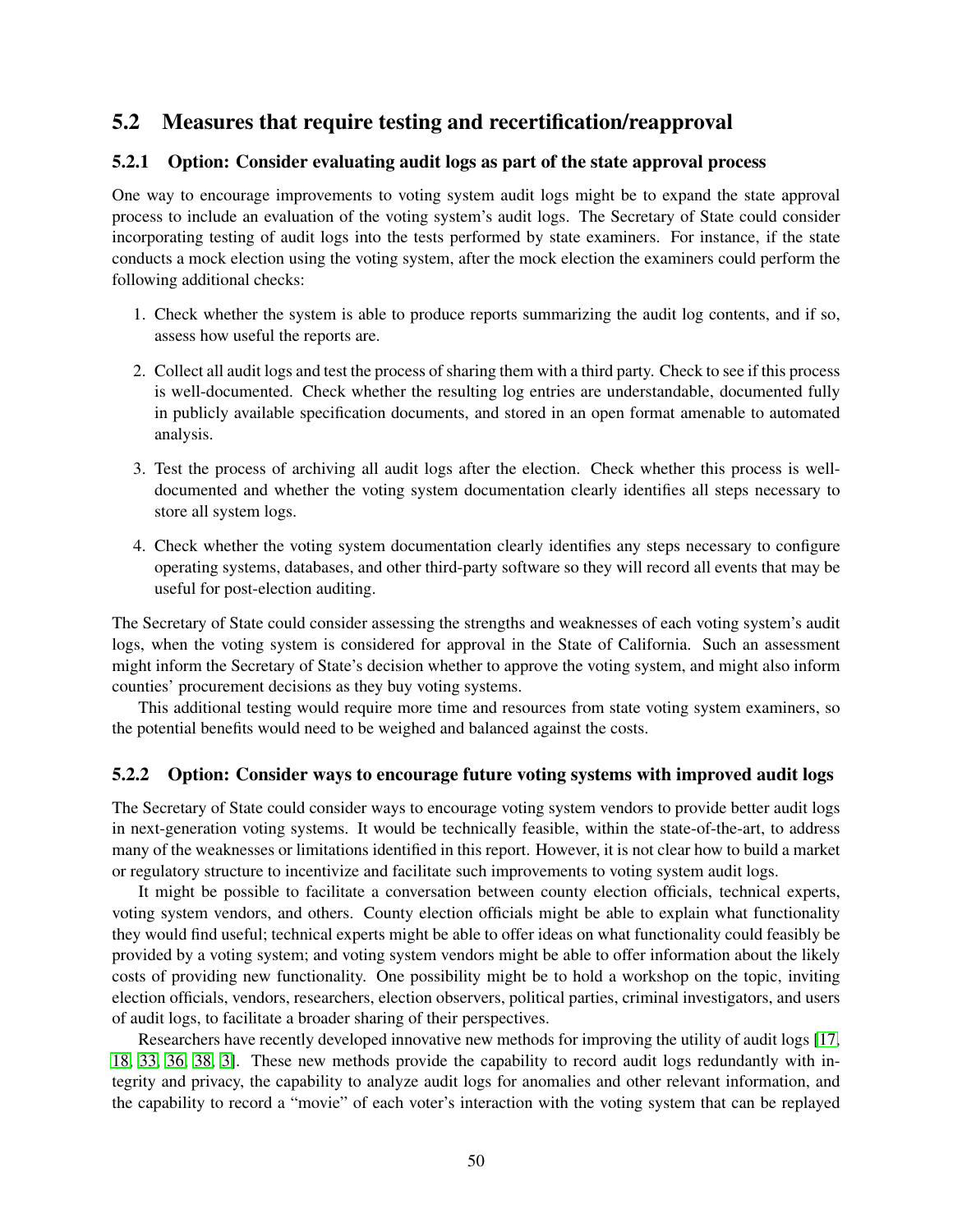## 5.2 Measures that require testing and recertification/reapproval

### 5.2.1 Option: Consider evaluating audit logs as part of the state approval process

One way to encourage improvements to voting system audit logs might be to expand the state approval process to include an evaluation of the voting system's audit logs. The Secretary of State could consider incorporating testing of audit logs into the tests performed by state examiners. For instance, if the state conducts a mock election using the voting system, after the mock election the examiners could perform the following additional checks:

1. Check whether the system is able to produce reports summarizing the audit log contents, and if so, assess how useful the reports are.
2. Collect all audit logs and test the process of sharing them with a third party. Check to see if this process is well-documented. Check whether the resulting log entries are understandable, documented fully in publicly available specification documents, and stored in an open format amenable to automated analysis.
3. Test the process of archiving all audit logs after the election. Check whether this process is well-documented and whether the voting system documentation clearly identifies all steps necessary to store all system logs.
4. Check whether the voting system documentation clearly identifies any steps necessary to configure operating systems, databases, and other third-party software so they will record all events that may be useful for post-election auditing.

The Secretary of State could consider assessing the strengths and weaknesses of each voting system's audit logs, when the voting system is considered for approval in the State of California. Such an assessment might inform the Secretary of State's decision whether to approve the voting system, and might also inform counties' procurement decisions as they buy voting systems.

This additional testing would require more time and resources from state voting system examiners, so the potential benefits would need to be weighed and balanced against the costs.

### 5.2.2 Option: Consider ways to encourage future voting systems with improved audit logs

The Secretary of State could consider ways to encourage voting system vendors to provide better audit logs in next-generation voting systems. It would be technically feasible, within the state-of-the-art, to address many of the weaknesses or limitations identified in this report. However, it is not clear how to build a market or regulatory structure to incentivize and facilitate such improvements to voting system audit logs.

It might be possible to facilitate a conversation between county election officials, technical experts, voting system vendors, and others. County election officials might be able to explain what functionality they would find useful; technical experts might be able to offer ideas on what functionality could feasibly be provided by a voting system; and voting system vendors might be able to offer information about the likely costs of providing new functionality. One possibility might be to hold a workshop on the topic, inviting election officials, vendors, researchers, election observers, political parties, criminal investigators, and users of audit logs, to facilitate a broader sharing of their perspectives.

Researchers have recently developed innovative new methods for improving the utility of audit logs [17, 18, 33, 36, 38, 3]. These new methods provide the capability to record audit logs redundantly with integrity and privacy, the capability to analyze audit logs for anomalies and other relevant information, and the capability to record a "movie" of each voter's interaction with the voting system that can be replayed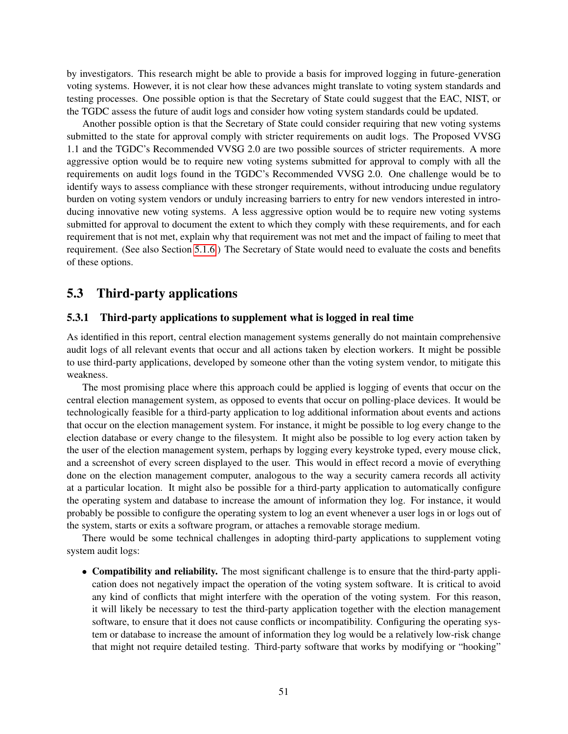by investigators. This research might be able to provide a basis for improved logging in future-generation voting systems. However, it is not clear how these advances might translate to voting system standards and testing processes. One possible option is that the Secretary of State could suggest that the EAC, NIST, or the TGDC assess the future of audit logs and consider how voting system standards could be updated.

Another possible option is that the Secretary of State could consider requiring that new voting systems submitted to the state for approval comply with stricter requirements on audit logs. The Proposed VVSG 1.1 and the TGDC's Recommended VVSG 2.0 are two possible sources of stricter requirements. A more aggressive option would be to require new voting systems submitted for approval to comply with all the requirements on audit logs found in the TGDC's Recommended VVSG 2.0. One challenge would be to identify ways to assess compliance with these stronger requirements, without introducing undue regulatory burden on voting system vendors or unduly increasing barriers to entry for new vendors interested in introducing innovative new voting systems. A less aggressive option would be to require new voting systems submitted for approval to document the extent to which they comply with these requirements, and for each requirement that is not met, explain why that requirement was not met and the impact of failing to meet that requirement. (See also Section 5.1.6.) The Secretary of State would need to evaluate the costs and benefits of these options.

## 5.3 Third-party applications

### 5.3.1 Third-party applications to supplement what is logged in real time

As identified in this report, central election management systems generally do not maintain comprehensive audit logs of all relevant events that occur and all actions taken by election workers. It might be possible to use third-party applications, developed by someone other than the voting system vendor, to mitigate this weakness.

The most promising place where this approach could be applied is logging of events that occur on the central election management system, as opposed to events that occur on polling-place devices. It would be technologically feasible for a third-party application to log additional information about events and actions that occur on the election management system. For instance, it might be possible to log every change to the election database or every change to the filesystem. It might also be possible to log every action taken by the user of the election management system, perhaps by logging every keystroke typed, every mouse click, and a screenshot of every screen displayed to the user. This would in effect record a movie of everything done on the election management computer, analogous to the way a security camera records all activity at a particular location. It might also be possible for a third-party application to automatically configure the operating system and database to increase the amount of information they log. For instance, it would probably be possible to configure the operating system to log an event whenever a user logs in or logs out of the system, starts or exits a software program, or attaches a removable storage medium.

There would be some technical challenges in adopting third-party applications to supplement voting system audit logs:

- **Compatibility and reliability.** The most significant challenge is to ensure that the third-party application does not negatively impact the operation of the voting system software. It is critical to avoid any kind of conflicts that might interfere with the operation of the voting system. For this reason, it will likely be necessary to test the third-party application together with the election management software, to ensure that it does not cause conflicts or incompatibility. Configuring the operating system or database to increase the amount of information they log would be a relatively low-risk change that might not require detailed testing. Third-party software that works by modifying or "hooking"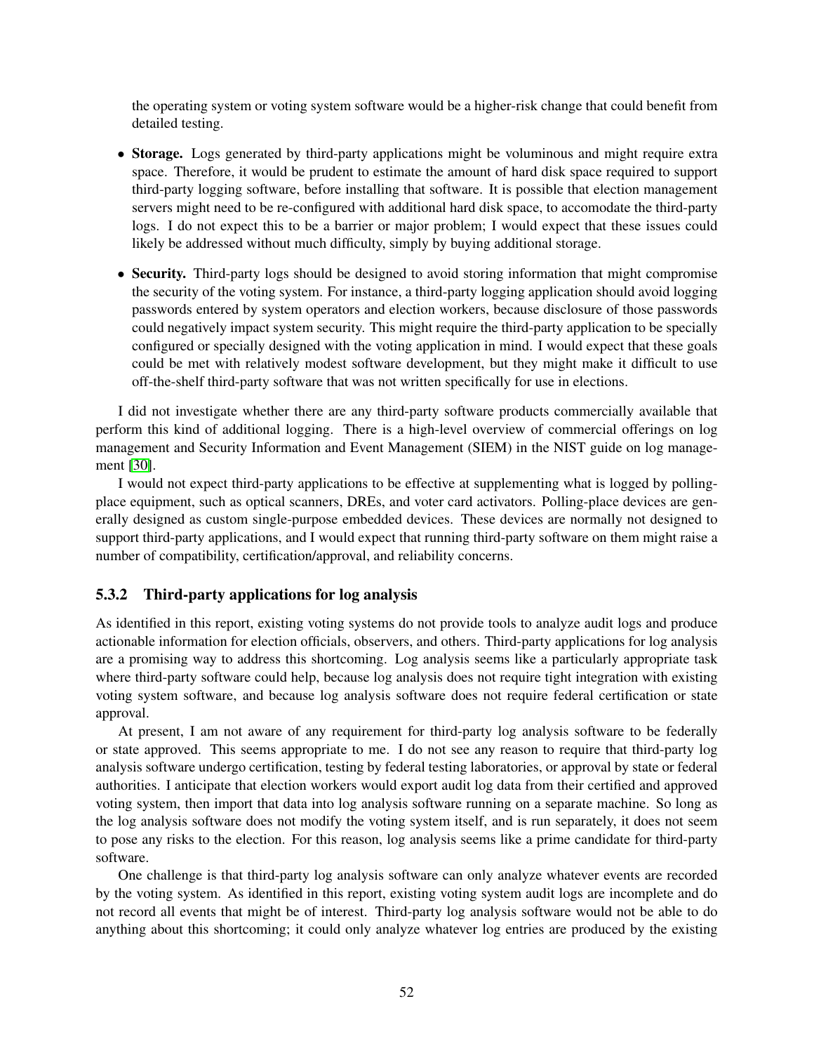the operating system or voting system software would be a higher-risk change that could benefit from detailed testing.

- **Storage.** Logs generated by third-party applications might be voluminous and might require extra space. Therefore, it would be prudent to estimate the amount of hard disk space required to support third-party logging software, before installing that software. It is possible that election management servers might need to be re-configured with additional hard disk space, to accomodate the third-party logs. I do not expect this to be a barrier or major problem; I would expect that these issues could likely be addressed without much difficulty, simply by buying additional storage.
- **Security.** Third-party logs should be designed to avoid storing information that might compromise the security of the voting system. For instance, a third-party logging application should avoid logging passwords entered by system operators and election workers, because disclosure of those passwords could negatively impact system security. This might require the third-party application to be specially configured or specially designed with the voting application in mind. I would expect that these goals could be met with relatively modest software development, but they might make it difficult to use off-the-shelf third-party software that was not written specifically for use in elections.

I did not investigate whether there are any third-party software products commercially available that perform this kind of additional logging. There is a high-level overview of commercial offerings on log management and Security Information and Event Management (SIEM) in the NIST guide on log management [30].

I would not expect third-party applications to be effective at supplementing what is logged by polling-place equipment, such as optical scanners, DREs, and voter card activators. Polling-place devices are generally designed as custom single-purpose embedded devices. These devices are normally not designed to support third-party applications, and I would expect that running third-party software on them might raise a number of compatibility, certification/approval, and reliability concerns.

### 5.3.2 Third-party applications for log analysis

As identified in this report, existing voting systems do not provide tools to analyze audit logs and produce actionable information for election officials, observers, and others. Third-party applications for log analysis are a promising way to address this shortcoming. Log analysis seems like a particularly appropriate task where third-party software could help, because log analysis does not require tight integration with existing voting system software, and because log analysis software does not require federal certification or state approval.

At present, I am not aware of any requirement for third-party log analysis software to be federally or state approved. This seems appropriate to me. I do not see any reason to require that third-party log analysis software undergo certification, testing by federal testing laboratories, or approval by state or federal authorities. I anticipate that election workers would export audit log data from their certified and approved voting system, then import that data into log analysis software running on a separate machine. So long as the log analysis software does not modify the voting system itself, and is run separately, it does not seem to pose any risks to the election. For this reason, log analysis seems like a prime candidate for third-party software.

One challenge is that third-party log analysis software can only analyze whatever events are recorded by the voting system. As identified in this report, existing voting system audit logs are incomplete and do not record all events that might be of interest. Third-party log analysis software would not be able to do anything about this shortcoming; it could only analyze whatever log entries are produced by the existing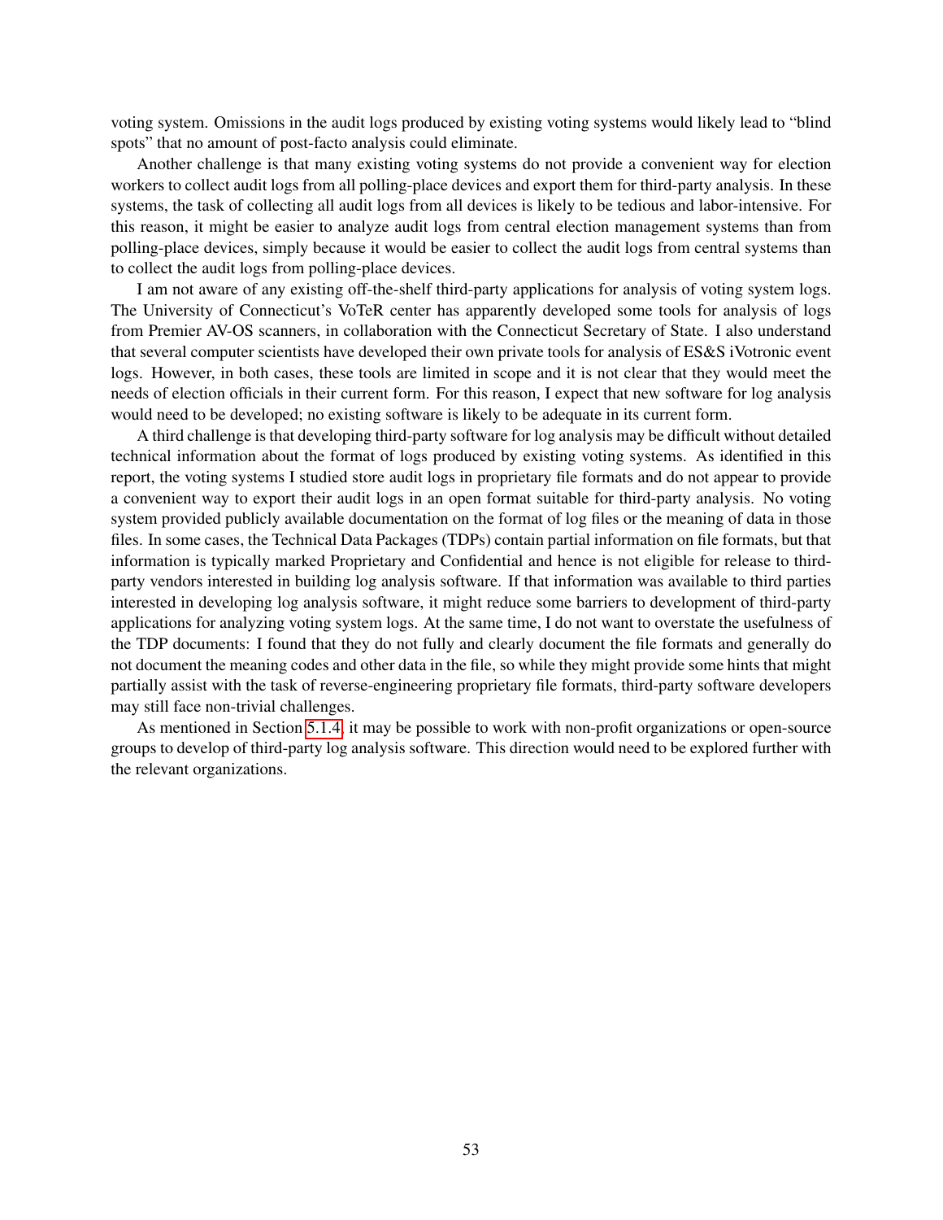voting system. Omissions in the audit logs produced by existing voting systems would likely lead to "blind spots" that no amount of post-facto analysis could eliminate.

Another challenge is that many existing voting systems do not provide a convenient way for election workers to collect audit logs from all polling-place devices and export them for third-party analysis. In these systems, the task of collecting all audit logs from all devices is likely to be tedious and labor-intensive. For this reason, it might be easier to analyze audit logs from central election management systems than from polling-place devices, simply because it would be easier to collect the audit logs from central systems than to collect the audit logs from polling-place devices.

I am not aware of any existing off-the-shelf third-party applications for analysis of voting system logs. The University of Connecticut's VoTeR center has apparently developed some tools for analysis of logs from Premier AV-OS scanners, in collaboration with the Connecticut Secretary of State. I also understand that several computer scientists have developed their own private tools for analysis of ES&S iVotronic event logs. However, in both cases, these tools are limited in scope and it is not clear that they would meet the needs of election officials in their current form. For this reason, I expect that new software for log analysis would need to be developed; no existing software is likely to be adequate in its current form.

A third challenge is that developing third-party software for log analysis may be difficult without detailed technical information about the format of logs produced by existing voting systems. As identified in this report, the voting systems I studied store audit logs in proprietary file formats and do not appear to provide a convenient way to export their audit logs in an open format suitable for third-party analysis. No voting system provided publicly available documentation on the format of log files or the meaning of data in those files. In some cases, the Technical Data Packages (TDPs) contain partial information on file formats, but that information is typically marked Proprietary and Confidential and hence is not eligible for release to third-party vendors interested in building log analysis software. If that information was available to third parties interested in developing log analysis software, it might reduce some barriers to development of third-party applications for analyzing voting system logs. At the same time, I do not want to overstate the usefulness of the TDP documents: I found that they do not fully and clearly document the file formats and generally do not document the meaning codes and other data in the file, so while they might provide some hints that might partially assist with the task of reverse-engineering proprietary file formats, third-party software developers may still face non-trivial challenges.

As mentioned in Section 5.1.4, it may be possible to work with non-profit organizations or open-source groups to develop of third-party log analysis software. This direction would need to be explored further with the relevant organizations.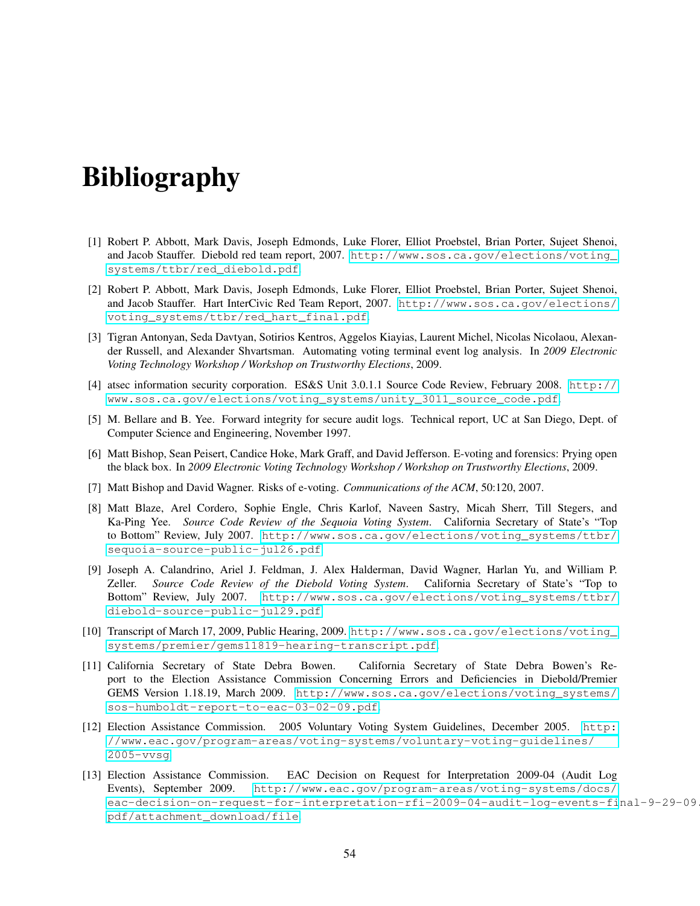# Bibliography

[1] Robert P. Abbott, Mark Davis, Joseph Edmonds, Luke Florer, Elliot Proebstel, Brian Porter, Sujeet Shenoi, and Jacob Stauffer. Diebold red team report, 2007. http://www.sos.ca.gov/elections/voting_systems/ttbr/red_diebold.pdf.

[2] Robert P. Abbott, Mark Davis, Joseph Edmonds, Luke Florer, Elliot Proebstel, Brian Porter, Sujeet Shenoi, and Jacob Stauffer. Hart InterCivic Red Team Report, 2007. http://www.sos.ca.gov/elections/voting_systems/ttbr/red_hart_final.pdf.

[3] Tigran Antonyan, Seda Davtyan, Sotirios Kentros, Aggelos Kiayias, Laurent Michel, Nicolas Nicolaou, Alexander Russell, and Alexander Shvartsman. Automating voting terminal event log analysis. In *2009 Electronic Voting Technology Workshop / Workshop on Trustworthy Elections*, 2009.

[4] atsec information security corporation. ES&S Unit 3.0.1.1 Source Code Review, February 2008. http://www.sos.ca.gov/elections/voting_systems/unity_3011_source_code.pdf.

[5] M. Bellare and B. Yee. Forward integrity for secure audit logs. Technical report, UC at San Diego, Dept. of Computer Science and Engineering, November 1997.

[6] Matt Bishop, Sean Peisert, Candice Hoke, Mark Graff, and David Jefferson. E-voting and forensics: Prying open the black box. In *2009 Electronic Voting Technology Workshop / Workshop on Trustworthy Elections*, 2009.

[7] Matt Bishop and David Wagner. Risks of e-voting. *Communications of the ACM*, 50:120, 2007.

[8] Matt Blaze, Arel Cordero, Sophie Engle, Chris Karlof, Naveen Sastry, Micah Sherr, Till Stegers, and Ka-Ping Yee. *Source Code Review of the Sequoia Voting System*. California Secretary of State's "Top to Bottom" Review, July 2007. http://www.sos.ca.gov/elections/voting_systems/ttbr/sequoia-source-public-jul26.pdf.

[9] Joseph A. Calandrino, Ariel J. Feldman, J. Alex Halderman, David Wagner, Harlan Yu, and William P. Zeller. *Source Code Review of the Diebold Voting System*. California Secretary of State's "Top to Bottom" Review, July 2007. http://www.sos.ca.gov/elections/voting_systems/ttbr/diebold-source-public-jul29.pdf.

[10] Transcript of March 17, 2009, Public Hearing, 2009. http://www.sos.ca.gov/elections/voting_systems/premier/gems11819-hearing-transcript.pdf.

[11] California Secretary of State Debra Bowen. California Secretary of State Debra Bowen's Report to the Election Assistance Commission Concerning Errors and Deficiencies in Diebold/Premier GEMS Version 1.18.19, March 2009. http://www.sos.ca.gov/elections/voting_systems/sos-humboldt-report-to-eac-03-02-09.pdf.

[12] Election Assistance Commission. 2005 Voluntary Voting System Guidelines, December 2005. http://www.eac.gov/program-areas/voting-systems/voluntary-voting-guidelines/2005-vvsg.

[13] Election Assistance Commission. EAC Decision on Request for Interpretation 2009-04 (Audit Log Events), September 2009. http://www.eac.gov/program-areas/voting-systems/docs/eac-decision-on-request-for-interpretation-rfi-2009-04-audit-log-events-final-9-29-09.pdf/attachment_download/file.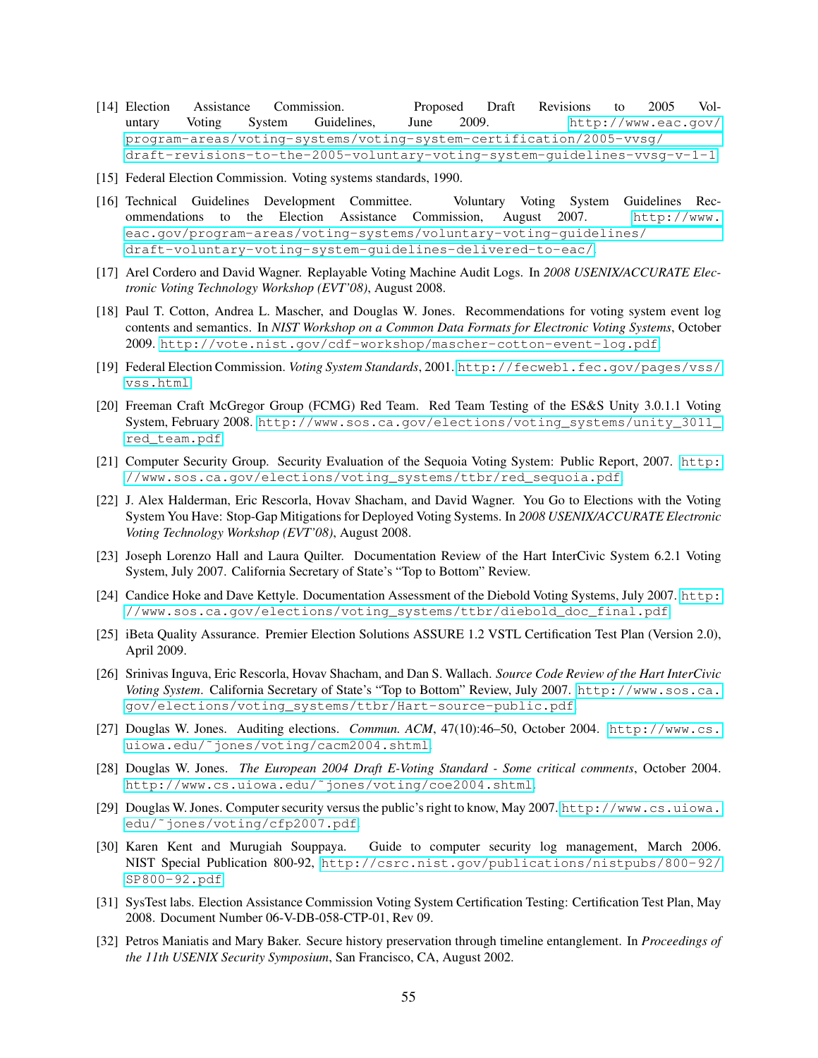[14] Election Assistance Commission. Proposed Draft Revisions to 2005 Voluntary Voting System Guidelines, June 2009. http://www.eac.gov/program-areas/voting-systems/voting-system-certification/2005-vvsg/draft-revisions-to-the-2005-voluntary-voting-system-guidelines-vvsg-v-1-1.

[15] Federal Election Commission. Voting systems standards, 1990.

[16] Technical Guidelines Development Committee. Voluntary Voting System Guidelines Recommendations to the Election Assistance Commission, August 2007. http://www.eac.gov/program-areas/voting-systems/voluntary-voting-guidelines/draft-voluntary-voting-system-guidelines-delivered-to-eac/.

[17] Arel Cordero and David Wagner. Replayable Voting Machine Audit Logs. In *2008 USENIX/ACCURATE Electronic Voting Technology Workshop (EVT'08)*, August 2008.

[18] Paul T. Cotton, Andrea L. Mascher, and Douglas W. Jones. Recommendations for voting system event log contents and semantics. In *NIST Workshop on a Common Data Formats for Electronic Voting Systems*, October 2009. http://vote.nist.gov/cdf-workshop/mascher-cotton-event-log.pdf.

[19] Federal Election Commission. *Voting System Standards*, 2001. http://fecweb1.fec.gov/pages/vss/vss.html.

[20] Freeman Craft McGregor Group (FCMG) Red Team. Red Team Testing of the ES&S Unity 3.0.1.1 Voting System, February 2008. http://www.sos.ca.gov/elections/voting_systems/unity_3011_red_team.pdf.

[21] Computer Security Group. Security Evaluation of the Sequoia Voting System: Public Report, 2007. http://www.sos.ca.gov/elections/voting_systems/ttbr/red_sequoia.pdf.

[22] J. Alex Halderman, Eric Rescorla, Hovav Shacham, and David Wagner. You Go to Elections with the Voting System You Have: Stop-Gap Mitigations for Deployed Voting Systems. In *2008 USENIX/ACCURATE Electronic Voting Technology Workshop (EVT'08)*, August 2008.

[23] Joseph Lorenzo Hall and Laura Quilter. Documentation Review of the Hart InterCivic System 6.2.1 Voting System, July 2007. California Secretary of State's "Top to Bottom" Review.

[24] Candice Hoke and Dave Kettyle. Documentation Assessment of the Diebold Voting Systems, July 2007. http://www.sos.ca.gov/elections/voting_systems/ttbr/diebold_doc_final.pdf.

[25] iBeta Quality Assurance. Premier Election Solutions ASSURE 1.2 VSTL Certification Test Plan (Version 2.0), April 2009.

[26] Srinivas Inguva, Eric Rescorla, Hovav Shacham, and Dan S. Wallach. *Source Code Review of the Hart InterCivic Voting System*. California Secretary of State's "Top to Bottom" Review, July 2007. http://www.sos.ca.gov/elections/voting_systems/ttbr/Hart-source-public.pdf.

[27] Douglas W. Jones. Auditing elections. *Commun. ACM*, 47(10):46–50, October 2004. http://www.cs.uiowa.edu/~jones/voting/cacm2004.shtml.

[28] Douglas W. Jones. *The European 2004 Draft E-Voting Standard - Some critical comments*, October 2004. http://www.cs.uiowa.edu/~jones/voting/coe2004.shtml.

[29] Douglas W. Jones. Computer security versus the public's right to know, May 2007. http://www.cs.uiowa.edu/~jones/voting/cfp2007.pdf.

[30] Karen Kent and Murugiah Souppaya. Guide to computer security log management, March 2006. NIST Special Publication 800-92, http://csrc.nist.gov/publications/nistpubs/800-92/SP800-92.pdf.

[31] SysTest labs. Election Assistance Commission Voting System Certification Testing: Certification Test Plan, May 2008. Document Number 06-V-DB-058-CTP-01, Rev 09.

[32] Petros Maniatis and Mary Baker. Secure history preservation through timeline entanglement. In *Proceedings of the 11th USENIX Security Symposium*, San Francisco, CA, August 2002.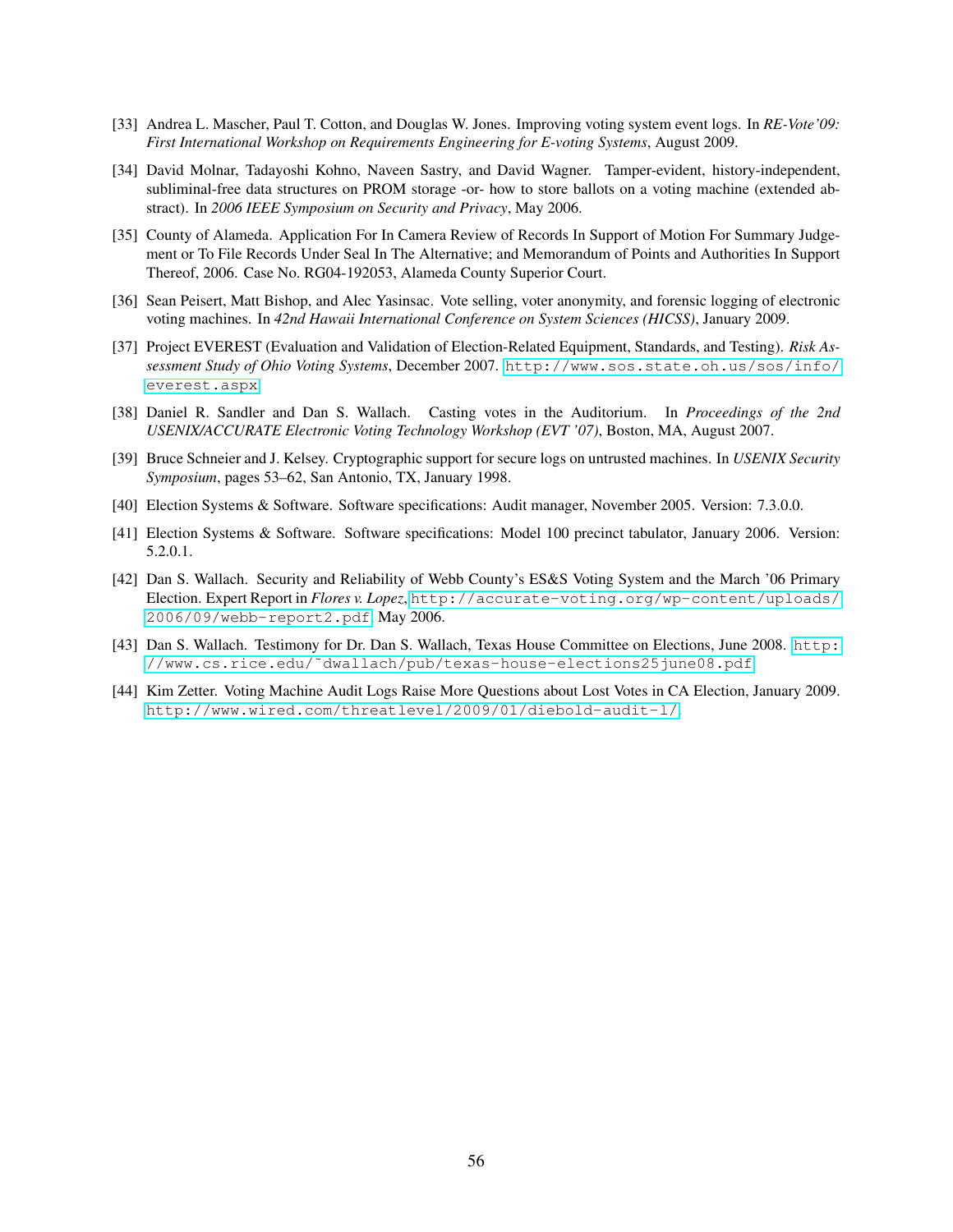[33] Andrea L. Mascher, Paul T. Cotton, and Douglas W. Jones. Improving voting system event logs. In *RE-Vote'09: First International Workshop on Requirements Engineering for E-voting Systems*, August 2009.

[34] David Molnar, Tadayoshi Kohno, Naveen Sastry, and David Wagner. Tamper-evident, history-independent, subliminal-free data structures on PROM storage -or- how to store ballots on a voting machine (extended abstract). In *2006 IEEE Symposium on Security and Privacy*, May 2006.

[35] County of Alameda. Application For In Camera Review of Records In Support of Motion For Summary Judgement or To File Records Under Seal In The Alternative; and Memorandum of Points and Authorities In Support Thereof, 2006. Case No. RG04-192053, Alameda County Superior Court.

[36] Sean Peisert, Matt Bishop, and Alec Yasinsac. Vote selling, voter anonymity, and forensic logging of electronic voting machines. In *42nd Hawaii International Conference on System Sciences (HICSS)*, January 2009.

[37] Project EVEREST (Evaluation and Validation of Election-Related Equipment, Standards, and Testing). *Risk Assessment Study of Ohio Voting Systems*, December 2007. `http://www.sos.state.oh.us/sos/info/everest.aspx`.

[38] Daniel R. Sandler and Dan S. Wallach. Casting votes in the Auditorium. In *Proceedings of the 2nd USENIX/ACCURATE Electronic Voting Technology Workshop (EVT '07)*, Boston, MA, August 2007.

[39] Bruce Schneier and J. Kelsey. Cryptographic support for secure logs on untrusted machines. In *USENIX Security Symposium*, pages 53–62, San Antonio, TX, January 1998.

[40] Election Systems & Software. Software specifications: Audit manager, November 2005. Version: 7.3.0.0.

[41] Election Systems & Software. Software specifications: Model 100 precinct tabulator, January 2006. Version: 5.2.0.1.

[42] Dan S. Wallach. Security and Reliability of Webb County's ES&S Voting System and the March '06 Primary Election. Expert Report in *Flores v. Lopez*, `http://accurate-voting.org/wp-content/uploads/2006/09/webb-report2.pdf`, May 2006.

[43] Dan S. Wallach. Testimony for Dr. Dan S. Wallach, Texas House Committee on Elections, June 2008. `http://www.cs.rice.edu/~dwallach/pub/texas-house-elections25june08.pdf`.

[44] Kim Zetter. Voting Machine Audit Logs Raise More Questions about Lost Votes in CA Election, January 2009. `http://www.wired.com/threatlevel/2009/01/diebold-audit-1/`.